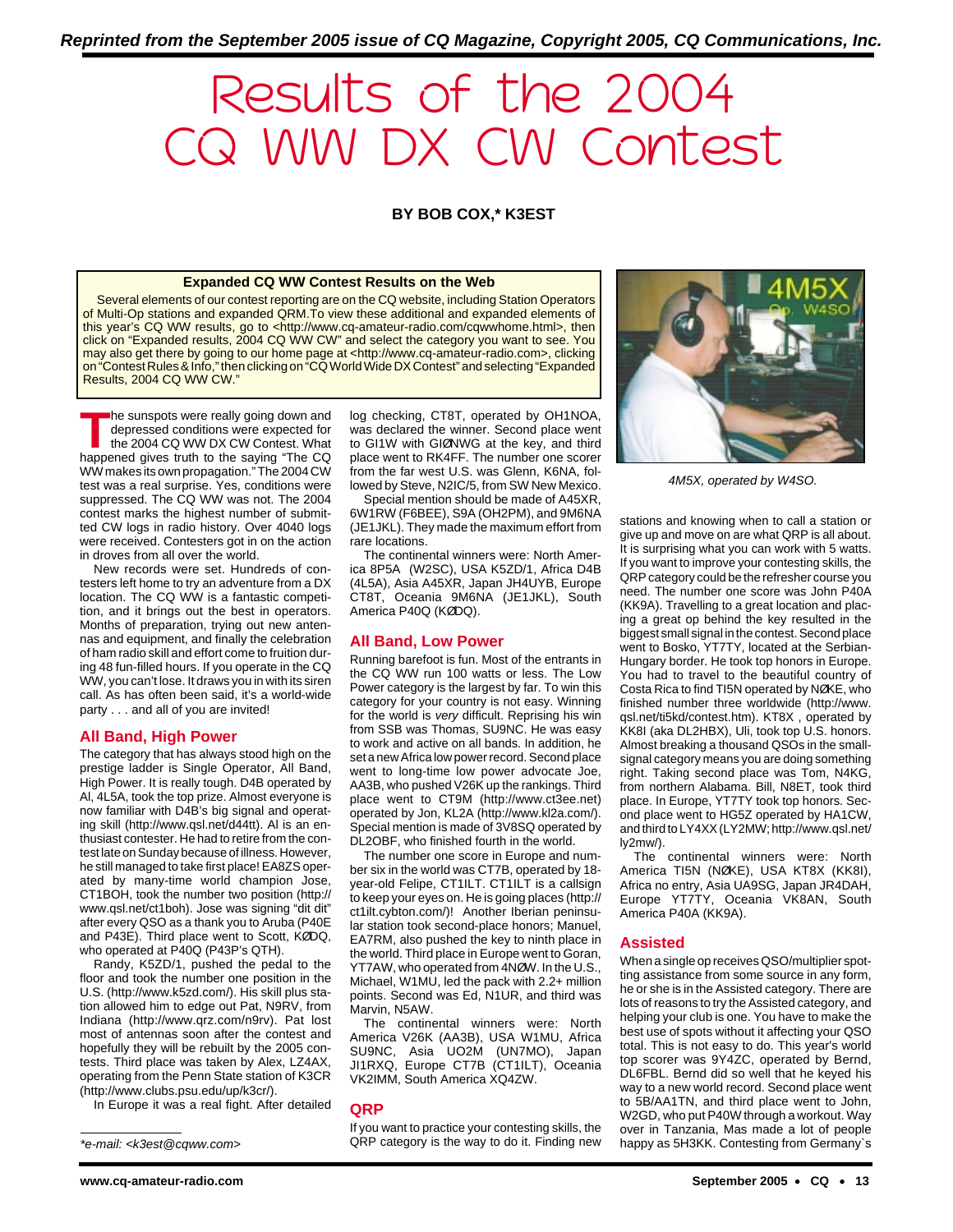*Reprinted from the September 2005 issue of CQ Magazine, Copyright 2005, CQ Communications, Inc.*

# Results of the 2004 CQ WW DX CW Contest

**BY BOB COX,* K3EST**

**Expanded CQ WW Contest Results on the Web**

Several elements of our contest reporting are on the CQ website, including Station Operators of Multi-Op stations and expanded QRM.To view these additional and expanded elements of this year's CQ WW results, go to <http://www.cq-amateur-radio.com/cqwwhome.html>, then click on "Expanded results, 2004 CQ WW CW" and select the category you want to see. You may also get there by going to our home page at <http://www.cq-amateur-radio.com>, clicking on "Contest Rules & Info," then clicking on "CQ World Wide DX Contest" and selecting "Expanded Results, 2004 CQ WW CW."

The sunspots were really going down and depressed conditions were expected for the 2004 CQ WW DX CW Contest. What happened gives truth to the saying "The CQ WW makes its own propagation." The 2004 CW test was a real surprise. Yes, conditions were suppressed. The CQ WW was not. The 2004 contest marks the highest number of submitted CW logs in radio history. Over 4040 logs were received. Contesters got in on the action in droves from all over the world.

New records were set. Hundreds of contesters left home to try an adventure from a DX location. The CQ WW is a fantastic competition, and it brings out the best in operators. Months of preparation, trying out new antennas and equipment, and finally the celebration of ham radio skill and effort come to fruition during 48 fun-filled hours. If you operate in the CQ WW, you can't lose. It draws you in with its siren call. As has often been said, it's a world-wide party . . . and all of you are invited!

## All Band, High Power

The category that has always stood high on the prestige ladder is Single Operator, All Band, High Power. It is really tough. D4B operated by Al, 4L5A, took the top prize. Almost everyone is now familiar with D4B's big signal and operating skill (http://www.qsl.net/d44tt). Al is an enthusiast contester. He had to retire from the contest late on Sunday because of illness. However, he still managed to take first place! EA8ZS operated by many-time world champion Jose, CT1BOH, took the number two position (http://www.qsl.net/ct1boh). Jose was signing "dit dit" after every QSO as a thank you to Aruba (P40E and P43E). Third place went to Scott, KØDQ, who operated at P40Q (P43P's QTH).

Randy, K5ZD/1, pushed the pedal to the floor and took the number one position in the U.S. (http://www.k5zd.com/). His skill plus station allowed him to edge out Pat, N9RV, from Indiana (http://www.qrz.com/n9rv). Pat lost most of antennas soon after the contest and hopefully they will be rebuilt by the 2005 contests. Third place was taken by Alex, LZ4AX, operating from the Penn State station of K3CR (http://www.clubs.psu.edu/up/k3cr/).

In Europe it was a real fight. After detailed log checking, CT8T, operated by OH1NOA, was declared the winner. Second place went to GI1W with GIØNWG at the key, and third place went to RK4FF. The number one scorer from the far west U.S. was Glenn, K6NA, followed by Steve, N2IC/5, from SW New Mexico.

Special mention should be made of A45XR, 6W1RW (F6BEE), S9A (OH2PM), and 9M6NA (JE1JKL). They made the maximum effort from rare locations.

The continental winners were: North America 8P5A (W2SC), USA K5ZD/1, Africa D4B (4L5A), Asia A45XR, Japan JH4UYB, Europe CT8T, Oceania 9M6NA (JE1JKL), South America P40Q (KØDQ).

## All Band, Low Power

Running barefoot is fun. Most of the entrants in the CQ WW run 100 watts or less. The Low Power category is the largest by far. To win this category for your country is not easy. Winning for the world is *very* difficult. Reprising his win from SSB was Thomas, SU9NC. He was easy to work and active on all bands. In addition, he set a new Africa low power record. Second place went to long-time low power advocate Joe, AA3B, who pushed V26K up the rankings. Third place went to CT9M (http://www.ct3ee.net) operated by Jon, KL2A (http://www.kl2a.com/). Special mention is made of 3V8SQ operated by DL2OBF, who finished fourth in the world.

The number one score in Europe and number six in the world was CT7B, operated by 18-year-old Felipe, CT1ILT. CT1ILT is a callsign to keep your eyes on. He is going places (http://ct1ilt.cybton.com/)! Another Iberian peninsular station took second-place honors; Manuel, EA7RM, also pushed the key to ninth place in the world. Third place in Europe went to Goran, YT7AW, who operated from 4NØW. In the U.S., Michael, W1MU, led the pack with 2.2+ million points. Second was Ed, N1UR, and third was Marvin, N5AW.

The continental winners were: North America V26K (AA3B), USA W1MU, Africa SU9NC, Asia UO2M (UN7MO), Japan JI1RXQ, Europe CT7B (CT1ILT), Oceania VK2IMM, South America XQ4ZW.

## QRP

If you want to practice your contesting skills, the QRP category is the way to do it. Finding new stations and knowing when to call a station or give up and move on are what QRP is all about. It is surprising what you can work with 5 watts. If you want to improve your contesting skills, the QRP category could be the refresher course you need. The number one score was John P40A (KK9A). Travelling to a great location and placing a great op behind the key resulted in the biggest small signal in the contest. Second place went to Bosko, YT7TY, located at the Serbian-Hungary border. He took top honors in Europe. You had to travel to the beautiful country of Costa Rica to find TI5N operated by NØKE, who finished number three worldwide (http://www.qsl.net/ti5kd/contest.htm). KT8X , operated by KK8I (aka DL2HBX), Uli, took top U.S. honors. Almost breaking a thousand QSOs in the small-signal category means you are doing something right. Taking second place was Tom, N4KG, from northern Alabama. Bill, N8ET, took third place. In Europe, YT7TY took top honors. Second place went to HG5Z operated by HA1CW, and third to LY4XX (LY2MW; http://www.qsl.net/ly2mw/).

The continental winners were: North America TI5N (NØKE), USA KT8X (KK8I), Africa no entry, Asia UA9SG, Japan JR4DAH, Europe YT7TY, Oceania VK8AN, South America P40A (KK9A).

4M5X, operated by W4SO.

## Assisted

When a single op receives QSO/multiplier spotting assistance from some source in any form, he or she is in the Assisted category. There are lots of reasons to try the Assisted category, and helping your club is one. You have to make the best use of spots without it affecting your QSO total. This is not easy to do. This year's world top scorer was 9Y4ZC, operated by Bernd, DL6FBL. Bernd did so well that he keyed his way to a new world record. Second place went to 5B/AA1TN, and third place went to John, W2GD, who put P40W through a workout. Way over in Tanzania, Mas made a lot of people happy as 5H3KK. Contesting from Germany`s

*e-mail: <k3est@cqww.com>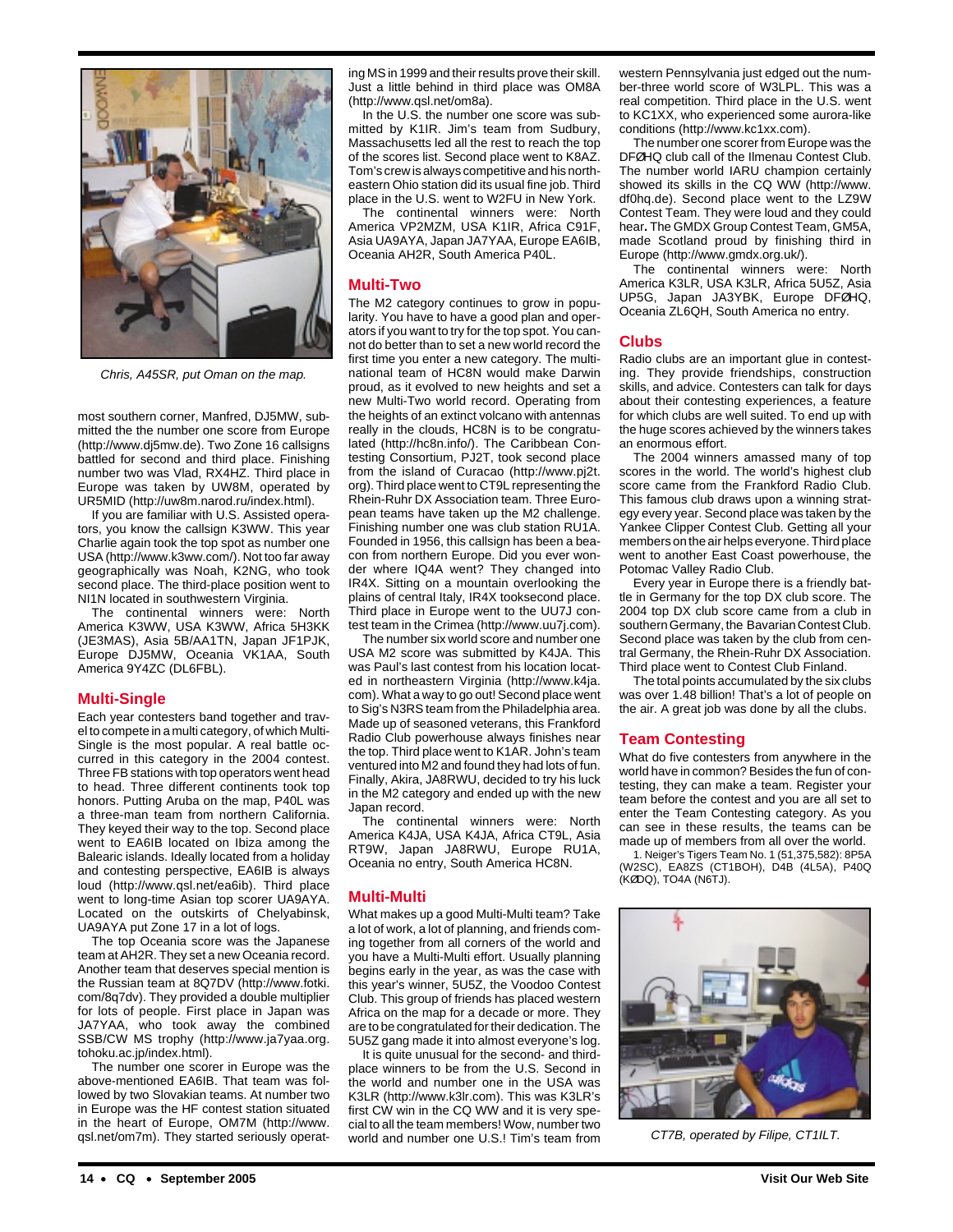Chris, A45SR, put Oman on the map.

most southern corner, Manfred, DJ5MW, submitted the the number one score from Europe (http://www.dj5mw.de). Two Zone 16 callsigns battled for second and third place. Finishing number two was Vlad, RX4HZ. Third place in Europe was taken by UW8M, operated by UR5MID (http://uw8m.narod.ru/index.html).

If you are familiar with U.S. Assisted operators, you know the callsign K3WW. This year Charlie again took the top spot as number one USA (http://www.k3ww.com/). Not too far away geographically was Noah, K2NG, who took second place. The third-place position went to NI1N located in southwestern Virginia.

The continental winners were: North America K3WW, USA K3WW, Africa 5H3KK (JE3MAS), Asia 5B/AA1TN, Japan JF1PJK, Europe DJ5MW, Oceania VK1AA, South America 9Y4ZC (DL6FBL).

## Multi-Single

Each year contesters band together and travel to compete in a multi category, of which Multi-Single is the most popular. A real battle occurred in this category in the 2004 contest. Three FB stations with top operators went head to head. Three different continents took top honors. Putting Aruba on the map, P40L was a three-man team from northern California. They keyed their way to the top. Second place went to EA6IB located on Ibiza among the Balearic islands. Ideally located from a holiday and contesting perspective, EA6IB is always loud (http://www.qsl.net/ea6ib). Third place went to long-time Asian top scorer UA9AYA. Located on the outskirts of Chelyabinsk, UA9AYA put Zone 17 in a lot of logs.

The top Oceania score was the Japanese team at AH2R. They set a new Oceania record. Another team that deserves special mention is the Russian team at 8Q7DV (http://www.fotki.com/8q7dv). They provided a double multiplier for lots of people. First place in Japan was JA7YAA, who took away the combined SSB/CW MS trophy (http://www.ja7yaa.org.tohoku.ac.jp/index.html).

The number one scorer in Europe was the above-mentioned EA6IB. That team was followed by two Slovakian teams. At number two in Europe was the HF contest station situated in the heart of Europe, OM7M (http://www.qsl.net/om7m). They started seriously operating MS in 1999 and their results prove their skill. Just a little behind in third place was OM8A (http://www.qsl.net/om8a).

In the U.S. the number one score was submitted by K1IR. Jim's team from Sudbury, Massachusetts led all the rest to reach the top of the scores list. Second place went to K8AZ. Tom's crew is always competitive and his northeastern Ohio station did its usual fine job. Third place in the U.S. went to W2FU in New York.

The continental winners were: North America VP2MZM, USA K1IR, Africa C91F, Asia UA9AYA, Japan JA7YAA, Europe EA6IB, Oceania AH2R, South America P40L.

## Multi-Two

The M2 category continues to grow in popularity. You have to have a good plan and operators if you want to try for the top spot. You cannot do better than to set a new world record the first time you enter a new category. The multinational team of HC8N would make Darwin proud, as it evolved to new heights and set a new Multi-Two world record. Operating from the heights of an extinct volcano with antennas really in the clouds, HC8N is to be congratulated (http://hc8n.info/). The Caribbean Contesting Consortium, PJ2T, took second place from the island of Curacao (http://www.pj2t.org). Third place went to CT9L representing the Rhein-Ruhr DX Association team. Three European teams have taken up the M2 challenge. Finishing number one was club station RU1A. Founded in 1956, this callsign has been a beacon from northern Europe. Did you ever wonder where IQ4A went? They changed into IR4X. Sitting on a mountain overlooking the plains of central Italy, IR4X tooksecond place. Third place in Europe went to the UU7J contest team in the Crimea (http://www.uu7j.com).

The number six world score and number one USA M2 score was submitted by K4JA. This was Paul's last contest from his location located in northeastern Virginia (http://www.k4ja.com). What a way to go out! Second place went to Sig's N3RS team from the Philadelphia area. Made up of seasoned veterans, this Frankford Radio Club powerhouse always finishes near the top. Third place went to K1AR. John's team ventured into M2 and found they had lots of fun. Finally, Akira, JA8RWU, decided to try his luck in the M2 category and ended up with the new Japan record.

The continental winners were: North America K4JA, USA K4JA, Africa CT9L, Asia RT9W, Japan JA8RWU, Europe RU1A, Oceania no entry, South America HC8N.

## Multi-Multi

What makes up a good Multi-Multi team? Take a lot of work, a lot of planning, and friends coming together from all corners of the world and you have a Multi-Multi effort. Usually planning begins early in the year, as was the case with this year's winner, 5U5Z, the Voodoo Contest Club. This group of friends has placed western Africa on the map for a decade or more. They are to be congratulated for their dedication. The 5U5Z gang made it into almost everyone's log.

It is quite unusual for the second- and third-place winners to be from the U.S. Second in the world and number one in the USA was K3LR (http://www.k3lr.com). This was K3LR's first CW win in the CQ WW and it is very special to all the team members! Wow, number two world and number one U.S.! Tim's team from western Pennsylvania just edged out the number-three world score of W3LPL. This was a real competition. Third place in the U.S. went to KC1XX, who experienced some aurora-like conditions (http://www.kc1xx.com).

The number one scorer from Europe was the DFØHQ club call of the Ilmenau Contest Club. The number world IARU champion certainly showed its skills in the CQ WW (http://www.df0hq.de). Second place went to the LZ9W Contest Team. They were loud and they could hear**.** The GMDX Group Contest Team, GM5A, made Scotland proud by finishing third in Europe (http://www.gmdx.org.uk/).

The continental winners were: North America K3LR, USA K3LR, Africa 5U5Z, Asia UP5G, Japan JA3YBK, Europe DFØHQ, Oceania ZL6QH, South America no entry.

## Clubs

Radio clubs are an important glue in contesting. They provide friendships, construction skills, and advice. Contesters can talk for days about their contesting experiences, a feature for which clubs are well suited. To end up with the huge scores achieved by the winners takes an enormous effort.

The 2004 winners amassed many of top scores in the world. The world's highest club score came from the Frankford Radio Club. This famous club draws upon a winning strategy every year. Second place was taken by the Yankee Clipper Contest Club. Getting all your members on the air helps everyone. Third place went to another East Coast powerhouse, the Potomac Valley Radio Club.

Every year in Europe there is a friendly battle in Germany for the top DX club score. The 2004 top DX club score came from a club in southern Germany, the Bavarian Contest Club. Second place was taken by the club from central Germany, the Rhein-Ruhr DX Association. Third place went to Contest Club Finland.

The total points accumulated by the six clubs was over 1.48 billion! That's a lot of people on the air. A great job was done by all the clubs.

## Team Contesting

What do five contesters from anywhere in the world have in common? Besides the fun of contesting, they can make a team. Register your team before the contest and you are all set to enter the Team Contesting category. As you can see in these results, the teams can be made up of members from all over the world.

1. Neiger's Tigers Team No. 1 (51,375,582): 8P5A (W2SC), EA8ZS (CT1BOH), D4B (4L5A), P40Q (KØDQ), TO4A (N6TJ).

CT7B, operated by Filipe, CT1ILT.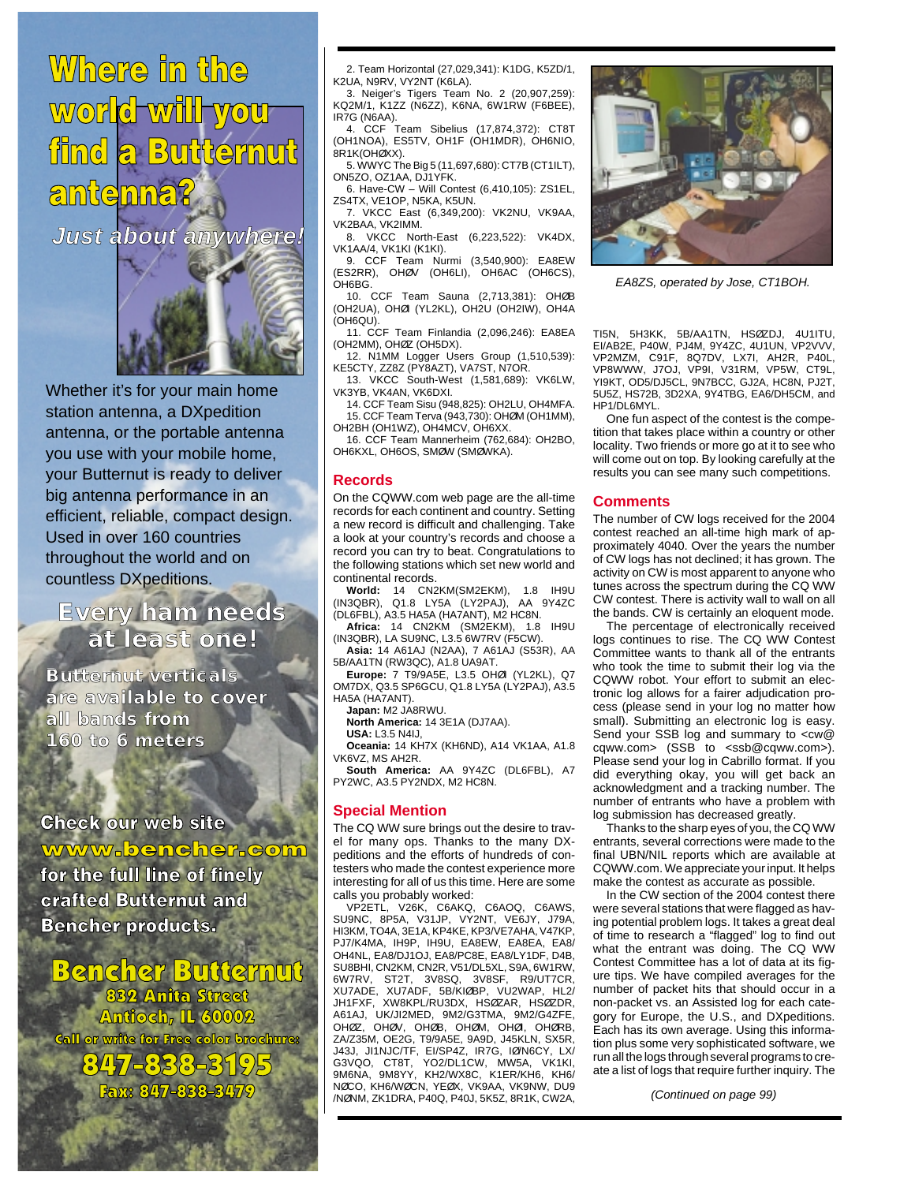# Where in the world will you find a Butternut antenna?

*Just about anywhere!*

Whether it's for your main home station antenna, a DXpedition antenna, or the portable antenna you use with your mobile home, your Butternut is ready to deliver big antenna performance in an efficient, reliable, compact design. Used in over 160 countries throughout the world and on countless DXpeditions.

**Every ham needs at least one!**

**Butternut verticals are available to cover all bands from 160 to 6 meters**

**Check our web site www.bencher.com for the full line of finely crafted Butternut and Bencher products.**

**Bencher Butternut**
**832 Anita Street**
**Antioch, IL 60002**
**Call or write for Free color brochure:**
**847-838-3195**
**Fax: 847-838-3479**

2. Team Horizontal (27,029,341): K1DG, K5ZD/1, K2UA, N9RV, VY2NT (K6LA).

3. Neiger's Tigers Team No. 2 (20,907,259): KQ2M/1, K1ZZ (N6ZZ), K6NA, 6W1RW (F6BEE), IR7G (N6AA).

4. CCF Team Sibelius (17,874,372): CT8T (OH1NOA), ES5TV, OH1F (OH1MDR), OH6NIO, 8R1K(OHØXX).

5. WWYC The Big 5 (11,697,680): CT7B (CT1ILT), ON5ZO, OZ1AA, DJ1YFK.

6. Have-CW – Will Contest (6,410,105): ZS1EL, ZS4TX, VE1OP, N5KA, K5UN.

7. VKCC East (6,349,200): VK2NU, VK9AA, VK2BAA, VK2IMM.

8. VKCC North-East (6,223,522): VK4DX, VK1AA/4, VK1KI (K1KI).

9. CCF Team Nurmi (3,540,900): EA8EW (ES2RR), OHØV (OH6LI), OH6AC (OH6CS), OH6BG.

10. CCF Team Sauna (2,713,381): OHØB (OH2UA), OHØI (YL2KL), OH2U (OH2IW), OH4A (OH6QU).

11. CCF Team Finlandia (2,096,246): EA8EA (OH2MM), OHØZ (OH5DX).

12. N1MM Logger Users Group (1,510,539): KE5CTY, ZZ8Z (PY8AZT), VA7ST, N7OR.

13. VKCC South-West (1,581,689): VK6LW, VK3YB, VK4AN, VK6DXI.

14. CCF Team Sisu (948,825): OH2LU, OH4MFA.

15. CCF Team Terva (943,730): OHØM (OH1MM), OH2BH (OH1WZ), OH4MCV, OH6XX.

16. CCF Team Mannerheim (762,684): OH2BO, OH6KXL, OH6OS, SMØW (SMØWKA).

## Records

On the CQWW.com web page are the all-time records for each continent and country. Setting a new record is difficult and challenging. Take a look at your country's records and choose a record you can try to beat. Congratulations to the following stations which set new world and continental records.

**World:** 14 CN2KM(SM2EKM), 1.8 IH9U (IN3QBR), Q1.8 LY5A (LY2PAJ), AA 9Y4ZC (DL6FBL), A3.5 HA5A (HA7ANT), M2 HC8N.

**Africa:** 14 CN2KM (SM2EKM), 1.8 IH9U (IN3QBR), LA SU9NC, L3.5 6W7RV (F5CW).

**Asia:** 14 A61AJ (N2AA), 7 A61AJ (S53R), AA 5B/AA1TN (RW3QC), A1.8 UA9AT.

**Europe:** 7 T9/9A5E, L3.5 OHØI (YL2KL), Q7 OM7DX, Q3.5 SP6GCU, Q1.8 LY5A (LY2PAJ), A3.5 HA5A (HA7ANT).

**Japan:** M2 JA8RWU.

**North America:** 14 3E1A (DJ7AA).

**USA:** L3.5 N4IJ,

**Oceania:** 14 KH7X (KH6ND), A14 VK1AA, A1.8 VK6VZ, MS AH2R.

**South America:** AA 9Y4ZC (DL6FBL), A7 PY2WC, A3.5 PY2NDX, M2 HC8N.

## Special Mention

The CQ WW sure brings out the desire to travel for many ops. Thanks to the many DXpeditions and the efforts of hundreds of contesters who made the contest experience more interesting for all of us this time. Here are some calls you probably worked:

VP2ETL, V26K, C6AKQ, C6AOQ, C6AWS, SU9NC, 8P5A, V31JP, VY2NT, VE6JY, J79A, HI3KM, TO4A, 3E1A, KP4KE, KP3/VE7AHA, V47KP, PJ7/K4MA, IH9P, IH9U, EA8EW, EA8EA, EA8/OH4NL, EA8/DJ1OJ, EA8/PC8E, EA8/LY1DF, D4B, SU8BHI, CN2KM, CN2R, V51/DL5XL, S9A, 6W1RW, 6W7RV, ST2T, 3V8SQ, 3V8SF, R9/UT7CR, XU7ADE, XU7ADF, 5B/KIØBP, VU2WAP, HL2/JH1FXF, XW8KPL/RU3DX, HSØZAR, HSØZDR, A61AJ, UK/JI2MED, 9M2/G3TMA, 9M2/G4ZFE, OHØZ, OHØV, OHØB, OHØM, OHØI, OHØRB, ZA/Z35M, OE2G, T9/9A5E, 9A9D, J45KLN, SX5R, J43J, JI1NJC/TF, EI/SP4Z, IR7G, IØN6CY, LX/G3VQO, CT8T, YO2/DL1CW, MW5A, VK1KI, 9M6NA, 9M8YY, KH2/WX8C, K1ER/KH6, KH6/NØCO, KH6/WØCN, YEØX, VK9AA, VK9NW, DU9/NØNM, ZK1DRA, P40Q, P40J, 5K5Z, 8R1K, CW2A, TI5N, 5H3KK, 5B/AA1TN, HSØZDJ, 4U1ITU, EI/AB2E, P40W, PJ4M, 9Y4ZC, 4U1UN, VP2VVV, VP2MZM, C91F, 8Q7DV, LX7I, AH2R, P40L, VP8WWW, J7OJ, VP9I, V31RM, VP5W, CT9L, YI9KT, OD5/DJ5CL, 9N7BCC, GJ2A, HC8N, PJ2T, 5U5Z, HS72B, 3D2XA, 9Y4TBG, EA6/DH5CM, and HP1/DL6MYL.

*EA8ZS, operated by Jose, CT1BOH.*

One fun aspect of the contest is the competition that takes place within a country or other locality. Two friends or more go at it to see who will come out on top. By looking carefully at the results you can see many such competitions.

## Comments

The number of CW logs received for the 2004 contest reached an all-time high mark of approximately 4040. Over the years the number of CW logs has not declined; it has grown. The activity on CW is most apparent to anyone who tunes across the spectrum during the CQ WW CW contest. There is activity wall to wall on all the bands. CW is certainly an eloquent mode.

The percentage of electronically received logs continues to rise. The CQ WW Contest Committee wants to thank all of the entrants who took the time to submit their log via the CQWW robot. Your effort to submit an electronic log allows for a fairer adjudication process (please send in your log no matter how small). Submitting an electronic log is easy. Send your SSB log and summary to <cw@cqww.com> (SSB to <ssb@cqww.com>). Please send your log in Cabrillo format. If you did everything okay, you will get back an acknowledgment and a tracking number. The number of entrants who have a problem with log submission has decreased greatly.

Thanks to the sharp eyes of you, the CQ WW entrants, several corrections were made to the final UBN/NIL reports which are available at CQWW.com. We appreciate your input. It helps make the contest as accurate as possible.

In the CW section of the 2004 contest there were several stations that were flagged as having potential problem logs. It takes a great deal of time to research a "flagged" log to find out what the entrant was doing. The CQ WW Contest Committee has a lot of data at its figure tips. We have compiled averages for the number of packet hits that should occur in a non-packet vs. an Assisted log for each category for Europe, the U.S., and DXpeditions. Each has its own average. Using this information plus some very sophisticated software, we run all the logs through several programs to create a list of logs that require further inquiry. The

*(Continued on page 99)*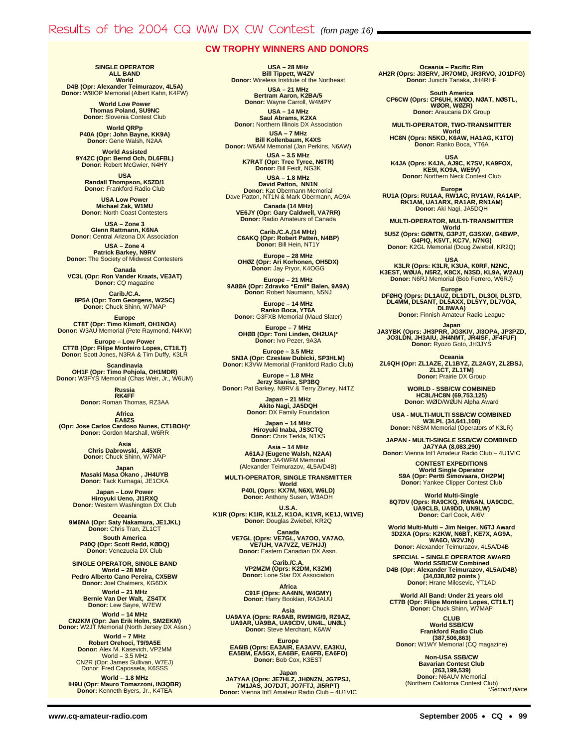# Results of the 2004 CQ WW DX CW Contest *(fom page 16)*

## CW TROPHY WINNERS AND DONORS

**SINGLE OPERATOR ALL BAND**
**World**
**D4B (Opr: Alexander Teimurazov, 4L5A)**
**Donor:** W9IOP Memorial (Albert Kahn, K4FW)

**World Low Power**
**Thomas Poland, SU9NC**
**Donor:** Slovenia Contest Club

**World QRPp**
**P40A (Opr: John Bayne, KK9A)**
**Donor:** Gene Walsh, N2AA

**World Assisted**
**9Y4ZC (Opr: Bernd Och, DL6FBL)**
**Donor:** Robert McGwier, N4HY

**USA**
**Randall Thompson, K5ZD/1**
**Donor:** Frankford Radio Club

**USA Low Power**
**Michael Zak, W1MU**
**Donor:** North Coast Contesters

**USA – Zone 3**
**Glenn Rattmann, K6NA**
**Donor:** Central Arizona DX Association

**USA – Zone 4**
**Patrick Barkey, N9RV**
**Donor:** The Society of Midwest Contesters

**Canada**
**VC3L (Opr: Ron Vander Kraats, VE3AT)**
**Donor:** *CQ* magazine

**Carib./C.A.**
**8P5A (Opr: Tom Georgens, W2SC)**
**Donor:** Chuck Shinn, W7MAP

**Europe**
**CT8T (Opr: Timo Klimoff, OH1NOA)**
**Donor:** W3AU Memorial (Pete Raymond, N4KW)

**Europe – Low Power**
**CT7B (Opr: Filipe Monteiro Lopes, CT1ILT)**
**Donor:** Scott Jones, N3RA & Tim Duffy, K3LR

**Scandinavia**
**OH1F (Opr: Timo Pohjola, OH1MDR)**
**Donor:** W3FYS Memorial (Chas Weir, Jr., W6UM)

**Russia**
**RK4FF**
**Donor:** Roman Thomas, RZ3AA

**Africa**
**EA8ZS**
**(Opr: Jose Carlos Cardoso Nunes, CT1BOH)\***
**Donor:** Gordon Marshall, W6RR

**Asia**
**Chris Dabrowski, A45XR**
**Donor:** Chuck Shinn, W7MAP

**Japan**
**Masaki Masa Okano , JH4UYB**
**Donor:** Tack Kumagai, JE1CKA

**Japan – Low Power**
**Hiroyuki Ueno, JI1RXQ**
**Donor:** Western Washington DX Club

**Oceania**
**9M6NA (Opr: Saty Nakamura, JE1JKL)**
**Donor:** Chris Tran, ZL1CT

**South America**
**P40Q (Opr: Scott Redd, KØDQ)**
**Donor:** Venezuela DX Club

**SINGLE OPERATOR, SINGLE BAND**
**World – 28 MHz**
**Pedro Alberto Cano Pereira, CX5BW**
**Donor:** Joel Chalmers, KG6DX

**World – 21 MHz**
**Bernie Van Der Walt, ZS4TX**
**Donor:** Lew Sayre, W7EW

**World – 14 MHz**
**CN2KM (Opr: Jan Erik Holm, SM2EKM)**
**Donor:** W2JT Memorial (North Jersey DX Assn.)

**World – 7 MHz**
**Robert Orehoci, T9/9A5E**
**Donor:** Alex M. Kasevich, VP2MM
World – 3.5 MHz
CN2R (Opr: James Sullivan, W7EJ)
Donor: Fred Capossela, K6SSS

**World – 1.8 MHz**
**IH9U (Opr: Mauro Tomazzoni, IN3QBR)**
**Donor:** Kenneth Byers, Jr., K4TEA

**USA – 28 MHz**
**Bill Tippett, W4ZV**
**Donor:** Wireless Institute of the Northeast

**USA – 21 MHz**
**Bertram Aaron, K2BA/5**
**Donor:** Wayne Carroll, W4MPY

**USA – 14 MHz**
**Saul Abrams, K2XA**
**Donor:** Northern Illinois DX Association

**USA – 7 MHz**
**Bill Kollenbaum, K4XS**
**Donor:** W6AM Memorial (Jan Perkins, N6AW)

**USA – 3.5 MHz**
**K7RAT (Opr: Tree Tyree, N6TR)**
**Donor:** Bill Feidt, NG3K

**USA – 1.8 MHz**
**David Patton, NN1N**
**Donor:** Kat Obermann Memorial
Dave Patton, NT1N & Mark Obermann, AG9A

**Canada (14 MHz)**
**VE6JY (Opr: Gary Caldwell, VA7RR)**
**Donor:** Radio Amateurs of Canada

**Carib./C.A.(14 MHz)**
**C6AKQ (Opr: Robert Patten, N4BP)**
**Donor:** Bill Hein, NT1Y

**Europe – 28 MHz**
**OHØZ (Opr: Ari Korhonen, OH5DX)**
**Donor:** Jay Pryor, K4OGG

**Europe – 21 MHz**
**9A8ØA (Opr: Zdravko "Emil" Balen, 9A9A)**
**Donor:** Robert Naumann, N5NJ

**Europe – 14 MHz**
**Ranko Boca, YT6A**
**Donor:** G3FXB Memorial (Maud Slater)

**Europe – 7 MHz**
**OHØB (Opr: Toni Linden, OH2UA)\***
**Donor:** Ivo Pezer, 9A3A

**Europe – 3.5 MHz**
**SN3A (Opr: Czeslaw Dubicki, SP3HLM)**
**Donor:** K3VW Memorial (Frankford Radio Club)

**Europe – 1.8 MHz**
**Jerzy Stanisz, SP3BQ**
**Donor:** Pat Barkey, N9RV & Terry Zivney, N4TZ

**Japan – 21 MHz**
**Akito Nagi, JA5DQH**
**Donor:** DX Family Foundation

**Japan – 14 MHz**
**Hiroyuki Inaba, JS3CTQ**
**Donor:** Chris Terkla, N1XS

**Asia – 14 MHz**
**A61AJ (Eugene Walsh, N2AA)**
**Donor:** JA4WFM Memorial
(Alexander Teimurazov, 4L5A/D4B)

**MULTI-OPERATOR, SINGLE TRANSMITTER**
**World**
**P40L (Oprs: KX7M, N6XI, W6LD)**
**Donor:** Anthony Susen, W3AOH

**U.S.A.**
**K1IR (Oprs: K1IR, K1LZ, K1OA, K1VR, KE1J, W1VE)**
**Donor:** Douglas Zwiebel, KR2Q

**Canada**
**VE7GL (Oprs: VE7GL, VA7OO, VA7AO, VE7IJH, VA7VZZ, VE7HJJ)**
**Donor:** Eastern Canadian DX Assn.

**Carib./C.A.**
**VP2MZM (Oprs: K2DM, K3ZM)**
**Donor:** Lone Star DX Association

**Africa**
**C91F (Oprs: AA4NN, W4GMY)**
**Donor:** Harry Booklan, RA3AUU

**Asia**
**UA9AYA (Oprs: RA9AB, RW9MG/9, RZ9AZ, UA9AR, UA9BA, UA9CDV, UN4L, UNØL)**
**Donor:** Steve Merchant, K6AW

**Europe**
**EA6IB (Oprs: EA3AIR, EA3AVV, EA3KU, EA5BM, EA5GX, EA6BF, EA6FB, EA6FO)**
**Donor:** Bob Cox, K3EST

**Japan**
**JA7YAA (Oprs: JE7HLZ, JHØNZN, JG7PSJ, 7M1JAS, JO7DJT, JO7FTJ, JI5RPT)**
**Donor:** Vienna Int'l Amateur Radio Club – 4U1VIC

**Oceania – Pacific Rim**
**AH2R (Oprs: JI3ERV, JR7OMD, JR3RVO, JO1DFG)**
**Donor:** Junichi Tanaka, JH4RHF

**South America**
**CP6CW (Oprs: CP6UH, KMØO, NØAT, NØSTL, WØOR, WØZR)**
**Donor:** Araucaria DX Group

**MULTI-OPERATOR, TWO-TRANSMITTER**
**World**
**HC8N (Oprs: N5KO, K6AW, HA1AG, K1TO)**
**Donor:** Ranko Boca, YT6A

**USA**
**K4JA (Oprs: K4JA, AJ9C, K7SV, KA9FOX, KE9I, KO9A, WE9V)**
**Donor:** Northern Neck Contest Club

**Europe**
**RU1A (Oprs: RU1AA, RW1AC, RV1AW, RA1AIP, RK1AM, UA1ARX, RA1AR, RN1AM)**
**Donor:** Aki Nagi, JA5DQH

**MULTI-OPERATOR, MULTI-TRANSMITTER**
**World**
**5U5Z (Oprs: GØMTN, G3PJT, G3SXW, G4BWP, G4PIQ, K5VT, KC7V, N7NG)**
**Donor:** K2GL Memorial (Doug Zwiebel, KR2Q)

**USA**
**K3LR (Oprs: K3LR, K3UA, K0RF, N2NC, K3EST, WØUA, N5RZ, K8CX, N3SD, KL9A, W2AU)**
**Donor:** N6RJ Memorial (Bob Ferrero, W6RJ)

**Europe**
**DFØHQ (Oprs: DL1AUZ, DL1DTL, DL3OI, DL3TD, DL4MM, DL5ANT, DL5AXX, DL5YY, DL7VOA, DL8WAA)**
**Donor:** Finnish Amateur Radio League

**Japan**
**JA3YBK (Oprs: JH3PRR, JG3KIV, JI3OPA, JP3PZD, JO3LDN, JH3AIU, JH4NMT, JR4ISF, JF4FUF)**
**Donor:** Ryozo Goto, JH3JYS

**Oceania**
**ZL6QH (Opr: ZL1AZE, ZL1BYZ, ZL2AGY, ZL2BSJ, ZL1CT, ZL1TM)**
**Donor:** Prairie DX Group

**WORLD - SSB/CW COMBINED**
**HC8L/HC8N (69,753,125)**
**Donor:** WØID/WØUN Alpha Award

**USA - MULTI-MULTI SSB/CW COMBINED**
**W3LPL (34,641,108)**
**Donor:** N8SM Memorial (Operators of K3LR)

**JAPAN - MULTI-SINGLE SSB/CW COMBINED**
**JA7YAA (8,083,290)**
**Donor:** Vienna Int'l Amateur Radio Club – 4U1VIC

**CONTEST EXPEDITIONS**
**World Single Operator**
**S9A (Opr: Pertti Simovaara, OH2PM)**
**Donor:** Yankee Clipper Contest Club

**World Multi-Single**
**8Q7DV (Oprs: RA9CKQ, RW6AN, UA9CDC, UA9CLB, UA9DD, UN9LW)**
**Donor:** Carl Cook, AI6V

**World Multi-Multi – Jim Neiger, N6TJ Award**
**3D2XA (Oprs: K2KW, N6BT, KE7X, AG9A, WA6O, W2VJN)**
**Donor:** Alexander Teimurazov, 4L5A/D4B

**SPECIAL – SINGLE OPERATOR AWARD**
**World SSB/CW Combined**
**D4B (Opr: Alexander Teimurazov, 4L5A/D4B)**
**(34,038,802 points )**
**Donor:** Hrane Milosevic, YT1AD

**World All Band: Under 21 years old**
**CT7B (Opr: Filipe Monteiro Lopes, CT1ILT)**
**Donor:** Chuck Shinn, W7MAP

**CLUB**
**World SSB/CW**
**Frankford Radio Club**
**(387,506,863)**
**Donor:** W1WY Memorial (*CQ* magazine)

**Non-USA SSB/CW**
**Bavarian Contest Club**
**(263,199,539)**
**Donor:** N6AUV Memorial
(Northern California Contest Club)

*\*Second place*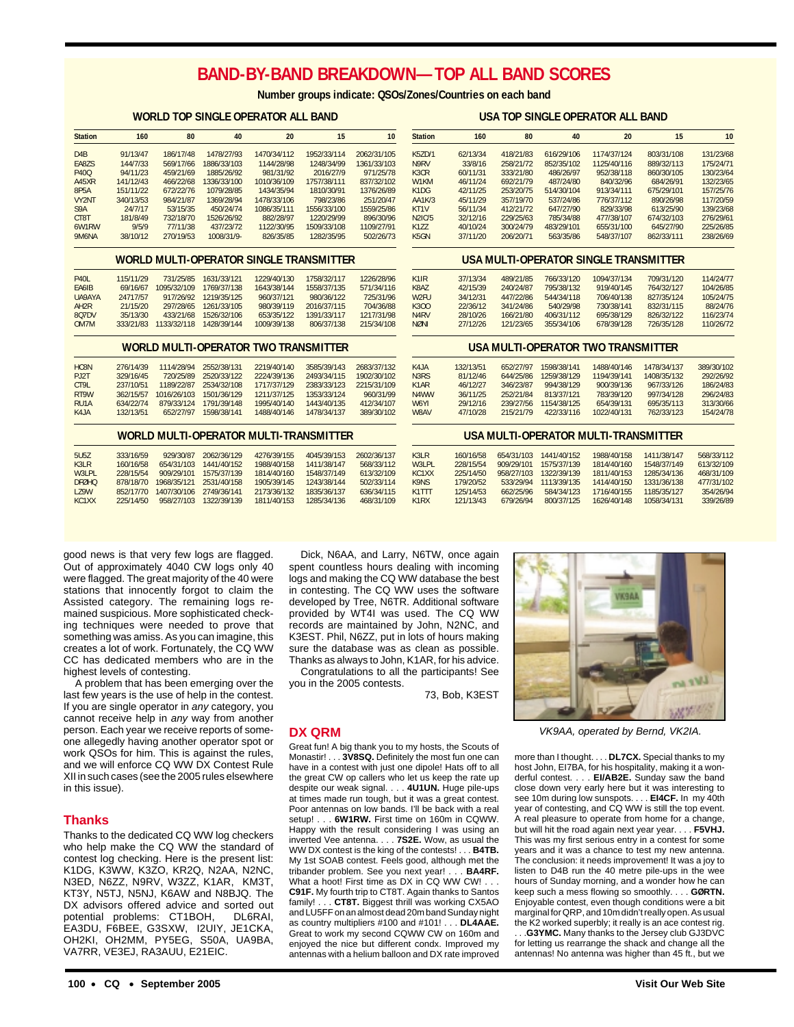# BAND-BY-BAND BREAKDOWN—TOP ALL BAND SCORES

**Number groups indicate: QSOs/Zones/Countries on each band**

### WORLD TOP SINGLE OPERATOR ALL BAND

| Station | 160 | 80 | 40 | 20 | 15 | 10 |
|---|---|---|---|---|---|---|
| D4B | 91/13/47 | 186/17/48 | 1478/27/93 | 1470/34/112 | 1952/33/114 | 2062/31/105 |
| EA8ZS | 144/7/33 | 569/17/66 | 1886/33/103 | 1144/28/98 | 1248/34/99 | 1361/33/103 |
| P40Q | 94/11/23 | 459/21/69 | 1885/26/92 | 981/31/92 | 2016/27/9 | 971/25/78 |
| A45XR | 141/12/43 | 466/22/68 | 1336/33/100 | 1010/36/109 | 1757/38/111 | 837/32/102 |
| 8P5A | 151/11/22 | 672/22/76 | 1079/28/85 | 1434/35/94 | 1810/30/91 | 1376/26/89 |
| VY2NT | 340/13/53 | 984/21/87 | 1369/28/94 | 1478/33/106 | 798/23/86 | 251/20/47 |
| S9A | 24/7/17 | 53/15/35 | 450/24/74 | 1086/35/111 | 1556/33/100 | 1559/25/86 |
| CT8T | 181/8/49 | 732/18/70 | 1526/26/92 | 882/28/97 | 1220/29/99 | 896/30/96 |
| 6W1RW | 9/5/9 | 77/11/38 | 437/23/72 | 1122/30/95 | 1509/33/108 | 1109/27/91 |
| 9M6NA | 38/10/12 | 270/19/53 | 1008/31/9- | 826/35/85 | 1282/35/95 | 502/26/73 |

### USA TOP SINGLE OPERATOR ALL BAND

| Station | 160 | 80 | 40 | 20 | 15 | 10 |
|---|---|---|---|---|---|---|
| K5ZD/1 | 62/13/34 | 418/21/83 | 616/29/106 | 1174/37/124 | 803/31/108 | 131/23/68 |
| N9RV | 33/8/16 | 258/21/72 | 852/35/102 | 1125/40/116 | 889/32/113 | 175/24/71 |
| K3CR | 60/11/31 | 333/21/80 | 486/26/97 | 952/38/118 | 860/30/105 | 130/23/64 |
| W1KM | 46/11/24 | 692/21/79 | 487/24/80 | 840/32/96 | 684/26/91 | 132/23/65 |
| K1DG | 42/11/25 | 253/20/75 | 514/30/104 | 913/34/111 | 675/29/101 | 157/25/76 |
| AA1K/3 | 45/11/29 | 357/19/70 | 537/24/86 | 776/37/112 | 890/26/98 | 117/20/59 |
| KT1V | 56/11/34 | 412/21/72 | 647/27/90 | 829/33/98 | 613/25/90 | 139/23/68 |
| N2IC/5 | 32/12/16 | 229/25/63 | 785/34/88 | 477/38/107 | 674/32/103 | 276/29/61 |
| K1ZZ | 40/10/24 | 300/24/79 | 483/29/101 | 655/31/100 | 645/27/90 | 225/26/85 |
| K5GN | 37/11/20 | 206/20/71 | 563/35/86 | 548/37/107 | 862/33/111 | 238/26/69 |

### WORLD MULTI-OPERATOR SINGLE TRANSMITTER

| Station | 160 | 80 | 40 | 20 | 15 | 10 |
|---|---|---|---|---|---|---|
| P40L | 115/11/29 | 731/25/85 | 1631/33/121 | 1229/40/130 | 1758/32/117 | 1226/28/96 |
| EA6IB | 69/16/67 | 1095/32/109 | 1769/37/138 | 1643/38/144 | 1558/37/135 | 571/34/116 |
| UA0AYA | 247/17/57 | 917/26/92 | 1219/35/125 | 960/37/121 | 980/36/122 | 725/31/96 |
| AH2R | 21/15/20 | 297/28/65 | 1261/33/105 | 980/39/119 | 2016/37/115 | 704/36/88 |
| 8Q7DV | 35/13/30 | 433/21/68 | 1526/32/106 | 653/35/122 | 1391/33/117 | 1217/31/98 |
| OM7M | 333/21/83 | 1133/32/118 | 1428/39/144 | 1009/39/138 | 806/37/138 | 215/34/108 |

### USA MULTI-OPERATOR SINGLE TRANSMITTER

| Station | 160 | 80 | 40 | 20 | 15 | 10 |
|---|---|---|---|---|---|---|
| K1IR | 37/13/34 | 489/21/85 | 766/33/120 | 1094/37/134 | 709/31/120 | 114/24/77 |
| K8AZ | 42/15/39 | 240/24/87 | 795/38/132 | 919/40/145 | 764/32/127 | 104/26/85 |
| W2FU | 34/12/31 | 447/22/86 | 544/34/118 | 706/40/138 | 827/35/124 | 105/24/75 |
| K3OO | 22/36/12 | 341/24/86 | 540/29/98 | 730/38/141 | 832/31/115 | 88/24/76 |
| N4RV | 28/10/26 | 166/21/80 | 406/31/112 | 695/38/129 | 826/32/122 | 116/23/74 |
| NØNI | 27/12/26 | 121/23/65 | 355/34/106 | 678/39/128 | 726/35/128 | 110/26/72 |

### WORLD MULTI-OPERATOR TWO TRANSMITTER

| Station | 160 | 80 | 40 | 20 | 15 | 10 |
|---|---|---|---|---|---|---|
| HC8N | 276/14/39 | 1114/28/94 | 2552/38/131 | 2219/40/140 | 3585/39/143 | 2683/37/132 |
| PJ2T | 329/16/45 | 720/25/89 | 2520/33/122 | 2224/39/136 | 2493/34/115 | 1902/30/102 |
| CT9L | 237/10/51 | 1189/22/87 | 2534/32/108 | 1717/37/129 | 2383/33/123 | 2215/31/109 |
| RT9W | 362/15/57 | 1016/26/103 | 1501/36/129 | 1211/37/125 | 1353/33/124 | 960/31/99 |
| RU1A | 634/22/74 | 879/33/124 | 1791/39/148 | 1995/40/140 | 1443/40/135 | 412/34/107 |
| K4JA | 132/13/51 | 652/27/97 | 1598/38/141 | 1488/40/146 | 1478/34/137 | 389/30/102 |

### USA MULTI-OPERATOR TWO TRANSMITTER

| Station | 160 | 80 | 40 | 20 | 15 | 10 |
|---|---|---|---|---|---|---|
| K4JA | 132/13/51 | 652/27/97 | 1598/38/141 | 1488/40/146 | 1478/34/137 | 389/30/102 |
| N3RS | 81/12/46 | 644/25/86 | 1259/38/129 | 1194/39/141 | 1408/35/132 | 292/26/92 |
| K1AR | 46/12/27 | 346/23/87 | 994/38/129 | 900/39/136 | 967/33/126 | 186/24/83 |
| N4WW | 36/11/25 | 252/21/84 | 813/37/121 | 783/39/120 | 997/34/128 | 296/24/83 |
| W6YI | 29/12/16 | 239/27/56 | 1154/38/125 | 654/39/131 | 695/35/113 | 313/30/66 |
| W8AV | 47/10/28 | 215/21/79 | 422/33/116 | 1022/40/131 | 762/33/123 | 154/24/78 |

### WORLD MULTI-OPERATOR MULTI-TRANSMITTER

| Station | 160 | 80 | 40 | 20 | 15 | 10 |
|---|---|---|---|---|---|---|
| 5U5Z | 333/16/59 | 929/30/87 | 2062/36/129 | 4276/39/155 | 4045/39/153 | 2602/36/137 |
| K3LR | 160/16/58 | 654/31/103 | 1441/40/152 | 1988/40/158 | 1411/38/147 | 568/33/112 |
| W3LPL | 228/15/54 | 909/29/101 | 1575/37/139 | 1814/40/160 | 1548/37/149 | 613/32/109 |
| DFØHQ | 878/18/70 | 1968/35/121 | 2531/40/158 | 1905/39/145 | 1243/38/144 | 502/33/114 |
| LZ9W | 852/17/70 | 1407/30/106 | 2749/36/141 | 2173/36/132 | 1835/36/137 | 636/34/115 |
| KC1XX | 225/14/50 | 958/27/103 | 1322/39/139 | 1811/40/153 | 1285/34/136 | 468/31/109 |

### USA MULTI-OPERATOR MULTI-TRANSMITTER

| Station | 160 | 80 | 40 | 20 | 15 | 10 |
|---|---|---|---|---|---|---|
| K3LR | 160/16/58 | 654/31/103 | 1441/40/152 | 1988/40/158 | 1411/38/147 | 568/33/112 |
| W3LPL | 228/15/54 | 909/29/101 | 1575/37/139 | 1814/40/160 | 1548/37/149 | 613/32/109 |
| KC1XX | 225/14/50 | 958/27/103 | 1322/39/139 | 1811/40/153 | 1285/34/136 | 468/31/109 |
| K9NS | 179/20/52 | 533/29/94 | 1113/39/135 | 1414/40/150 | 1331/36/138 | 477/31/102 |
| K1TTT | 125/14/53 | 662/25/96 | 584/34/123 | 1716/40/155 | 1185/35/127 | 354/26/94 |
| K1RX | 121/13/43 | 679/26/94 | 800/37/125 | 1626/40/148 | 1058/34/131 | 339/26/89 |

good news is that very few logs are flagged. Out of approximately 4040 CW logs only 40 were flagged. The great majority of the 40 were stations that innocently forgot to claim the Assisted category. The remaining logs remained suspicious. More sophisticated checking techniques were needed to prove that something was amiss. As you can imagine, this creates a lot of work. Fortunately, the CQ WW CC has dedicated members who are in the highest levels of contesting.

A problem that has been emerging over the last few years is the use of help in the contest. If you are single operator in *any* category, you cannot receive help in *any* way from another person. Each year we receive reports of someone allegedly having another operator spot or work QSOs for him. This is against the rules, and we will enforce CQ WW DX Contest Rule XII in such cases (see the 2005 rules elsewhere in this issue).

## Thanks

Thanks to the dedicated CQ WW log checkers who help make the CQ WW the standard of contest log checking. Here is the present list: K1DG, K3WW, K3ZO, KR2Q, N2AA, N2NC, N3ED, N6ZZ, N9RV, W3ZZ, K1AR, KM3T, KT3Y, N5TJ, N5NJ, K6AW and N8BJQ. The DX advisors offered advice and sorted out potential problems: CT1BOH, DL6RAI, EA3DU, F6BEE, G3SXW, I2UIY, JE1CKA, OH2KI, OH2MM, PY5EG, S50A, UA9BA, VA7RR, VE3EJ, RA3AUU, E21EIC.

Dick, N6AA, and Larry, N6TW, once again spent countless hours dealing with incoming logs and making the CQ WW database the best in contesting. The CQ WW uses the software developed by Tree, N6TR. Additional software provided by WT4I was used. The CQ WW records are maintained by John, N2NC, and K3EST. Phil, N6ZZ, put in lots of hours making sure the database was as clean as possible. Thanks as always to John, K1AR, for his advice.

Congratulations to all the participants! See you in the 2005 contests.

73, Bob, K3EST

VK9AA, operated by Bernd, VK2IA.

## DX QRM

Great fun! A big thank you to my hosts, the Scouts of Monastir! . . . **3V8SQ.** Definitely the most fun one can have in a contest with just one dipole! Hats off to all the great CW op callers who let us keep the rate up despite our weak signal. . . . **4U1UN.** Huge pile-ups at times made run tough, but it was a great contest. Poor antennas on low bands. I'll be back with a real setup! . . . **6W1RW.** First time on 160m in CQWW. Happy with the result considering I was using an inverted Vee antenna. . . . **7S2E.** Wow, as usual the WW DX contest is the king of the contests! . . . **B4TB.** My 1st SOAB contest. Feels good, although met the tribander problem. See you next year! . . . **BA4RF.** What a hoot! First time as DX in CQ WW CW! . . . **C91F.** My fourth trip to CT8T. Again thanks to Santos family! . . . **CT8T.** Biggest thrill was working CX5AO and LU5FF on an almost dead 20m band Sunday night as country multipliers #100 and #101! . . . **DL4AAE.** Great to work my second CQWW CW on 160m and enjoyed the nice but different condx. Improved my antennas with a helium balloon and DX rate improved more than I thought. . . . **DL7CX.** Special thanks to my host John, EI7BA, for his hospitality, making it a wonderful contest. . . . **EI/AB2E.** Sunday saw the band close down very early here but it was interesting to see 10m during low sunspots. . . . **EI4CF.** In my 40th year of contesting, and CQ WW is still the top event. A real pleasure to operate from home for a change, but will hit the road again next year. . . . **F5VHJ.** This was my first serious entry in a contest for some years and it was a chance to test my new antenna. The conclusion: it needs improvement! It was a joy to listen to D4B run the 40 metre pile-ups in the wee hours of Sunday morning, and a wonder how he can keep such a mess flowing so smoothly. . . . **GØRTN.** Enjoyable contest, even though conditions were a bit marginal for QRP, and 10m didn't really open. As usual the K2 worked superbly; it really is an ace contest rig. . . .**G3YMC.** Many thanks to the Jersey club GJ3DVC for letting us rearrange the shack and change all the antennas! No antenna was higher than 45 ft., but we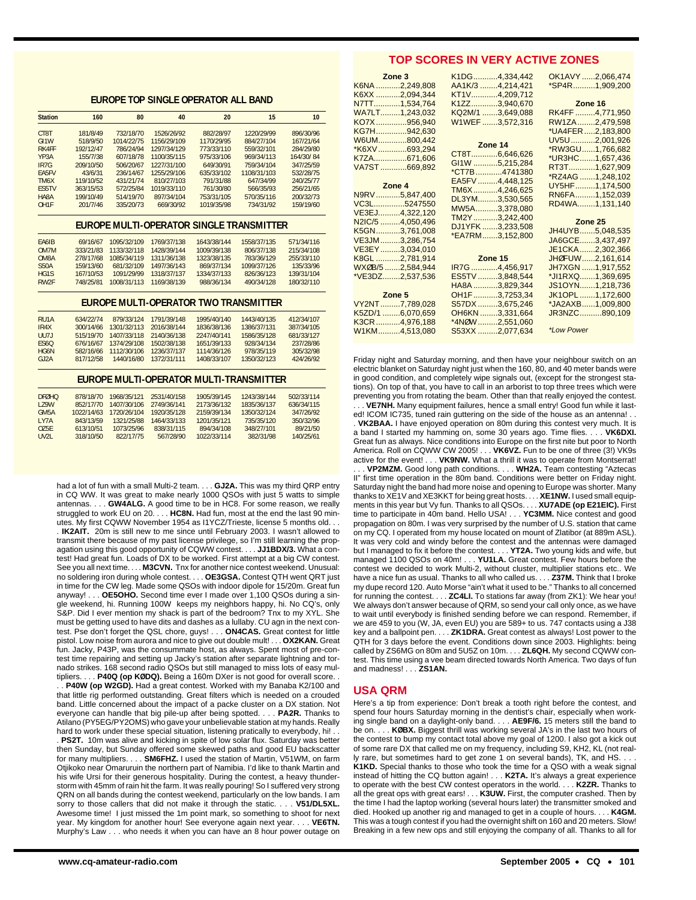## EUROPE TOP SINGLE OPERATOR ALL BAND

| Station | 160 | 80 | 40 | 20 | 15 | 10 |
|---|---|---|---|---|---|---|
| CT8T | 181/8/49 | 732/18/70 | 1526/26/92 | 882/28/97 | 1220/29/99 | 896/30/96 |
| GI1W | 518/9/50 | 1014/22/75 | 1156/29/109 | 1170/29/95 | 884/27/104 | 167/21/64 |
| RK4FF | 192/12/47 | 786/24/94 | 1297/34/129 | 773/33/110 | 559/32/101 | 284/29/80 |
| YP3A | 155/7/38 | 607/18/78 | 1100/35/115 | 975/33/106 | 969/34/113 | 164/30/ 84 |
| IR7G | 209/10/50 | 506/20/67 | 1227/31/100 | 649/30/91 | 759/34/104 | 347/25/59 |
| EA5FV | 43/6/31 | 236/14/67 | 1255/29/106 | 635/33/102 | 1108/31/103 | 532/28/75 |
| TM6X | 119/10/52 | 431/21/74 | 810/27/103 | 791/31/88 | 647/34/99 | 240/25/77 |
| ES5TV | 363/15/53 | 572/25/84 | 1019/33/110 | 761/30/80 | 566/35/93 | 256/21/65 |
| HA8A | 199/10/49 | 514/19/70 | 897/34/104 | 753/31/105 | 570/35/116 | 200/32/73 |
| OH1F | 201/7/46 | 335/20/73 | 669/30/92 | 1019/35/98 | 734/31/92 | 159/19/60 |

## EUROPE MULTI-OPERATOR SINGLE TRANSMITTER

| Station | 160 | 80 | 40 | 20 | 15 | 10 |
|---|---|---|---|---|---|---|
| EA6IB | 69/16/67 | 1095/32/109 | 1769/37/138 | 1643/38/144 | 1558/37/135 | 571/34/116 |
| OM7M | 333/21/83 | 1133/32/118 | 1428/39/144 | 1009/39/138 | 806/37/138 | 215/34/108 |
| OM8A | 278/17/68 | 1085/34/119 | 1311/36/138 | 1323/38/135 | 783/36/129 | 255/33/110 |
| S50A | 159/13/60 | 681/32/109 | 1497/36/143 | 869/37/134 | 1099/37/126 | 135/33/96 |
| HG1S | 167/10/53 | 1091/29/99 | 1318/37/137 | 1334/37/133 | 826/36/123 | 139/31/104 |
| RW2F | 748/25/81 | 1008/31/113 | 1169/38/139 | 988/36/134 | 490/34/128 | 180/32/110 |

## EUROPE MULTI-OPERATOR TWO TRANSMITTER

| Station | 160 | 80 | 40 | 20 | 15 | 10 |
|---|---|---|---|---|---|---|
| RU1A | 634/22/74 | 879/33/124 | 1791/39/148 | 1995/40/140 | 1443/40/135 | 412/34/107 |
| IR4X | 300/14/66 | 1301/32/113 | 2016/38/144 | 1836/38/136 | 1386/37/131 | 387/34/105 |
| UU7J | 515/19/70 | 1407/33/118 | 2140/36/138 | 2247/40/141 | 1586/35/128 | 681/33/127 |
| ES6Q | 676/16/67 | 1374/29/108 | 1502/38/138 | 1651/39/133 | 928/34/134 | 237/28/86 |
| HG6N | 582/16/66 | 1112/30/106 | 1236/37/137 | 1114/36/126 | 978/35/119 | 305/32/98 |
| GJ2A | 817/12/58 | 1440/16/80 | 1372/31/111 | 1408/33/107 | 1350/32/123 | 424/26/92 |

## EUROPE MULTI-OPERATOR MULTI-TRANSMITTER

| Station | 160 | 80 | 40 | 20 | 15 | 10 |
|---|---|---|---|---|---|---|
| DRØHQ | 878/18/70 | 1968/35/121 | 2531/40/158 | 1905/39/145 | 1243/38/144 | 502/33/114 |
| LZ9W | 852/17/70 | 1407/30/106 | 2749/36/141 | 2173/36/132 | 1835/36/137 | 636/34/115 |
| GM5A | 1022/14/63 | 1720/26/104 | 1920/35/128 | 2159/39/134 | 1350/32/124 | 347/26/92 |
| LY7A | 843/13/59 | 1321/25/88 | 1464/33/133 | 1201/35/121 | 735/35/120 | 350/32/96 |
| OZ5E | 613/10/51 | 1073/25/96 | 838/31/115 | 894/34/108 | 348/27/101 | 89/21/50 |
| UV2L | 318/10/50 | 822/17/75 | 567/28/90 | 1022/33/114 | 382/31/98 | 140/25/61 |

## TOP SCORES IN VERY ACTIVE ZONES

**Zone 3**
K6NA ...........2,249,808
K6XX ...........2,094,344
N7TT............1,534,764
WA7LT.........1,243,032
KO7X.............956,940
KG7H.............942,630
W6UM............800,442
*K6XV.............693,294
K7ZA..............671,606
VA7ST ............669,892

**Zone 4**
N9RV ...........5,847,400
VC3L..............5247550
VE3EJ..........4,322,120
N2IC/5 .........4,050,496
K5GN...........3,761,008
VE3JM .........3,286,754
VE3EY .........3,034,010
K8GL ...........2,781,914
WXØB/5 .......2,584,944
*VE3DZ........2,537,536

**Zone 5**
VY2NT .........7,789,028
K5ZD/1 ........6,070,659
K3CR ...........4,976,188
W1KM..........4,513,080
K1DG...........4,334,442
AA1K/3 ........4,214,421
KT1V...........4,209,712
K1ZZ............3,940,670
KQ2M/1 .......3,649,088
W1WEF .......3,572,316

**Zone 14**
CT8T............6,646,626
GI1W ...........5,215,284
*CT7B ...........4741380
EA5FV .........4,448,125
TM6X...........4,246,625
DL3YM.........3,530,565
MW5A..........3,378,080
TM2Y ...........3,242,400
DJ1YFK .......3,233,508
*EA7RM.......3,152,800

**Zone 15**
IR7G ............4,456,917
ES5TV .........3,848,544
HA8A ...........3,829,344
OH1F...........3,7253,34
S57DX .........3,675,246
OH6KN ........3,331,664
*4NØW .........2,551,060
S53XX .........2,077,634
OK1AVY ......2,066,474
*SP4R..........1,909,200

**Zone 16**
RK4FF .........4,771,950
RW1ZA ........2,479,598
*UA4FER .....2,183,800
UV5U ...........2,001,926
*RW3GU......1,766,682
*UR3HC.......1,657,436
RT3T............1,627,909
*RZ4AG .......1,248,102
UY5HF.........1,174,500
RN6FA.........1,152,039
RD4WA........1,131,140

**Zone 25**
JH4UYB.......5,048,535
JA6GCE.......3,437,497
JE1CKA.......2,302,366
JHØFUW......2,161,614
JH7XGN ......1,917,552
*JI1RXQ.......1,369,695
JS1OYN.......1,218,736
JK1OPL .......1,172,600
*JA2AXB......1,009,800
JR3NZC..........890,109

*Low Power

had a lot of fun with a small Multi-2 team. . . . **GJ2A.** This was my third QRP entry in CQ WW. It was great to make nearly 1000 QSOs with just 5 watts to simple antennas. . . . **GW4ALG.** A good time to be in HC8. For some reason, we really struggled to work EU on 20. . . . **HC8N.** Had fun, most at the end the last 90 minutes. My first CQWW November 1954 as I1YCZ/Trieste, license 5 months old. . . . **IK2AIT.** 20m is still new to me since until February 2003. I wasn't allowed to transmit there because of my past license privilege, so I'm still learning the propagation using this good opportunity of CQWW contest. . . . **JJ1BDX/3.** What a contest! Had great fun. Loads of DX to be worked. First attempt at a big CW contest. See you all next time. . . . **M3CVN.** Tnx for another nice contest weekend. Unusual: no soldering iron during whole contest. . . . **OE3GSA.** Contest QTH went QRT just in time for the CW leg. Made some QSOs with indoor dipole for 15/20m. Great fun anyway! . . . **OE5OHO.** Second time ever I made over 1,100 QSOs during a single weekend, hi. Running 100W keeps my neighbors happy, hi. No CQ's, only S&P. Did I ever mention my shack is part of the bedroom? Tnx to my XYL. She must be getting used to have dits and dashes as a lullaby. CU agn in the next contest. Pse don't forget the QSL chore, guys! . . . **ON4CAS.** Great contest for little pistol. Low noise from aurora and nice to give out double mult! . . . **OX2KAN.** Great fun. Jacky, P43P, was the consummate host, as always. Spent most of pre-contest time repairing and setting up Jacky's station after separate lightning and tornado strikes. 168 second radio QSOs but still managed to miss lots of easy multipliers. . . . **P40Q (op KØDQ).** Being a 160m DXer is not good for overall score. . . . **P40W (op W2GD).** Had a great contest. Worked with my Banaba K2/100 and that little rig performed outstanding. Great filters which is needed on a crouded band. Little concerned about the impact of a packe cluster on a DX station. Not everyone can handle that big pile-up after being spotted. . . . **PA2R.** Thanks to Atilano (PY5EG/PY2OMS) who gave your unbelievable station at my hands. Really hard to work under these special situation, listening pratically to everybody, hi! . . . **PS2T.** 10m was alive and kicking in spite of low solar flux. Saturday was better then Sunday, but Sunday offered some skewed paths and good EU backscatter for many multipliers. . . . **SM6FHZ.** I used the station of Martin, V51WM, on farm Otjikoko near Omaruruin the northern part of Namibia. I'd like to thank Martin and his wife Ursi for their generous hospitality. During the contest, a heavy thunderstorm with 45mm of rain hit the farm. It was really pouring! So I suffered very strong QRN on all bands during the contest weekend, particularly on the low bands. I am sorry to those callers that did not make it through the static. . . . **V51/DL5XL.** Awesome time! I just missed the 1m point mark, so something to shoot for next year. My kingdom for another hour! See everyone again next year. . . . **VE6TN.** Murphy's Law . . . who needs it when you can have an 8 hour power outage on Friday night and Saturday morning, and then have your neighbour switch on an electric blanket on Saturday night just when the 160, 80, and 40 meter bands were in good condition, and completely wipe signals out, (except for the strongest stations). On top of that, you have to call in an arborist to top three trees which were preventing you from rotating the beam. Other than that really enjoyed the contest. . . . **VE7NH.** Many equipment failures, hence a small entry! Good fun while it lasted! ICOM IC735, tuned rain guttering on the side of the house as an antenna! . . . **VK2BAA.** I have enjoyed operation on 80m during this contest very much. It is a band I started my hamming on, some 30 years ago. Time flies. . . . **VK6DXI.** Great fun as always. Nice conditions into Europe on the first nite but poor to North America. Roll on CQWW CW 2005! . . . **VK6VZ.** Fun to be one of three (3!) VK9s active for the event! . . . **VK9NW.** What a thrill it was to operate from Montserrat! . . . **VP2MZM.** Good long path conditions. . . . **WH2A.** Team contesting "Aztecas II" first time operation in the 80m band. Conditions were better on Friday night. Saturday night the band had more noise and opening to Europe was shorter. Many thanks to XE1V and XE3KKT for being great hosts. . . . **XE1NW.** I used small equipments in this year but Vy fun. Thanks to all QSOs. . . . **XU7ADE (op E21EIC).** First time to participate in 40m band. Hello USA! . . . **YC3MM.** Nice contest and good propagation on 80m. I was very surprised by the number of U.S. station that came on my CQ. I operated from my house located on mount of Zlatibor (at 889m ASL). It was very cold and windy before the contest and the antennas were damaged but I managed to fix it before the contest. . . . **YT2A.** Two young kids and wife, but managed 1100 QSOs on 40m! . . . **YU1LA.** Great contest. Few hours before the contest we decided to work Multi-2, without cluster, multiplier stations etc.. We have a nice fun as usual. Thanks to all who called us. . . . **Z37M.** Think that I broke my dupe record 120. Auto Morse "ain't what it used to be." Thanks to all concerned for running the contest. . . . **ZC4LI.** To stations far away (from ZK1): We hear you! We always don't answer because of QRM, so send your call only once, as we have to wait until everybody is finished sending before we can respond. Remember, if we are 459 to you (W, JA, even EU) you are 589+ to us. 747 contacts using a J38 key and a ballpoint pen. . . . **ZK1DRA.** Great contest as always! Lost power to the QTH for 3 days before the event. Conditions down since 2003. Highlights: being called by ZS6MG on 80m and 5U5Z on 10m. . . . **ZL6QH.** My second CQWW contest. This time using a vee beam directed towards North America. Two days of fun and madness! . . . **ZS1AN.**

## USA QRM

Here's a tip from experience: Don't break a tooth right before the contest, and spend four hours Saturday morning in the dentist's chair, especially when working single band on a daylight-only band. . . . **AE9F/6.** 15 meters still the band to be on. . . . **KØBX.** Biggest thrill was working several JA's in the last two hours of the contest to bump my contact total above my goal of 1200. I also got a kick out of some rare DX that called me on my frequency, including S9, KH2, KL (not really rare, but sometimes hard to get zone 1 on several bands), TK, and HS. . . . **K1KD.** Special thanks to those who took the time for a QSO with a weak signal instead of hitting the CQ button again! . . . **K2TA.** It's always a great experience to operate with the best CW contest operators in the world. . . . **K2ZR.** Thanks to all the great ops with great ears! . . . **K3UW.** First, the computer crashed. Then by the time I had the laptop working (several hours later) the transmitter smoked and died. Hooked up another rig and managed to get in a couple of hours. . . . **K4GM.** This was a tough contest if you had the overnight shift on 160 and 20 meters. Slow! Breaking in a few new ops and still enjoying the company of all. Thanks to all for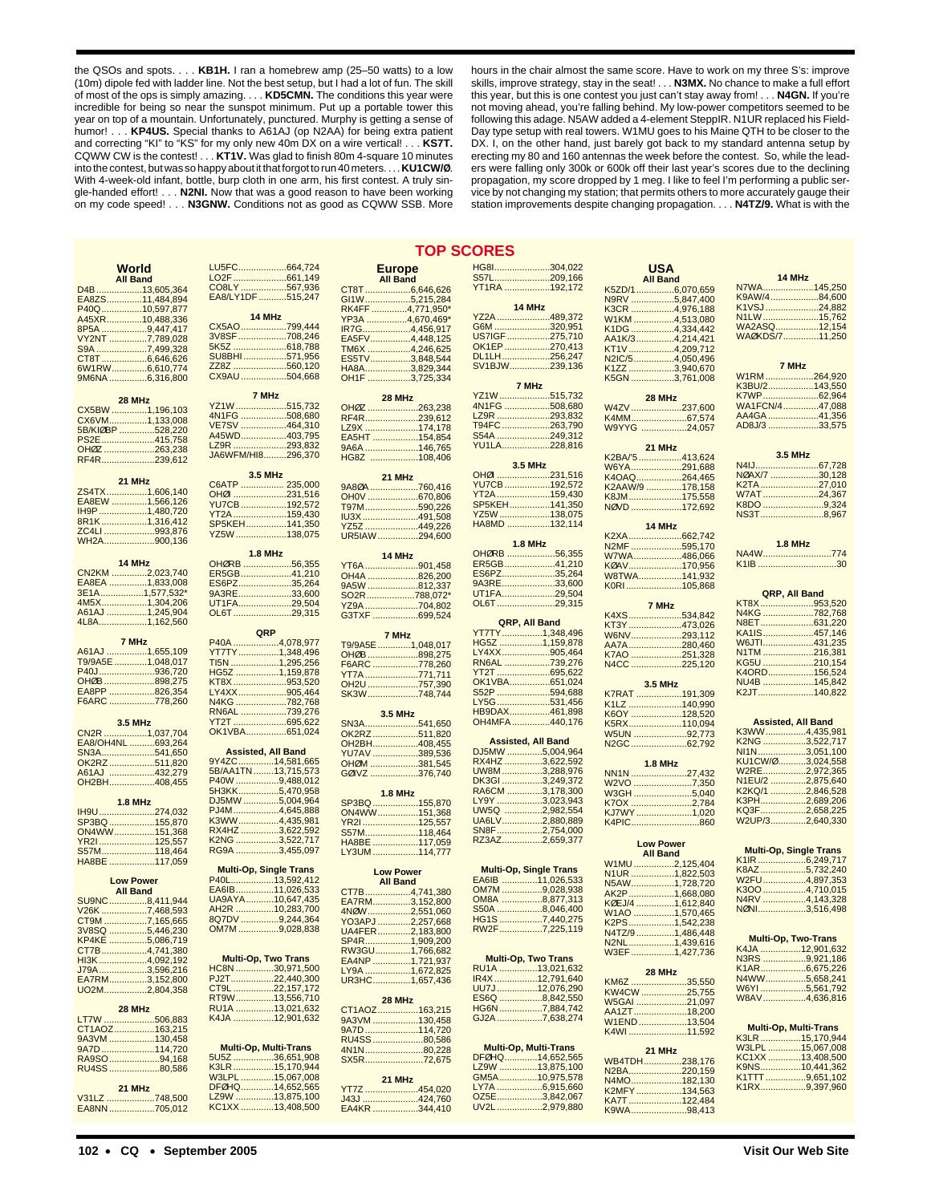the QSOs and spots. . . . **KB1H.** I ran a homebrew amp (25–50 watts) to a low (10m) dipole fed with ladder line. Not the best setup, but I had a lot of fun. The skill of most of the ops is simply amazing. . . . **KD5CMN.** The conditions this year were incredible for being so near the sunspot minimum. Put up a portable tower this year on top of a mountain. Unfortunately, punctured. Murphy is getting a sense of humor! . . . **KP4US.** Special thanks to A61AJ (op N2AA) for being extra patient and correcting "KI" to "KS" for my only new 40m DX on a wire vertical! . . . **KS7T.** CQWW CW is the contest! . . . **KT1V.** Was glad to finish 80m 4-square 10 minutes into the contest, but was so happy about it that forgot to run 40 meters. . . . **KU1CW/Ø.** With 4-week-old infant, bottle, burp cloth in one arm, his first contest. A truly single-handed effort! . . . **N2NI.** Now that was a good reason to have been working on my code speed! . . . **N3GNW.** Conditions not as good as CQWW SSB. More hours in the chair almost the same score. Have to work on my three S's: improve skills, improve strategy, stay in the seat! . . . **N3MX.** No chance to make a full effort this year, but this is one contest you just can't stay away from! . . . **N4GN.** If you're not moving ahead, you're falling behind. My low-power competitors seemed to be following this adage. N5AW added a 4-element SteppIR. N1UR replaced his Field-Day type setup with real towers. W1MU goes to his Maine QTH to be closer to the DX. I, on the other hand, just barely got back to my standard antenna setup by erecting my 80 and 160 antennas the week before the contest. So, while the leaders were falling only 300k or 600k off their last year's scores due to the declining propagation, my score dropped by 1 meg. I like to feel I'm performing a public service by not changing my station; that permits others to more accurately gauge their station improvements despite changing propagation. . . . **N4TZ/9.** What is with the

# TOP SCORES

## World

**All Band**
D4B 13,605,364
EA8ZS 11,484,894
P40Q 10,597,877
A45XR 10,488,336
8P5A 9,447,417
VY2NT 7,789,028
S9A 7,499,328
CT8T 6,646,626
6W1RW 6,610,774
9M6NA 6,316,800

**28 MHz**
CX5BW 1,196,103
CX6VM 1,133,008
5B/KIØBP 528,220
PS2E 415,758
OHØZ 263,238
RF4R 239,612

**21 MHz**
ZS4TX 1,606,140
EA8EW 1,566,126
IH9P 1,480,720
8R1K 1,316,412
ZC4LI 993,876
WH2A 900,136

**14 MHz**
CN2KM 2,023,740
EA8EA 1,833,008
3E1A 1,577,532*
4M5X 1,304,206
A61AJ 1,245,904
4L8A 1,162,560

**7 MHz**
A61AJ 1,655,109
T9/9A5E 1,048,017
P40J 936,720
OHØB 898,275
EA8PP 826,354
F6ARC 778,260

**3.5 MHz**
CN2R 1,037,704
EA8/OH4NL 693,264
SN3A 541,650
OK2RZ 511,820
A61AJ 432,279
OH2BH 408,455

**1.8 MHz**
IH9U 274,032
SP3BQ 155,870
ON4WW 151,368
YR2I 125,557
S57M 118,464
HA8BE 117,059

**Low Power**
**All Band**
SU9NC 8,411,944
V26K 7,468,593
CT9M 7,165,665
3V8SQ 5,446,230
KP4KE 5,086,719
CT7B 4,741,380
HI3K 4,092,192
J79A 3,596,216
EA7RM 3,152,800
UO2M 2,804,358

**28 MHz**
LT7W 506,883
CT1AOZ 163,215
9A3VM 130,458
9A7D 114,720
RA9SO 94,168
RU4SS 80,586

**21 MHz**
V31LZ 748,500
EA8NN 705,012
LU5FC 664,724
LO2F 661,149
CO8LY 567,936
EA8/LY1DF 515,247

**14 MHz**
CX5AO 799,444
3V8SF 708,246
5K5Z 618,788
SU8BHI 571,956
ZZ8Z 560,120
CX9AU 504,668

**7 MHz**
YZ1W 515,732
4N1FG 508,680
VE7SV 464,310
A45WD 403,795
LZ9R 293,832
JA6WFM/HI8 296,370

**3.5 MHz**
C6ATP 235,000
OHØI 231,516
YU7CB 192,572
YT2A 159,430
SP5KEH 141,350
YZ5W 138,075

**1.8 MHz**
OHØRB 56,355
ER5GB 41,210
ES6PZ 35,264
9A3RE 33,600
UT1FA 29,504
OL6T 29,315

**QRP**
P40A 4,078,977
YT7TY 1,348,496
TI5N 1,295,256
HG5Z 1,159,878
KT8X 953,520
LY4XX 905,464
N4KG 782,768
RN6AL 739,276
YT2T 695,622
OK1VBA 651,024

**Assisted, All Band**
9Y4ZC 14,581,665
5B/AA1TN 13,715,573
P40W 9,488,012
5H3KK 5,470,958
DJ5MW 5,004,964
PJ4M 4,645,888
K3WW 4,435,981
RX4HZ 3,622,592
K2NG 3,522,717
RG9A 3,455,097

**Multi-Op, Single Trans**
P40L 13,592,412
EA6IB 11,026,533
UA9AYA 10,647,435
AH2R 10,283,700
8Q7DV 9,244,364
OM7M 9,028,938

**Multi-Op, Two Trans**
HC8N 30,971,500
PJ2T 22,440,300
CT9L 22,157,172
RT9W 13,556,710
RU1A 13,021,632
K4JA 12,901,632

**Multi-Op, Multi-Trans**
5U5Z 36,651,908
K3LR 15,170,944
W3LPL 15,067,008
DFØHQ 14,652,565
LZ9W 13,875,100
KC1XX 13,408,500

## Europe

**All Band**
CT8T 6,646,626
GI1W 5,215,284
RK4FF 4,771,950*
YP3A 4,670,469*
IR7G 4,456,917
EA5FV 4,448,125
TM6X 4,246,625
ES5TV 3,848,544
HA8A 3,829,344
OH1F 3,725,334

**28 MHz**
OHØZ 263,238
RF4R 239,612
LZ9X 174,178
EA5HT 154,854
9A6A 146,765
HG8Z 108,406

**21 MHz**
9A8ØA 760,416
OH0V 670,806
T97M 590,226
IU3X 491,508
YZ5Z 449,226
UR5IAW 294,600

**14 MHz**
YT6A 901,458
OH4A 826,200
9A5W 812,337
SO2R 788,072*
YZ9A 704,802
G3TXF 699,524

**7 MHz**
T9/9A5E 1,048,017
OHØB 898,275
F6ARC 778,260
YT7A 771,711
OH2U 757,390
SK3W 748,744

**3.5 MHz**
SN3A 541,650
OK2RZ 511,820
OH2BH 408,455
YU7AV 389,536
OHØM 381,545
GØVZ 376,740

**1.8 MHz**
SP3BQ 155,870
ON4WW 151,368
YR2I 125,557
S57M 118,464
HA8BE 117,059
LY3UM 114,777

**Low Power**
**All Band**
CT7B 4,741,380
EA7RM 3,152,800
4NØW 2,551,060
YO3APJ 2,257,668
UA4FER 2,183,800
SP4R 1,909,200
RW3GU 1,766,682
EA4NP 1,721,937
LY9A 1,672,825
UR3HC 1,657,436

**28 MHz**
CT1AOZ 163,215
9A3VM 130,458
9A7D 114,720
RU4SS 80,586
4N1N 80,228
SX5R 72,675

**21 MHz**
YT7Z 454,020
J43J 424,760
EA4KR 344,410
HG8I 304,022
S57L 209,166
YT1RA 192,172

**14 MHz**
YZ2A 489,372
G6M 320,951
US7IGF 275,710
OK1EP 270,413
DL1LH 256,247
SV1BJW 239,136

**7 MHz**
YZ1W 515,732
4N1FG 508,680
LZ9R 293,832
T94FC 263,790
S54A 249,312
YU1LA 228,816

**3.5 MHz**
OHØI 231,516
YU7CB 192,572
YT2A 159,430
SP5KEH 141,350
YZ5W 138,075
HA8MD 132,114

**1.8 MHz**
OHØRB 56,355
ER5GB 41,210
ES6PZ 35,264
9A3RE 33,600
UT1FA 29,504
OL6T 29,315

**QRP, All Band**
YT7TY 1,348,496
HG5Z 1,159,878
LY4XX 905,464
RN6AL 739,276
YT2T 695,622
OK1VBA 651,024
S52P 594,688
LY5G 531,456
HB9DAX 461,898
OH4MFA 440,176

**Assisted, All Band**
DJ5MW 5,004,964
RX4HZ 3,622,592
UW8M 3,288,976
DK3GI 3,249,372
RA6CM 3,178,300
LY9Y 3,023,943
UW5Q 2,982,554
UA6LV 2,880,889
SN8F 2,754,000
RZ3AZ 2,659,377

**Multi-Op, Single Trans**
EA6IB 11,026,533
OM7M 9,028,938
OM8A 8,877,313
S50A 8,046,400
HG1S 7,440,275
RW2F 7,225,119

**Multi-Op, Two Trans**
RU1A 13,021,632
IR4X 12,791,640
UU7J 12,076,290
ES6Q 8,842,550
HG6N 7,884,742
GJ2A 7,638,274

**Multi-Op, Multi-Trans**
DFØHQ 14,652,565
LZ9W 13,875,100
GM5A 10,975,578
LY7A 6,915,660
OZ5E 3,842,067
UV2L 2,979,880

## USA

**All Band**
K5ZD/1 6,070,659
N9RV 5,847,400
K3CR 4,976,188
W1KM 4,513,080
K1DG 4,334,442
AA1K/3 4,214,421
KT1V 4,209,712
N2IC/5 4,050,496
K1ZZ 3,940,670
K5GN 3,761,008

**28 MHz**
W4ZV 237,600
K4MM 67,574
W9YYG 24,057

**21 MHz**
K2BA/'5 413,624
W6YA 291,688
K4OAQ 264,465
K2AAW/9 178,158
K8JM 175,558
NØVD 172,692

**14 MHz**
K2XA 662,742
N2MF 595,170
W7WA 486,066
KØAV 170,956
W8TWA 141,932
K0RI 105,868

**7 MHz**
K4XS 534,842
KT3Y 473,026
W6NV 293,112
AA7A 280,460
K7AO 251,328
N4CC 225,120

**3.5 MHz**
K7RAT 191,309
K1LZ 140,990
K6OY 128,520
K5RX 110,094
W5UN 92,773
N2GC 62,792

**1.8 MHz**
NN1N 27,432
W2VO 7,350
W3GH 5,040
K7OX 2,784
KJ7WY 1,020
K4PIC 860

**Low Power**
**All Band**
W1MU 2,125,404
N1UR 1,822,503
N5AW 1,728,720
AK2P 1,668,080
KØEJ/4 1,612,840
W1AO 1,570,465
K2PS 1,542,238
N4TZ/9 1,486,448
N2NL 1,439,616
W3EF 1,427,736

**28 MHz**
KM6Z 35,550
KW4CW 25,755
W5GAI 21,097
AA1ZT 18,200
W1END 13,504
K4WI 11,592

**21 MHz**
WB4TDH 238,176
N2BA 220,159
N4MO 182,130
K2MFY 134,563
KA7T 122,484
K9WA 98,413

**14 MHz**
N7WA 145,250
K9AW/4 84,600
K1VSJ 24,882
N1LW 15,762
WA2ASQ 12,154
WAØKDS/7 11,250

**7 MHz**
W1RM 264,920
K3BU/2 143,550
K7WP 62,964
WA1FCN/4 47,088
AA4GA 41,356
AD8J/3 33,575

**3.5 MHz**
N4IJ 67,728
NØAX/7 30,128
K2TA 27,010
W7AT 24,367
K8DO 9,324
NS3T 8,967

**1.8 MHz**
NA4W 774
K1IB 30

**QRP, All Band**
KT8X 953,520
N4KG 782,768
N8ET 631,220
KA1IS 457,146
W6JTI 431,235
N1TM 216,381
KG5U 210,154
K4ORD 156,524
NU4B 145,842
K2JT 140,822

**Assisted, All Band**
K3WW 4,435,981
K2NG 3,522,717
NI1N 3,051,100
KU1CW/Ø 3,024,558
W2RE 2,972,365
N1EU/2 2,875,640
K2KQ/1 2,846,528
K3PH 2,689,206
KQ3F 2,658,225
W2UP/3 2,640,330

**Multi-Op, Single Trans**
K1IR 6,249,717
K8AZ 5,732,240
W2FU 4,897,353
K3OO 4,710,015
N4RV 4,143,328
NØNI 3,516,498

**Multi-Op, Two-Trans**
K4JA 12,901,632
N3RS 9,921,186
K1AR 6,675,226
N4WW 5,658,241
W6YI 5,561,792
W8AV 4,636,816

**Multi-Op, Multi-Trans**
K3LR 15,170,944
W3LPL 15,067,008
KC1XX 13,408,500
K9NS 10,441,362
K1TTT 9,651,102
K1RX 9,397,960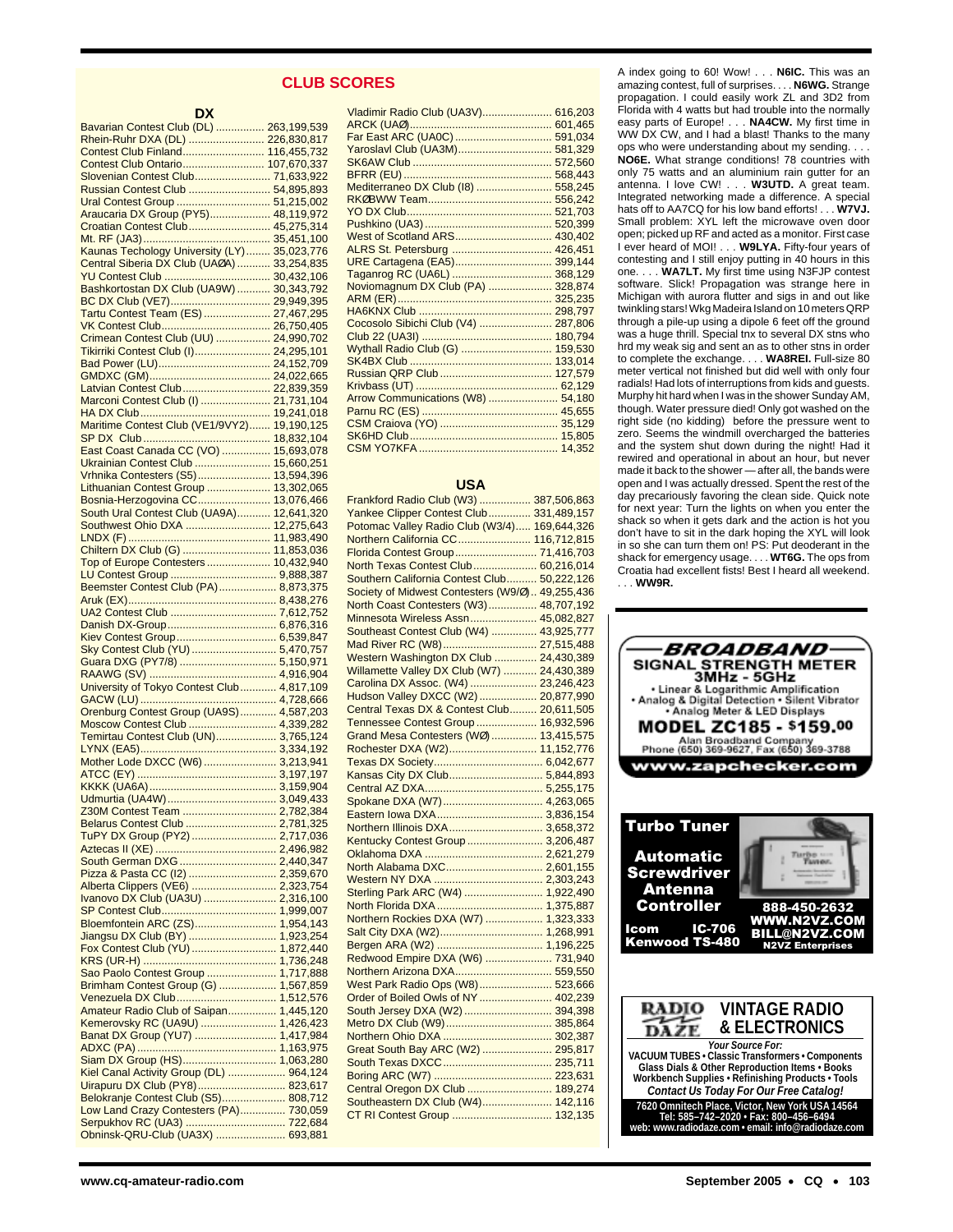## CLUB SCORES

### DX

| Club | Score |
|---|---|
| Bavarian Contest Club (DL) | 263,199,539 |
| Rhein-Ruhr DXA (DL) | 226,830,817 |
| Contest Club Finland | 116,455,732 |
| Contest Club Ontario | 107,670,337 |
| Slovenian Contest Club | 71,633,922 |
| Russian Contest Club | 54,895,893 |
| Ural Contest Group | 51,215,002 |
| Araucaria DX Group (PY5) | 48,119,972 |
| Croatian Contest Club | 45,275,314 |
| Mt. RF (JA3) | 35,451,100 |
| Kaunas Techology University (LY) | 35,023,776 |
| Central Siberia DX Club (UAØA) | 33,254,835 |
| YU Contest Club | 30,432,106 |
| Bashkortostan DX Club (UA9W) | 30,343,792 |
| BC DX Club (VE7) | 29,949,395 |
| Tartu Contest Team (ES) | 27,467,295 |
| VK Contest Club | 26,750,405 |
| Crimean Contest Club (UU) | 24,990,702 |
| Tikirriki Contest Club (I) | 24,295,101 |
| Bad Power (LU) | 24,152,709 |
| GMDXC (GM) | 24,022,665 |
| Latvian Contest Club | 22,839,359 |
| Marconi Contest Club (I) | 21,731,104 |
| HA DX Club | 19,241,018 |
| Maritime Contest Club (VE1/9VY2) | 19,190,125 |
| SP DX Club | 18,832,104 |
| East Coast Canada CC (VO) | 15,693,078 |
| Ukrainian Contest Club | 15,660,251 |
| Vrhnika Contesters (S5) | 13,594,396 |
| Lithuanian Contest Group | 13,302,065 |
| Bosnia-Herzegovina CC | 13,076,466 |
| South Ural Contest Club (UA9A) | 12,641,320 |
| Southwest Ohio DXA | 12,275,643 |
| LNDX (F) | 11,983,490 |
| Chiltern DX Club (G) | 11,853,036 |
| Top of Europe Contesters | 10,432,940 |
| LU Contest Group | 9,888,387 |
| Beemster Contest Club (PA) | 8,873,375 |
| Aruk (EX) | 8,438,276 |
| UA2 Contest Club | 7,612,752 |
| Danish DX-Group | 6,876,316 |
| Kiev Contest Group | 6,539,847 |
| Sky Contest Club (YU) | 5,470,757 |
| Guara DXG (PY7/8) | 5,150,971 |
| RAAWG (SV) | 4,916,904 |
| University of Tokyo Contest Club | 4,817,109 |
| GACW (LU) | 4,728,666 |
| Orenburg Contest Group (UA9S) | 4,587,203 |
| Moscow Contest Club | 4,339,282 |
| Temirtau Contest Club (UN) | 3,765,124 |
| LYNX (EA5) | 3,334,192 |
| Mother Lode DXCC (W6) | 3,213,941 |
| ATCC (EY) | 3,197,197 |
| KKKK (UA6A) | 3,159,904 |
| Udmurtia (UA4W) | 3,049,433 |
| Z30M Contest Team | 2,782,384 |
| Belarus Contest Club | 2,781,325 |
| TuPY DX Group (PY2) | 2,717,036 |
| Aztecas II (XE) | 2,496,982 |
| South German DXG | 2,440,347 |
| Pizza & Pasta CC (I2) | 2,359,670 |
| Alberta Clippers (VE6) | 2,323,754 |
| Ivanovo DX Club (UA3U) | 2,316,100 |
| SP Contest Club | 1,999,007 |
| Bloemfontein ARC (ZS) | 1,954,143 |
| Jiangsu DX Club (BY) | 1,923,254 |
| Fox Contest Club (YU) | 1,872,440 |
| KRS (UR-H) | 1,736,248 |
| Sao Paolo Contest Group | 1,717,888 |
| Brimham Contest Group (G) | 1,567,859 |
| Venezuela DX Club | 1,512,576 |
| Amateur Radio Club of Saipan | 1,445,120 |
| Kemerovsky RC (UA9U) | 1,426,423 |
| Banat DX Group (YU7) | 1,417,984 |
| ADXC (PA) | 1,163,975 |
| Siam DX Group (HS) | 1,063,280 |
| Kiel Canal Activity Group (DL) | 964,124 |
| Uirapuru DX Club (PY8) | 823,617 |
| Belokranje Contest Club (S5) | 808,712 |
| Low Land Crazy Contesters (PA) | 730,059 |
| Serpukhov RC (UA3) | 722,684 |
| Obninsk-QRU-Club (UA3X) | 693,881 |
| Vladimir Radio Club (UA3V) | 616,203 |
| ARCK (UAØ) | 601,465 |
| Far East ARC (UA0C) | 591,034 |
| Yaroslavl Club (UA3M) | 581,329 |
| SK6AW Club | 572,560 |
| BFRR (EU) | 568,443 |
| Mediterraneo DX Club (I8) | 558,245 |
| RKØBWW Team | 556,242 |
| YO DX Club | 521,703 |
| Pushkino (UA3) | 520,399 |
| West of Scotland ARS | 430,402 |
| ALRS St. Petersburg | 426,451 |
| URE Cartagena (EA5) | 399,144 |
| Taganrog RC (UA6L) | 368,129 |
| Noviomagnum DX Club (PA) | 328,874 |
| ARM (ER) | 325,235 |
| HA6KNX Club | 298,797 |
| Cocosolo Sibichi Club (V4) | 287,806 |
| Club 22 (UA3I) | 180,794 |
| Wythall Radio Club (G) | 159,530 |
| SK4BX Club | 133,014 |
| Russian QRP Club | 127,579 |
| Krivbass (UT) | 62,129 |
| Arrow Communications (W8) | 54,180 |
| Parnu RC (ES) | 45,655 |
| CSM Craiova (YO) | 35,129 |
| SK6HD Club | 15,805 |
| CSM YO7KFA | 14,352 |

### USA

| Club | Score |
|---|---|
| Frankford Radio Club (W3) | 387,506,863 |
| Yankee Clipper Contest Club | 331,489,157 |
| Potomac Valley Radio Club (W3/4) | 169,644,326 |
| Northern California CC | 116,712,815 |
| Florida Contest Group | 71,416,703 |
| North Texas Contest Club | 60,216,014 |
| Southern California Contest Club | 50,222,126 |
| Society of Midwest Contesters (W9/Ø) | 49,255,436 |
| North Coast Contesters (W3) | 48,707,192 |
| Minnesota Wireless Assn | 45,082,827 |
| Southeast Contest Club (W4) | 43,925,777 |
| Mad River RC (W8) | 27,515,488 |
| Western Washington DX Club | 24,430,389 |
| Willamette Valley DX Club (W7) | 24,430,389 |
| Carolina DX Assoc. (W4) | 23,246,423 |
| Hudson Valley DXCC (W2) | 20,877,990 |
| Central Texas DX & Contest Club | 20,611,505 |
| Tennessee Contest Group | 16,932,596 |
| Grand Mesa Contesters (WØ) | 13,415,575 |
| Rochester DXA (W2) | 11,152,776 |
| Texas DX Society | 6,042,677 |
| Kansas City DX Club | 5,844,893 |
| Central AZ DXA | 5,255,175 |
| Spokane DXA (W7) | 4,263,065 |
| Eastern Iowa DXA | 3,836,154 |
| Northern Illinois DXA | 3,658,372 |
| Kentucky Contest Group | 3,206,487 |
| Oklahoma DXA | 2,621,279 |
| North Alabama DXC | 2,601,155 |
| Western NY DXA | 2,303,243 |
| Sterling Park ARC (W4) | 1,922,490 |
| North Florida DXA | 1,375,887 |
| Northern Rockies DXA (W7) | 1,323,333 |
| Salt City DXA (W2) | 1,268,991 |
| Bergen ARA (W2) | 1,196,225 |
| Redwood Empire DXA (W6) | 731,940 |
| Northern Arizona DXA | 559,550 |
| West Park Radio Ops (W8) | 523,666 |
| Order of Boiled Owls of NY | 402,239 |
| South Jersey DXA (W2) | 394,398 |
| Metro DX Club (W9) | 385,864 |
| Northern Ohio DXA | 302,387 |
| Great South Bay ARC (W2) | 295,817 |
| South Texas DXCC | 235,711 |
| Boring ARC (W7) | 223,631 |
| Central Oregon DX Club | 189,274 |
| Southeastern DX Club (W4) | 142,116 |
| CT RI Contest Group | 132,135 |

A index going to 60! Wow! . . . **N6IC.** This was an amazing contest, full of surprises. . . . **N6WG.** Strange propagation. I could easily work ZL and 3D2 from Florida with 4 watts but had trouble into the normally easy parts of Europe! . . . **NA4CW.** My first time in WW DX CW, and I had a blast! Thanks to the many ops who were understanding about my sending. . . . **NO6E.** What strange conditions! 78 countries with only 75 watts and an aluminium rain gutter for an antenna. I love CW! . . . **W3UTD.** A great team. Integrated networking made a difference. A special hats off to AA7CQ for his low band efforts! . . . **W7VJ.** Small problem: XYL left the microwave oven door open; picked up RF and acted as a monitor. First case I ever heard of MOI! . . . **W9LYA.** Fifty-four years of contesting and I still enjoy putting in 40 hours in this one. . . . **WA7LT.** My first time using N3FJP contest software. Slick! Propagation was strange here in Michigan with aurora flutter and sigs in and out like twinkling stars! Wkg Madeira Island on 10 meters QRP through a pile-up using a dipole 6 feet off the ground was a huge thrill. Special tnx to several DX stns who hrd my weak sig and sent an as to other stns in order to complete the exchange. . . . **WA8REI.** Full-size 80 meter vertical not finished but did well with only four radials! Had lots of interruptions from kids and guests. Murphy hit hard when I was in the shower Sunday AM, though. Water pressure died! Only got washed on the right side (no kidding) before the pressure went to zero. Seems the windmill overcharged the batteries and the system shut down during the night! Had it rewired and operational in about an hour, but never made it back to the shower—after all, the bands were open and I was actually dressed. Spent the rest of the day precariously favoring the clean side. Quick note for next year: Turn the lights on when you enter the shack so when it gets dark and the action is hot you don't have to sit in the dark hoping the XYL will look in so she can turn them on! PS: Put deodorant in the shack for emergency usage. . . . **WT6G.** The ops from Croatia had excellent fists! Best I heard all weekend. . . . **WW9R.**

---

**BROADBAND SIGNAL STRENGTH METER 3MHz - 5GHz**
• Linear & Logarithmic Amplification
• Analog & Digital Detection • Silent Vibrator
• Analog Meter & LED Displays
**MODEL ZC185 - $159.00**
Alan Broadband Company
Phone (650) 369-9627, Fax (650) 369-3788
www.zapchecker.com

---

**Turbo Tuner**
**Automatic Screwdriver Antenna Controller**
Icom IC-706
Kenwood TS-480
888-450-2632
WWW.N2VZ.COM
BILL@N2VZ.COM
N2VZ Enterprises

---

**RADIO DAZE — VINTAGE RADIO & ELECTRONICS**
*Your Source For:*
VACUUM TUBES • Classic Transformers • Components
Glass Dials & Other Reproduction Items • Books
Workbench Supplies • Refinishing Products • Tools
*Contact Us Today For Our Free Catalog!*
7620 Omnitech Place, Victor, New York USA 14564
Tel: 585–742–2020 • Fax: 800–456–6494
web: www.radiodaze.com • email: info@radiodaze.com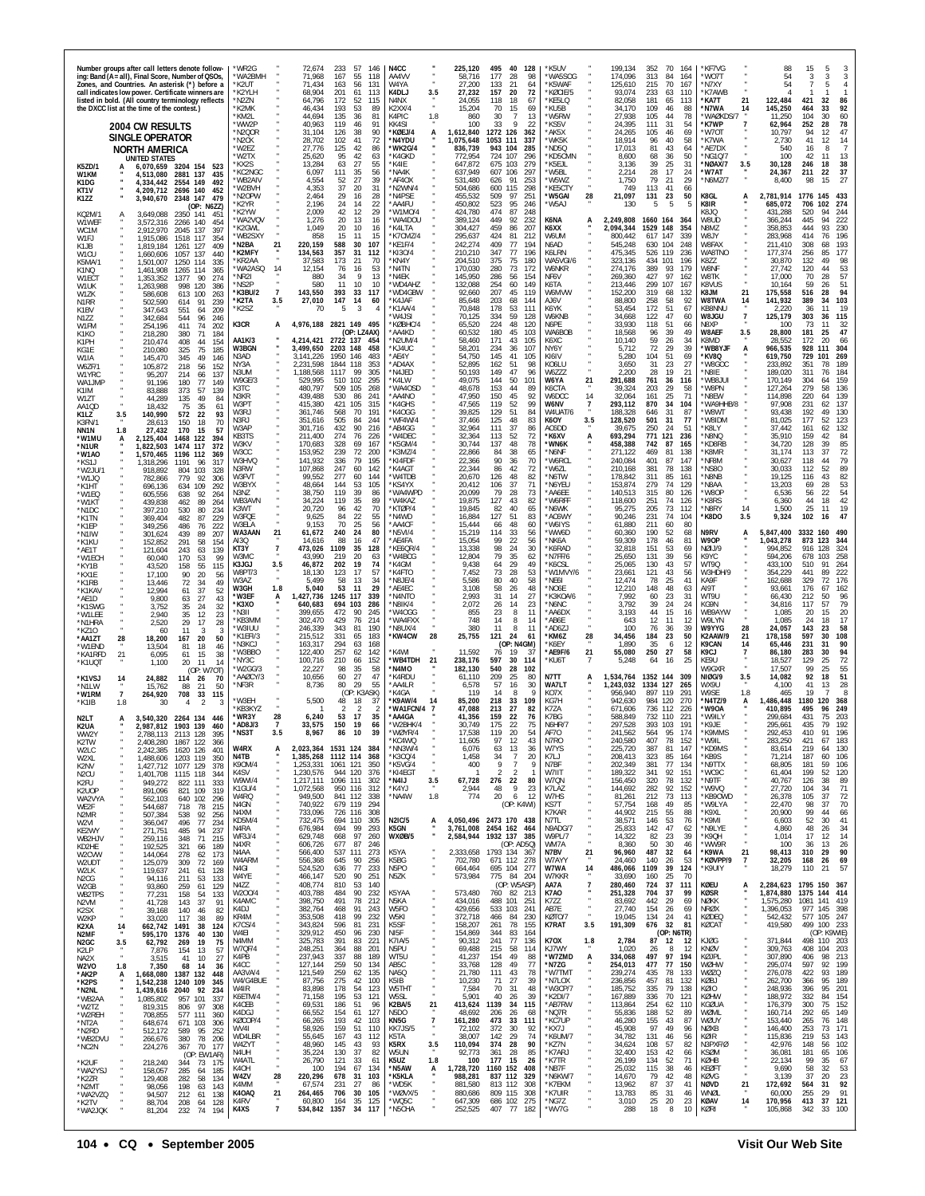Number groups after call letters denote following: Band (A = all), Final Score, Number of QSOs, Zones, and Countries. An asterisk (*) before a call indicates low power. Certificate winners are listed in bold. (All country terminology reflects the DXCC list at the time of the contest.)

## 2004 CW RESULTS

## SINGLE OPERATOR

## NORTH AMERICA

### UNITED STATES

```
K5ZD/1   A  6,070,659 3204 154 523
W1KM     "  4,513,080 2881 137 435
K1DG     "  4,334,442 2554 149 492
KT1V     "  4,209,712 2696 140 452
K1ZZ     "  3,940,670 2348 147 479
                       (OP: N6ZZ)
KQ2M/1   A  3,649,088 2350 141 451
W1WEF    "  3,572,316 2266 140 454
WC1M     "  2,912,970 2045 137 397
W1FJ     "  1,915,086 1518 117 354
K1JB     "  1,819,184 1261 127 409
W1CU     "  1,660,606 1057 137 440
K5MA/1   "  1,501,007 1250 114 335
K1NQ     "  1,461,908 1265 114 365
W1ECT    "  1,353,352 1377  90 274
W1UK     "  1,263,988  998 120 386
W1ZK     "    586,608  613 100 263
N1RR     "    502,590  614  91 239
K1BV     "    347,643  551  64 209
N1ZZ     "    342,684  544  96 246
W1FM     "    254,196  411  74 202
K1KO     "    218,280  380  71 184
K1PH     "    210,474  408  44 154
KG1E     "    210,080  325  75 185
W1IA     "    145,470  345  49 146
W6ZF/1   "    105,872  218  56 152
W1YRC    "     95,207  214  66 137
WA1JMP   "     91,196  180  77 149
K1IM     "     83,888  373  57 139
W1ZT     "     44,289  135  49  84
AA1QD    "     18,432   75  35  61
K1LZ    3.5   140,990  572  22  93
K3FN/1   "     28,613  150  18  70
NN1N    1.8    27,432  170  15  57
*W1MU    A  2,125,404 1468 122 394
*N1UR    "  1,822,503 1474 117 372
*W1AO    "  1,570,465 1196 112 369
*KS1J    "  1,318,296 1191  96 317
*W2JU/1  "    918,892  804 103 328
*W1JQ    "    782,866  779  92 306
*K1HT    "    696,136  634 109 292
*W1EQ    "    605,556  638  92 264
*W1KT    "    439,838  462  89 234
*N1DC    "    397,210  530  80 234
*K1TN    "    369,404  482  87 229
*K1EP    "    349,256  486  76 222
*N1IW    "    301,624  439  89 207
*K1KU    "    152,852  291  58 154
*AE1T    "    121,604  243  63 139
*W1ECH   "     60,040  170  53  99
*KY1B    "     43,520  158  55 115
*KX1E    "     17,100   90  20  56
*K1RB    "     13,446   72  34  49
*K1KAV   "     12,994   61  37  52
*AE1D    "      9,800   63  27  43
*K1SWG   "      3,752   35  24  32
*W1LEE   "      2,940   35  12  23
*N1HRA   "      2,520   29  17  28
*KZ1O    "         60   11   3   3
*AA1ZT  28     18,200  167  20  50
*W1END   "     13,504   81  18  46
*KA1RFD 21      6,095   61  15  38
*K1UQT   "      1,100   20  11  14
                       (OP: W7OT)
*K1VSJ  14     24,882  114  26  70
*N1LW    "     15,762   88  21  50
*W1RM    7    264,920  708  33 115
*K1IB   1.8        30    4   2   3

N2LT     A  3,540,320 2264 134 446
K2UA     "  2,987,812 1903 139 460
WW2Y     "  2,788,113 2113 128 395
K2TW     "  2,408,280 1867 122 366
W2LC     "  2,242,385 1620 126 401
W2XL     "  1,488,606 1203 119 350
K2NV     "  1,427,712 1077 129 378
N2CU     "  1,401,708 1115 118 344
K2FU     "    949,272  822 111 333
K2UOP    "    891,096  821 109 319
WA2VYA   "    562,103  640 102 296
WE2F     "    544,687  718  78 215
N2MR     "    507,384  538  92 256
W2VI     "    366,047  496  77 234
KE2WY    "    271,751  485  94 237
WB2HJV   "    259,116  348  71 215
KD2HE    "    192,525  321  66 189
W2CVW    "    144,064  278  62 173
W2UDT    "    125,079  309  72 169
W2LK     "    119,637  241  61 128
N2CG     "     94,116  211  53 133
W2GB     "     93,860  259  61 129
WB2TPS   "     77,231  158  54 133
N2VM     "     41,728  143  37  91
K2SX     "     39,168  140  46  82
W2KP     "     33,020  117  38  89
K2XA    14    662,742 1491  38 124
N2MF     "    595,170 1376  40 130
N2GC    3.5    62,792  269  19  75
K2LP     "      7,876  154  13  57
NA2X     "      3,515   41  10  27
W2VO    1.8     7,350   68  14  36
*AK2P    A  1,668,080 1387 132 448
*K2PS    "  1,542,238 1240 109 345
*N2NL    "  1,439,616 2040  92 234
*WB2AA   "  1,085,802  957 101 337
*W2TZ    "    819,315  806  97 308
*WB2REH  "    708,855  577 111 360
*NT2A    "    648,674  671 103 306
*N2RD    "    512,172  589  95 252
*WB2DVU  "    266,676  380  78 206
*NC2N    "    224,276  367  70 177
                       (OP: EW1AR)
*K2UF    "    218,240  344  73 175
*WA2YSJ  "    158,057  285  64 185
*K2ZR    "    129,408  282  58 134
*N2MT    "     98,056  198  63 143
*WA2VZQ  "     94,507  212  61 138
*K2TV    "     88,704  208  64 128
*WA2JQK  "     81,204  232  74 194

*WR2G    "     72,674  233  57 146
*WA2BMH  "     71,968  167  55 118
*K2UT    "     71,434  163  56 131
*K2YLH   "     68,904  201  61 113
*N2ZN    "     64,796  172  52 115
*K2MK    "     46,434  193  53  89
*KM2L    "     44,694  135  36  81
*WW2P    "     40,963  119  46  91
*N2OOR   "     31,104  126  38  90
*N2CK    "     28,702  102  41  72
*W2EZ    "     27,776  125  42  86
*W2TX    "     25,620   95  42  63
*KX2S    "     13,284   63  27  55
*KC2NGC  "      6,097  111  35  56
*WB2AIV  "      4,554   52  27  39
*W2BVH   "      4,353   37  20  31
*N2OPW   "      2,464   29  16  28
*K2YR    "      2,196   24  14  22
*K2YW    "      2,009   42  12  29
*WA2VQV  "      1,276   20  13  16
*K2GWL   "      1,049   20  10  16
*WB2SXY  "        858   15  11  15
*N2BA   21    220,159  588  30 107
*K2MFY   "    134,563  357  31 112
*KR2AA   "     37,583  173  21  70
*WA2ASQ 14     12,154   76  16  53
*NR2I    "        880   34   9  13
*NS2P    "        580   11  10  10
*K3BU/2  7    143,550  393  33 117
*K2TA   3.5    27,010  147  14  60
*K2SZ    "         70    5   3   4

K3CR     A  4,976,188 2821 149 495
                       (OP: LZ4AX)
AA1K/3   "  4,214,421 2722 137 454
W3BGN    "  3,499,650 2203 148 458
N3AD     "  3,141,226 1950 146 483
NY3A     "  2,231,598 1844 118 353
N3UM     "  1,188,568 1117  99 305
W9GE/3   "    529,995  510 102 295
K3TC     "    480,797  509 105 268
N3KR     "    439,488  530  86 241
W3PT     "    415,380  421 105 315
W3RJ     "    361,746  568  70 191
N3RJ     "    351,616  505  84 244
W3AP     "    301,716  432  90 216
KB3TS    "    211,400  274  76 226
W3KV     "    170,683  328  69 167
W3CC     "    153,952  239  72 200
W3HVQ    "    141,932  336  79 195
N3RW     "    107,868  247  60 142
W3FVT    "     99,552  277  60 144
W3BYX    "     48,664  144  53 105
N3NZ     "     38,750  119  39  86
WB3AVN   "     34,224  119  35  89
K3WT     "     20,720   96  42  70
W3FQE    "      9,625   84  22  55
WS3A     "      9,153   70  25  56
WA3AAN  21     61,672  240  24  80
AI3Q     "     14,616   88  16  47
KT3Y     7    473,026 1109  35 128
W3MC     "     43,990  219  20  63
K3JGJ   3.5    46,872  202  19  74
W8PT/3   "     18,130  123  17  57
W3AZ     "      5,499   58  13  34
W3GH    1.8     5,040   53  11  29
*W3EF    A  1,427,736 1245 117 339
*K3XO    "    640,683  694 103 286
*N3II    "    399,655  472  90 245
*KB3MM   "    302,470  429  76 214
*W3IUU   "    246,339  343  81 190
*K1ERI/3 "    215,512  331  65 183
*N3KCJ   "    163,317  294  63 168
*W3BBO   "    122,400  257  62 142
*NY3C    "    100,716  210  66 152
*W2CG/3  "     22,227   98  35  58
*AA3CY/3 "     10,656   60  27  47
*NF3R    "      8,736   80  29  55
                       (OP: K3ASK)
*W3EH    "      5,500   48  18  37
*KB3KYZ  "          1    2   2   2
*WR3Y   28      6,240   53  17  35
*AD8J/3  7     33,575  150  19  66
*NS3T   3.5     8,967   86  10  39

W4RX     A  2,023,364 1531 124 384
N4TB     "  1,385,268 1112 114 368
K9OM/4   "  1,253,331 1061 121 350
K4SV     "  1,230,576  944 120 376
W9WI/4   "  1,217,111 1096 111 302
K1GU/4   "  1,072,568  950 116 312
W4RQ     "    949,500  841 112 338
N4GN     "    740,922  679 119 294
N4XM     "    733,096  726 116 308
KD5M/4   "    732,475  694 110 305
W4/G4BUE "    676,984  694  99 293
N4RA     "    629,748  668  97 260
N4XR     "    606,726  677  87 246
N4AA     "    566,400  537 111 273
W4ARM    "    556,368  645  90 256
N4GI     "    524,520  636  77 233
W4YE     "    466,147  520  90 251
N4ZZ     "    408,774  810  53 140
W2OO/4   "    403,788  484  90 232
K4AMC    "    398,750  491  78 212
K4DJ     "    382,764  468  91 243
KR4M     "    353,508  418  99 232
K7CS/4   "    343,824  596  81 231
W4EI     "    329,910  456  92 230
N4MM     "    325,783  391  83 221
W7QF/4   "    248,251  364  88 201
K4PB     "    237,943  337  88 189
K4CC     "    127,144  259  59 134
AA3VA/4  "    121,549  259  62 135
WD4LBR   "    113,664  211  62 130
W4ZYT    "     48,960  145  43  93
N4UH     "     35,224  130  37  82
W4ATL    "     26,790  121  32  62
K4OH     "     17,160  100  27  53
W4ZV    28    220,296  678  31 103
K4MM     "     67,574  271  27  86
K4DAQ   21    264,465  706  30 105
K4RV     "     60,800  164  35 125
K4XS     7    534,842 1357  34 117

N4CC     "    225,120  495  40 128
AA4VV    "     58,716  177  28  98
W4YA     "     27,200  133  21  64
K4DLJ   3.5    27,232  157  20  72
N4NX     "     24,055  118  18  67
K2XX/4   "     15,204   70  15  69
K4PIC   1.8       860   30   7  13
KK4SI    "        100   33   9  22
*K0EJ/4  A  1,612,840 1272 126 362
*N4YDU   "  1,075,648 1053 111 337
*WK2G/4  "    836,739  943 104 285
*K4GKD   "    772,954  724 107 296
*K4IE    "    647,872  675 103 279
*NA4K    "    637,949  607 106 297
*AF4OX   "    531,480  626  91 253
*N2WN/4  "    504,686  600 115 298
*N4PSE   "    455,532  509  97 251
*AA4FU   "    450,802  523  95 246
*W1MO/4  "    424,780  474  87 248
*WA4DOU  "    389,124  449  92 232
*K4LTA   "    304,427  459  86 207
*K7CMZ/4 "    295,637  424  81 212
*KE1F/4  "    242,274  409  77 194
*KI3O/4  "    210,210  347  77 196
*KN4Y    "    204,510  375  75 180
*N4TN    "    170,030  280  73 172
*N4EK    "    145,950  286  56 154
*WD4AHZ  "    132,088  254  60 149
*WD4GBW  "     92,660  207  45 119
*K4JAF   "     85,648  203  68 144
*K1AA/4  "     70,848  178  53 111
*W4JSI   "     70,125  334  59 128
*K0BHC/4 "     65,520  224  48 120
*AA4KD   "     60,532  180  45 103
*N2UM/4  "     58,460  171  43 105
*KJ4UC   "     58,201  234  36 107
*AE4Y    "     54,750  145  41 105
*AD4AX   "     52,895  162  51  98
*N4JED   "     50,193  149  47  96
*K4LW    "     49,075  144  50 101
*WA4OSD  "     48,678  153  44  98
*AA4NO   "     47,950  150  45  92
*K4GHS   "     47,565  119  52  99
*K4OGG   "     39,825  129  51  84
*WF4W/4  "     37,466  125  48  83
*AB4GG   "     32,964  111  37  86
*W4DEC   "     32,364  113  52  72
*KG4MU/4 "     30,744  137  48  78
*K3MZ/4  "     22,866   84  38  65
*KI4FDF  "     22,366   90  36  70
*K4AGT   "     22,344   86  42  72
*W4TDB   "     20,670  126  48  82
*KS4YX   "     20,412  106  37  71
*WA4WPD  "     20,099   79  28  73
*WA4KAZ  "     19,875  127  43  82
*KT0P/4  "     19,845   82  40  65
*N4WD    "     16,884  127  51  83
*AA4CF   "     15,444   66  48  60
*N5VI/4  "     15,219  114  33  56
*AE4FA   "     15,054   99  22  56
*KE6QR/4 "     13,338   98  24  30
*W4BOG   "     12,804   79  35  62
*K4GM    "      9,438   64  29  49
*K4FTO   "      7,452   73  28  53
*N8JE/4  "      5,586   80  40  58
*AE4EC   "      3,108   58  26  48
*N4NTO   "      2,993   31  14  27
*N8IK/4  "      2,072   26  14  23
*W4OGG   "        855   23   8  11
*WA4FXX  "        748   14   8  14
*N8UX/4  "        380   11   8  11
*KW4CW  28     25,755  121  24  61
                       (OP: N4GM)
*K4WI    "     11,592   76  19  37
*W2EHK/4 "     30,749  175  22  75
*W2YR/4  "     17,538  119  20  54
*KC4WQ   "     11,605   97  12  43
*NN3W/4  "      6,076   63  13  36
*K3CQ/4  "      1,458   34   7  20
*K5VG/4  "        400    9   7   9
*KI4EGT  "          1    2   2   1
*N4IJ   3.5    67,728  276  22  80
*K4YJ    "      2,944   48   9  23
*NA4W   1.8       774   20   6  12
                       (OP: K4WI)
*W4BTDH 21    238,176  597  30 114
*N4MO    "    182,130  540  28 102
*K4RDU   "     61,110  209  25  80
*AA4LR   "      6,578   57  16  30
*K4GA    "        119   14   8   9
*K9AW/4 14     85,200  218  33 109
*WA1FCN/4 7    47,088  213  27  82
*AA4GA   "     41,356  159  22  76

N2IC/5   A  4,050,496 2473 170 438
K5GN     "  3,761,008 2454 162 464
WX0B/5   "  2,584,944 1932 137 385
                       (OP: AD5Q)
K5YA     "  2,333,658 1793 134 367
K5BG     "    702,780  671 112 278
NB5O     "    664,464  695 104 277
N5ZK     "    573,984  775  84 204
                       (OP: W5ASP)
K5YAA    "    573,480  760  82 213
N5KA     "    434,016  488 101 251
W5FO     "    429,656  533 103 241
W5KI     "    372,718  466  84 230
K5SF     "    158,207  261  78 155
NI5F     "    154,869  344  83 164
K7IA/5   "     90,312  241  77 136
N5PU     "     69,488  215  58 114
WT5U     "     41,237  154  49  88
AB5C     "     33,768  128  49  77
NA5Q     "     21,780  111  43  78
K5IB     "     10,230   71  27  39
W5TDH    "      7,584   70  31  48
W5SL     "      5,901   40  26  39
K5ZB/5  28     10,120   82  18  43
N5DO     "     48,960  153  31  97
KN5G     7    161,280  473  33 111
KK7JS/5  "     72,102  332  30  92
K5TA     "     38,007  142  29  74
K5RX    3.5   110,094  374  28  90
W5UN     "     92,771  363  34  84
K5UZ    1.8       100   17   6  12
*K5RAV   A  1,728,720 1160 152 408
*K5KLA   "    988,281  847 120 329
*WD5K    "    881,580  812 112 308
*W5OV/5  "    880,686  839 115 305
*WQ5C    "    647,500  686 112 258
*N5CHA   "    252,525  407  77 182

*K5UV    "    199,134  352  70 164
*WA5SOG  "    174,096  313  84 160
*K5WAF   "    125,610  215  70 167
*K0CIE/5 "     93,074  233  63 110
*KE5LQ   "     82,058  181  65 113
*KU5B    "     34,170  109  46  88
*W5RW    "     27,938  105  44  78
*KS5V    "     24,395  111  31  54
*AK5X    "     24,265  105  46  69
*WK5K    "     18,914   96  40  58
*ND5Q    "     17,013   81  43  64
*KD5OMN  "      8,600   68  36  50
*K5EJL   "      3,136   39  25  31
*W5BL    "      2,214   28  17  24
*W5WZ    "      1,750   79  21  29
*KE5CTY  "        749   113  41  66
*W5GAI  28     21,097  131  23  50
*W5AJ    "        130    5   5   5

K6NA     A  2,249,808 1660 164 364
K6XX     "  2,094,344 1529 148 354
W6UM     "    800,442  617 147 339
N6AD     "    545,248  630 104 248
K6LRN    "    475,345  526 119 236
WA5VGI/6 "    323,136  434 101 196
W6NKR    "    274,176  389  93 179
NF6V     "    269,360  427  97 162
K6TA     "    213,446  299 107 167
W6MVW    "    152,200  319  68 132
AJ6V     "     88,800  258  58  92
K6YK     "     53,454  172  51  67
W6KNB    "     34,668  122  47  60
N6PE     "     33,930  118  51  66
WA6BOB   "     18,568   96  39  49
K6XC     "     10,140   59  26  34
NY6Y     "      5,712   72  29  39
K6EV     "      5,280  104  51  69
KO6LU    "      3,650   31  23  27
W6ZZZ    "      2,200   28  19  21
W6YA    21    291,688  761  36 116
K6CTA    "     39,324  203  29  58
W6DCC   14     32,064  161  25  71
W6NV     7    293,112  870  34 104
WA6JTE   "    188,328  646  31  87
K6OY    3.5   128,520  501  31  77
AC6DD    "     39,675  250  24  51
*K6XV    A    693,294  771 121 236
*WN6K    "    458,388  742  87 165
*N6NF    "    271,122  469  81 138
*W6RCL   "    240,084  401  87 147
*W6ZL    "    210,168  381  78 138
*N6TW    "    178,842  311  85 161
*N6YEU   "    153,874  279  74 129
*AA6EE   "    140,513  315  80 126
*W6RFF   "    118,600  251  74 126
*N6WK    "     95,275  205  73 112
*AC6WY   "     90,246  231  74 104
*W6IYS   "     61,880  211  60  80
*WW6D    "     60,360  190  52  68
*NK6A    "     59,309  178  46  81
*K6RAD   "     32,818  151  53  69
*K6ZZ    "     25,650  131  39  56
*K6CSL   "     25,065  130  43  57
*W1MVY/6 "     23,661  121  43  56
*NE6I    "     12,474   78  25  41
*NO6E    "     12,210  148  48  63
*K3KOA/6 "      7,992   60  23  31
*N6NC    "      3,792   39  24  24
*AA6DX   "      3,193   44  15  16
*AB6E    "        643   12  11  12
*AD6ZJ   "        100   76  36  39
*KM6Z   28     34,456  184  23  50
*K6EY    "      1,890   35   6  12
*AE9F/6 21     55,080  250  27  58
*KU6T    7      5,248   64  16  25

N7TT     A  1,534,764 1352 144 309
WA7LT    "  1,243,032 1334 127 265
KO7X     "    956,940  897 119 291
KG7H     "    942,630  984 120 270
K7ZA     "    671,606  736 112 226
K7BG     "    588,849  732 110 221
NB4R/7   "    297,528  393 103 191
AF7O     "    241,562  564  95 174
N7RO     "    240,580  407  78 152
W7YS     "    225,720  387  81 147
K7LU     "    208,413  323  85 164
N7BF     "    202,191  381  77 134
W7IIT    "    189,322  341  92 151
W7QN     "    156,450  320  78 132
K7LAZ    "    144,692  282  92 152
W7HS     "     81,261  212  73 113
K7KAR    "     57,754  168  49  85
N7TL     "     44,902  215  55  76
N9ADG/7  "     38,571  146  53  76
W9PL/7   "     25,833  142  47  62
WM7A     "     14,322   82  23  39
N7BV    21      8,360   50  30  46
W7AYY    "     96,960  487  32  64
W7WA    14     24,460  140  26  53
W7KKR    "    486,066 1109  39 124
AA7A     7     33,690  160  25  70
K7AO     "    280,460  724  37 111
K7ZZ     "    251,328  704  37  99
N7RK     "     83,692  442  29  69
AB7E     "     27,740  154  26  69
K0TQ/7   "     19,045  134  24  41
K7RAT   3.5   191,309  676  32  81
                       (OP: N6TR)
K7OX    1.8     2,784   87  12  12
KJ7WY    "      1,020   26   8  12
*W7ZMD   A    334,068  497  97 194
*N7ZG    "    254,013  477  77 150
*W7TMT   "    239,274  435  78 133
*N7LOX   "    236,856  457  81 132
*W0UM/7  "    234,450  394  81 144
*K7TR    "    231,968  457  74 134
*K7BVT   "    209,060  372  69 136
*KZ7N    "    196,944  389  78 131
*WF7A    "    197,046  372  72 130
*KU7W    "    195,808  324  86 152
*N9AG    "     77,868  220  63 113
*W7SRN   "     65,676  205  55  79
*KD7GE   "     61,864  201  54  82
*K7TGO   "     59,440  201  50  80
*K7EKM   "     59,262  176  49  72
*WA7ZYU  "     56,960  170  53  72
*W7CBJ   "     41,748  177  42  77
*K7JKV   "     37,675  143  43  62
*W7ECC   "     35,016  175  46  62
*K7PNI   "     31,878  134  43  63
*W7DA    "     30,625  124  45  56
*N7AZT   "     30,014  154  43  58
*KN7K    "     29,862  116  48  65
*N7BR    "     23,010   92  47  55
*W7JM    "     20,976  141  46  56
*K7KBB   "     20,240   99  29  46
*WA7SK   "     19,688  101  39  47
*N7MJU   "     19,565  105  39  53
*WA7NPN  "     16,596  101  38  46
*KL7FTA  "     15,686  101  43  60
*K7NKB   "     14,076   75  45  47
*N7BGT   "     13,860  101  34  42
*KC7KTA  "     13,480  113  30  50
*W7RC    "      7,844   64  35  51
*W7VZ    "      2,596   49  40  43
*N7ZZ    "      2,180   30  16  22
*K7IO    "      1,080   22  16  20
*KW7EE   "        840   17  12  21
*N7PG    "        288   18   8  16

*KF7VG   "         88   15   5   3
*W0JT    "         54    3   3   3
*N7XY    "         54    7   5   4
*K7AWB   "          4    1   1   1
*KA7T   21    122,484  421  32  86
*N7WA   14    145,250  464  33  92
*WA0KDS/7 "    11,250  104  30  60
*K7WP    7     62,964  252  28  78
*W7OT    "     10,797   94  12  47
*K7WA    "      2,730   41  12  14
*AE7DX   "        540   16   8   7
*NG1Q/7  "        100   42  11  13
*N0AX/7 3.5    30,128  246  18  38
*W7AT    "     24,367  211  22  37
*N6MZ/7  "      8,400   98  15  27

K8GL     A  2,781,914 1776 145 433
K8IR     "    685,072  706 102 274
K8JQ     "    431,288  520  94 244
W8UD     "    366,244  445  94 222
N8MZ     "    358,853  444  93 230
W8JY     "    283,968  414  76 196
W8FAX    "    211,410  308  68 193
WA8TNO   "    177,374  256  85 177
K8ZZ     "     30,870  132  49  98
W8NF     "     27,742  120  44  53
W8TK     "     17,000   70  28  57
K8VUS    "     10,164   59  26  51
K8JM    21    175,558  516  28  94
W8TWA   14    141,932  389  34 103
KB8NNU   "      2,220   36  11  19
W8JGU    7    125,179  303  36 115
N8XP     "        100   73  11  32
W8AEF   3.5    28,800  181  25  47
K8MD     "     28,552  172  20  66
*WB8YJF  A    966,535  928 111 304
*KV8Q    "    619,750  729 101 269
*W8GOC   "    233,892  351  78 189
*N8IE    "    189,020  311  76 184
*WB8JUI  "    170,149  304  64 159
*W8PN    "    127,264  279  58 136
*N8EW    "    114,898  220  64 139
*WA8HHB/8 "    97,908  231  62 137
*W8WT    "     93,438  192  49 130
*W8IDM   "     81,025  177  52 123
*K8LY    "     37,442  161  62 132
*N8NQ    "     35,910  159  42  84
*KD8RB   "     34,720  128  39  85
*K8MR    "     31,174  113  37  72
*NF8M    "     30,627  118  44  79
*NS8O    "     30,033  112  52  89
*N8NB    "     19,125  116  43  82
*N8AA    "     13,203   69  28  53
*W8OP    "      6,536   56  22  54
*K8RS    "      6,360   44  18  42
*N8RY   14      1,500   25  11  19
*K8DO   3.5     9,324  102  16  47

N9RV     A  5,847,400 3332 160 490
W9OP     "  1,043,278  873 123 344
N0IJ/9   "    994,852  916 128 324
K9YC     "    594,206  678 103 258
WT9Q     "    433,100  510  91 264
W3HDH/9  "    354,229  441  89 222
KA9F     "    162,688  320  72 176
AI9T     "     93,661  176  67 162
WT9U     "     66,430  212  50  96
KG9N     "     34,816  117  57  79
WB9AYW   "      1,085   20  15  20
W9LYN    "      1,085   24  18  17
W9YYG   28     24,057  143  23  58
K2AAW/9 21    178,158  597  30 108
K9CAN   14     65,446  231  31  90
K9CJ     7     86,180  283  30  94
KE9U     "     18,527  129  25  72
W9GXR    "     17,507   99  25  55
NI0G/9  3.5    14,082   92  18  51
WX9U     "      4,100   41  13  28
W9SE    1.8       465   19   7   8
*K2PJ    "  1,486,448 1180 120 368
*W9OA    "    410,895  495  96 249
*W9ILY   "    299,684  431  75 203
*K9JE    "    295,661  435  79 192
*K9MMS   "    292,453  410  91 196
*W9IL    "    283,250  421  67 183
*KD9MS   "     83,614  219  64 130
*KB9S    "     71,214  187  60 106
*N9TTX   "     68,805  181  59 106
*WC9C    "     61,404  199  52 120
*N9TF    "     40,760  129  58  89
*W9VQ    "     27,720  104  34  71
*KB9OWD  "     26,378  105  37  72
*W9LYA   "     22,470   98  37  70
*K9XK    "     20,900   99  44  66
*K9MI    "      6,603   52  30  41
*N9LYE   "      4,860   48  26  34
*K9QH    "      1,014   17  12  14
*WW9R    "        100   36  13  26
*K9WA   21     98,413  310  29  90
*K0VPP/9 7     32,205  168  26  69
*K9UIY   "     18,279  110  21  57

K0EU     A  2,284,623 1795 150 367
K0SR     "  1,874,880 1375 144 414
N0KK     "  1,575,280 1081 141 419
NR0X     "  1,396,053  977 145 398
K0DEQ    "    542,432  577 105 247
K0CAT    "    419,580  490 100 233
                       (OP: K9WIE)
K0JG     "    371,854  498 110 203
KN0V     "    309,763  408 104 203
K0IPL    "    307,890  406  98 213
W0HW     "    295,074  597  92 199
W0ZQ     "    276,078  422  93 189
K0BJ     "    262,700  366  95 189
K0IO     "    248,936  396  95 201
K0HW     "    188,972  332  84 154
K0ZUA    "    176,379  300  75 152
K0EFT    "    160,714  282  75 149
W0MIL    "    159,192  276  74 138
W0UY     "    153,440  266  75 148
K0TTP    "    146,304  280  73 143
K0ZR     "    115,836  219  72 143
K0OB     "     60,000  255  29  71
N0RI     "     25,816  111  53  77
N0FWM    "     22,134   99  35  54
K9IG     "      3,139   37  20  27
N0VD    21    172,692  564  31  92
WN0L     "     13,783   85  20  46
K0AV    14    170,956  413  37 121
K0RI     "    105,868  342  33 100
```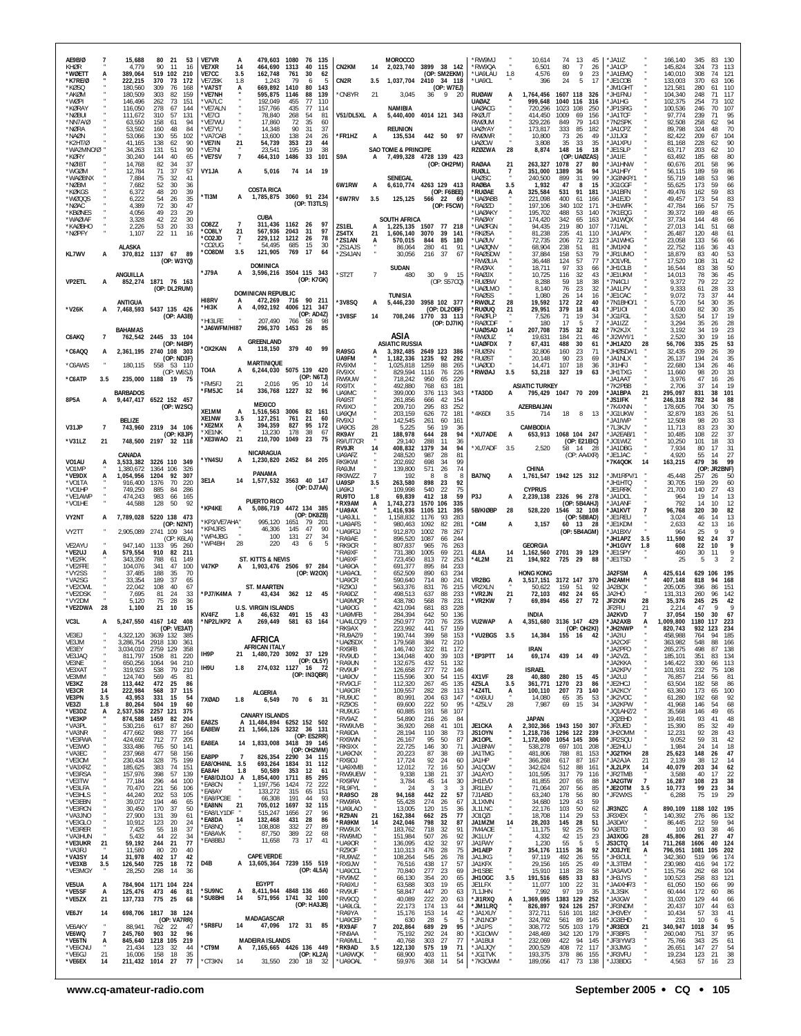AE9B/Ø 7 15,688 80 21 53
KHØR " 4,779 90 11 16
*WØETT A 389,064 519 102 210
*K7REI/Ø " 222,215 370 73 172
*KØSQ " 180,560 309 76 168
*AKØM " 180,509 303 82 159
*WØPI " 146,496 262 73 151
*KØRAY " 116,050 278 67 144
*NØBUI " 111,672 310 57 131
*NN7A/Ø " 63,550 158 61 94
*NØRA " 53,592 160 48 84
*NAØN " 53,066 130 55 102
*K2HT/Ø " 41,165 138 62 90
*WA2MNO/Ø " 34,263 131 51 90
*KØRY " 30,240 144 40 65
*NØIBT " 14,768 82 34 37
*WGØM " 12,784 71 37 57
*WAØBNX " 7,884 75 32 41
*NØBM " 7,682 52 30 36
*KØKGS " 6,372 48 20 39
*WØQQS " 6,222 54 26 35
*NØAC " 4,389 72 30 47
*KBØNES " 4,056 49 23 29
*WAØIAF " 3,328 42 22 30
*KAØBHO " 2,226 53 20 33
*NØPFY " 1,107 22 11 16

**ALASKA**
KL7WV A 370,812 1137 67 89 (OP: W3YQ)

**ANGUILLA**
VP2ETL A 852,274 1871 76 163 (OP: DL2RUM)

**ANTIGUA**
*V26K A 7,468,593 5437 135 426 (OP: AA3B)

**BAHAMAS**
C6AKQ 7 762,542 2445 33 104 (OP: N4BP)
*C6AQQ A 2,361,195 2740 108 303 (OP: ND3F)
*C6AWS " 180,115 558 53 110 (OP: W6SJ)
*C6ATP 3.5 235,000 1188 19 75

**BARBADOS**
8P5A A 9,447,417 6522 152 457 (OP: W2SC)

**BELIZE**
V31JP 7 743,960 2319 34 106 (OP: K8JP)
*V31LZ 21 748,500 2197 32 118

**CANADA**
VO1AU A 3,533,382 3226 110 349
VO1MP " 1,380,672 1364 106 326
*VE9DX A 1,054,956 1204 92 307
*VO1TA " 916,400 1376 70 220
*VO1HP " 749,250 885 84 286
*VE1AWP " 474,243 983 66 165
*VO1HE " 44,588 128 50 92

VY2NT A 7,789,028 5220 138 473 (OP: N2NT)
VY2TT " 2,905,089 2741 109 344 (OP: K6LA)

VE2AYU " 947,140 1133 95 260
*VE2UJ A 579,554 910 82 211
*VE2FK " 343,350 788 61 149
*VE2FFE " 104,076 341 47 100
*VY2SS " 37,485 188 35 70
*VA2SG " 33,354 189 37 65
*VE2CWL " 22,042 108 40 67
*VE2DSK " 7,695 81 24 33
*VY2DM " 5,120 75 28 36
*VE2DWA 28 1,100 21 10 15

VC3L A 5,247,550 4167 142 408 (OP: VE3AT)
VE3EJ " 4,322,120 3639 132 385
VE3JM " 3,286,754 2918 130 361
VE3EY " 3,034,010 2759 129 358
VE3JAQ " 811,797 1508 81 220
VE3NE " 650,256 1064 94 210
VE3XAT " 319,923 538 79 210
VE3MM " 124,740 569 45 81
VE3KZ 28 113,442 472 25 86
VE3CR 14 222,984 568 37 115
VE3PN 3.5 43,953 331 15 54
VE3ZI 1.8 80,264 504 19 60
*VE3DZ A 2,537,536 2257 121 375
*VE3KP " 874,588 1459 82 204
*VA3PL " 530,216 617 87 260
*VA3NR " 477,662 988 77 164
*VE3FWA " 424,692 712 77 205
*VE3WO " 333,486 765 50 141
*VA3EC " 237,968 477 58 156
*VE3OM " 230,434 328 75 199
*VA3XRZ " 185,625 383 74 151
*VE3RSA " 157,976 398 57 139
*VE3TW " 77,184 296 44 100
*VE3LFA " 70,470 221 56 106
*VE3HLS " 44,240 202 53 105
*VE3EBN " 39,072 194 46 65
*VE3RCN " 30,450 170 37 50
*VA3JNO " 27,900 131 39 61
*VE3GLO " 10,912 123 20 24
*VE3RER " 7,425 55 18 37
*VA3HUN " 5,432 44 22 34
*VE3UKR 21 59,192 244 21 77
*VA3RJ " 11,580 80 20 40
*VA3SY 14 31,978 402 17 42
*VE3XB 3.5 126,540 725 18 72
*VE3MGY " 28,250 298 14 36

VE5UA A 784,904 1171 104 224
*VE5SF A 125,476 473 46 81
*VE5ZX 21 137,733 775 25 68

VE6JY 14 698,706 1817 38 124 (OP: VA7RR)

VE6AKY " 88,941 762 22 47
VE6WQ 7 245,760 903 32 96
*VE6TN A 845,640 1218 105 219
*VE6CNU " 21,434 123 32 44
*VE6GJ 21 16,006 158 18 35
*VE6EX 14 211,432 1014 27 77

VE7VR A 479,603 1080 76 135
VE7XR 14 464,690 1313 40 115
VE7CC 3.5 162,748 761 30 62
VE7ZBK 1.8 1,243 79 6 5
*VA7ST A 669,892 1410 80 143
*VE7NH " 595,875 1146 88 139
*VA7LC " 192,049 455 77 110
*VE7ALN " 157,766 435 77 114
*VE7CI " 78,840 268 54 81
*VE7WU " 17,860 72 35 60
*VE7YU " 14,348 90 31 37
*VA7CAB " 13,600 138 24 26
*VE7IN 21 54,739 353 23 44
*VE7NI " 23,541 195 19 38
*VE7SV 7 464,310 1486 33 101

VY1JA A 5,016 74 14 19

**COSTA RICA**
*TI3M A 1,785,875 3060 91 234 (OP: TI3TLS)

**CUBA**
CO8ZZ 7 311,436 1162 26 97
*CO8LY 21 567,936 2043 31 97
*CO2JD 7 229,112 1212 26 78
*CO2UG " 54,495 685 15 30
*CO8DM 3.5 121,905 769 17 64

**DOMINICA**
*J79A A 3,596,216 3504 115 343 (OP: K7GK)

**DOMINICAN REPUBLIC**
HI8RV A 472,269 716 90 211
*HI3K A 4,092,192 4006 121 347 (OP: AD4Z)
*HI3LFE " 207,490 766 58 98
*JA6WFM/HI8 7 296,370 1453 26 85

**GREENLAND**
*OX2KAN A 118,150 379 40 99

**MARTINIQUE**
TO4A A 6,244,030 5075 139 420 (OP: N6TJ)
*FM5FJ 21 2,016 95 10 14
*FM5JC 14 336,768 1227 32 96

**MEXICO**
XE1MM A 1,516,563 3006 82 161
XE1NW 3.5 127,251 761 21 60
*XE2MX A 394,359 827 95 172
*XE1NK " 13,230 178 38 67
*XE3WAO 21 210,700 1049 23 75

**NICARAGUA**
*YN4SU A 1,230,820 2452 84 205

**PANAMA**
3E1A 14 1,577,532 3563 40 147 (OP: DJ7AA)

**PUERTO RICO**
*KP4KE A 5,086,719 4472 134 385 (OP: DK8ZB)
*KP3/VE7AHA " 995,120 1651 79 201
*KP4JRS " 46,306 145 47 90
*WP4JBG " 100 131 27 34
*WP4BH 28 220 43 6 5

**ST. KITTS & NEVIS**
V47KP A 1,903,476 2506 97 284 (OP: W2OX)

**ST. MAARTEN**
*PJ7/K4MA 7 43,434 362 12 45

**U.S. VIRGIN ISLANDS**
KV4FZ 1.8 46,632 491 15 43
*NP2L/KP2 A 269,449 581 63 164

## AFRICA

**AFRICAN ITALY**
IH9P 21 1,480,720 3092 37 129 (OP: OL5Y)
IH9U 1.8 274,032 1127 16 72 (OP: IN3QBR)

**ALGERIA**
7X0AD 1.8 6,549 70 6 31

**CANARY ISLANDS**
EA8ZS A 11,484,894 6252 152 502
EA8EW 21 1,566,126 3232 36 131 (OP: ES2RR)
EA8EA 14 1,833,008 3418 39 145 (OP: OH2MM)
EA8PP 7 826,354 2290 34 115
EA8/OH4NL 3.5 693,264 1834 31 112
EA8AH 1.8 50,589 353 12 61
*EA8/DJ1OJ A 1,854,400 1711 85 295
*EA8CN " 1,197,756 1424 72 222
*EA8AY " 133,272 315 65 151
*EA8/PC5E " 66,308 191 44 93
*EA8NN 21 705,012 1697 32 115
*EA8/LY1DF " 515,247 1656 27 96
*EA8DA 14 132,468 431 28 86
*EA8NQ " 108,808 332 27 89
*EA8AVK " 87,750 389 22 68
*EA8BBJ " 11,658 73 17 41

**CAPE VERDE**
D4B A 13,605,364 7239 155 519 (OP: 4L5A)

**EGYPT**
*SU9NC A 8,411,944 4848 136 460
*SU8BHI 14 571,956 1741 32 100 (OP: HA3JB)

**MADAGASCAR**
*5R8FU 14 47,096 172 31 85

**MADEIRA ISLANDS**
*CT9M A 7,165,665 4426 136 449 (OP: KL2A)
*CT3KN 14 31,550 230 18 32

**MOROCCO**
CN2KM 14 2,023,740 3899 38 142 (OP: SM2EKM)
CN2R 3.5 1,037,704 2410 34 118 (OP: W7EJ)
*CN8YR 21 3,045 36 9 20

**NAMIBIA**
V51/DL5XL A 5,440,400 4014 121 343

**REUNION**
*FR1HZ A 135,534 442 50 97

**SAO TOME & PRINCIPE**
S9A A 7,499,328 4728 139 423 (OP: OH2PM)

**SENEGAL**
6W1RW A 6,610,774 4263 129 413 (OP: F6BEE)
*6W7RV 3.5 125,125 566 22 69 (OP: F5CW)

**SOUTH AFRICA**
ZS1EL A 1,225,135 1507 77 218
ZS4TX 21 1,606,140 3070 39 141
*ZS1AN A 570,015 844 85 180
*ZS1AJS " 86,064 280 41 91
*ZS4JAN " 30,056 216 37 67

**SUDAN**
*ST2T 7 480 30 9 15 (OP: S57CQ)

**TUNISIA**
*3V8SQ A 5,446,230 3958 102 377 (OP: DL2OBF)
*3V8SF 14 708,246 1770 33 113 (OP: DJ7IK)

## ASIA

**ASIATIC RUSSIA**
RA9SG A 3,392,485 2649 123 386
UA9FM " 1,182,336 1235 92 292
RV9XM " 1,025,818 1259 88 265
RV9XX " 829,594 1116 76 226
RW9UW " 718,242 960 65 229
RX9TX " 492,880 768 63 181
UA9MC " 399,000 376 113 343
RA9ST " 261,856 666 42 154
RV9XO " 209,710 295 83 252
UA9QM " 203,159 626 72 181
RV9XJ " 142,545 261 60 161
UA9OS 28 5,225 56 19 36
RK9AY 21 188,978 644 28 94
R9/UT7CR " 29,140 288 11 36
RV9JR 14 408,832 1379 34 94
UA9AFZ " 248,520 987 28 81
RK9KWI " 202,692 698 34 99
RA9JM " 139,800 571 26 74
RK9WZZ 7 192 8 8 8
UA9SP 3.5 263,580 898 23 92
UA9KJ " 109,998 540 22 75
RU9TO 1.8 69,839 412 18 59
*RX9AM A 1,743,273 1570 106 335
*UA9AX " 1,416,936 1105 121 395
*UA9JLL " 1,158,832 1176 93 283
*UA9AFS " 980,463 1092 82 281
*UA9FGJ " 912,870 1002 78 267
*RA9AE " 896,520 1087 66 244
*RK9CR " 807,837 965 76 263
*RA9XF " 731,380 1005 69 221
*UA9XF " 723,450 813 72 253
*UA9OA " 691,377 895 84 233
*UA9AOL " 652,509 890 63 234
*UA9CR " 590,640 714 80 241
*RZ9OJ " 563,376 831 76 215
*RA9DZ " 498,513 637 88 233
*UA9MQR " 438,780 568 78 231
*UA9OG " 421,094 681 83 228
*UA9MFB " 284,394 642 50 136
*UA4LCQ/9 " 250,977 720 76 235
*RK9AX " 223,992 441 57 159
*RU9AZ/9 " 190,744 399 58 153
*UA9ZSDX " 179,568 384 72 210
*RX9FB " 146,740 322 81 172
*RV9UD " 134,048 400 39 103
*RA9UN " 132,675 432 51 132
*RV9UP " 126,658 277 72 146
*UA9OV " 115,596 300 54 115
*RV9CLF " 112,320 267 45 135
*UA9CIR " 109,557 282 28 113
*RU9UC " 80,991 204 63 147
*RZ9OS " 69,600 222 50 95
*RU9UG " 60,885 191 58 107
*RV9AZ " 54,890 216 26 84
*RW9UVB " 36,920 268 41 101
*RA9DA " 28,194 110 38 73
*RX9WN " 26,167 95 50 87
*RK9XX " 22,725 146 30 71
*UA9ONX " 20,223 87 38 69
*RX9DJ " 17,724 92 24 60
*UA9XMB " 12,012 72 16 50
*RW9UEW " 9,338 138 21 37
*RX9FW " 3,784 45 14 30
*RL9FYL " 24 3 3 3
*RA9SO 28 94,168 442 22 57
*RW9RA " 55,428 274 26 67
*UA9LAO " 13,005 120 15 36
*RZ9AN 21 162,384 662 25 77
*RA9KM 14 242,046 798 32 87
*RA9UX " 183,762 718 32 91
*RW9MD " 151,984 507 26 92
*UA9OR " 136,095 432 32 97
*RZ9OF " 110,313 476 28 75
*RU9WZ " 108,264 545 26 78
*RX9JW " 76,516 438 17 57
*UA9CLL " 70,840 277 23 69
*RV9MZ " 66,130 354 20 65
*RA9XU " 63,588 303 19 65
*RV9UF " 58,847 447 20 57
*RV9CQ " 40,089 222 20 63
*UA9LGL " 22,173 174 13 44
*RA9YA " 15,176 153 12 44
*UA9CEP " 630 28 5 5
*RX9AF 7 202,864 689 29 95
*RN9AA " 75,192 292 24 80
*RA9MLL " 40,768 303 27 77
*RK9AD 3.5 122,130 519 17 73
*UA9WQK " 68,900 403 11 54
*UA9OAL " 59,976 368 14 54
*RW9MJ " 10,614 74 13 45
*RW9QA " 6,501 80 7 26
*UA9LAU 1.8 4,576 69 9 23
*UA9CL " 396 24 5 17

RUØAW A 1,764,456 1607 118 326
UAØAZ " 999,648 1040 116 316
UAØACG " 720,296 1023 108 250
RKØUT " 414,450 1009 69 156
RWØUM " 329,226 849 79 143
UAØYAY " 173,817 333 85 182
RWØWR " 10,800 73 26 49
UAØCW " 3,808 35 33 35
RZØWA 28 8,874 148 16 18 (OP: UAØZAS)
RAØAA 21 263,327 1078 27 80
RUØLL 7 351,000 1389 36 94
UAØSC " 240,500 899 31 99
RAØBA 3.5 1,932 47 8 15
*RUØAE A 325,584 531 91 181
*UAØABB " 221,098 400 61 166
*RAØZD " 197,106 340 102 171
*UAØAKY " 195,702 488 53 140
*RAØAY " 174,420 342 65 163
*UAØFGN " 94,435 219 80 107
*RKØSA " 81,238 235 41 110
*UAØUV " 72,735 206 72 123
*UAØQNV " 68,904 238 51 81
*RAØSDW " 37,884 158 53 79
*RWØLUA " 36,448 124 57 77
*RVØAX " 18,711 97 33 66
*RAØIX " 10,725 116 32 43
*RUØBW " 8,288 59 18 38
*UAØLMO " 8,140 76 23 32
*RAØSS " 1,080 26 14 16
*RWØLZ 28 19,592 172 22 40
*RUØUQ 21 29,951 379 18 43
*RAØFLP " 7,526 71 19 34
*RAØCDF " 180 17 5 7
*UAØSAD 14 207,708 735 32 82
*RWØUZ " 19,631 184 21 46
*UAØFDX 7 67,431 488 30 61
*RUØSN " 32,806 160 23 71
*RUØST " 20,148 90 23 69
*UAØCD " 14,471 107 18 36
*RWØAJ 3.5 53,218 327 19 63

**ASIATIC TURKEY**
*TA3DD A 795,429 1047 70 209

**AZERBAIJAN**
*4K6DI 3.5 714 18 8 13

**CAMBODIA**
*XU7ADE A 653,913 1068 104 247 (OP: E21EIC)
*XU7ADF 3.5 2,520 58 14 28 (OP: AA4XR)

**CHINA**
BA7NQ A 1,761,547 1942 125 312

**CYPRUS**
P3J A 2,239,138 2326 96 278 (OP: 5B4AHJ)
5B/KØBP 28 528,220 1546 32 108 (OP: 5B8AD)
*C4M A 3,157 60 13 28 (OP: 5B4AGM)

**GEORGIA**
4L8A 14 1,162,560 2701 39 129
*4L2M 21 194,922 725 29 88

**HONG KONG**
VR2BG A 3,517,151 3172 147 370
VR2XLN " 50,622 159 51 92
*VR2JN 21 72,103 492 24 65
*VR2KW 7 69,894 456 27 72

**INDIA**
VU2WAP A 4,351,680 3136 147 429 (OP: OH2KI)
*VU2BGS 3.5 14,384 155 16 42

**IRAN**
*EP3PTT 14 69,174 439 14 49

**ISRAEL**
4X1VF 28 40,880 280 15 45
4Z5LA 3.5 361,771 1270 23 86
*4Z4TL A 100,110 207 73 140
*4X6UU " 14,080 65 35 53
*4Z5LV 28 7,987 69 15 34

**JAPAN**
JE1CKA A 2,302,366 1943 150 307
JS1OYN " 1,218,736 1296 122 239
JK1OPL " 1,172,600 1054 145 306
JA1BNW " 538,278 697 101 208
JA1TMG " 481,806 788 81 153
JA1HP " 366,268 617 87 167
JA1QOW " 342,624 512 88 161
JA1AYO " 101,595 317 79 116
JH1EVD " 81,855 207 65 88
JR1LEV " 71,064 207 56 85
7J1ABD " 63,240 178 56 80
JL1XMN " 34,680 129 43 59
JL1LNC " 22,176 103 50 62
JO1QZI " 18,708 114 29 53
JA1MZM 14 28,203 145 28 51
7M4ACE " 11,175 92 25 50
JK1LUY " 4,332 42 15 23
JA1FWY " 1,230 55 5 5
JH1AEP 7 354,176 1115 36 92
JA1KBG " 97,119 492 26 55
JA1KFX " 29,156 165 25 49
JH1SBE " 15,910 118 28 58
JH1OGC 3.5 191,516 685 33 83
JE1LFX " 11,077 100 22 31
7L1JHN " 7,992 97 19 35
*JI1RXQ A 1,369,695 1383 129 252
*JM1LRQ " 826,897 924 126 257
*JA1XUY " 372,711 516 101 182
*JN1NOP " 324,792 561 89 145
*JA1PS " 308,775 505 103 179
*JG1OWV " 248,469 342 120 179
*JA1BUI " 232,069 422 94 145
*JA1JQY " 200,529 408 72 117
*JG1TKK " 193,375 378 86 155
*7K3OWM " 189,056 417 73 138
*JA1IZ " 166,140 345 83 130
*JA1CP " 145,824 324 73 113
*JA1EMQ " 140,010 308 74 121
*JE1COB " 133,003 370 63 106
*JM1GHT " 121,581 280 61 110
*JH1FNU " 104,340 248 71 117
*JA1HG " 102,375 254 73 102
*7N2SPK " 100,536 246 70 107
*JP1SRG " 97,774 239 71 95
*JA1TCF " 92,508 258 62 94
*JA1CPZ " 89,798 324 48 70
*JJ1JGI " 82,422 209 67 104
*JA1XPU " 81,168 228 62 90
*JE1SLP " 63,717 203 62 101
*JA1IE " 63,492 185 68 80
*JA1HNW " 60,676 201 58 96
*JA1HFY " 56,115 189 59 86
*JG3NKP/1 " 55,719 148 53 98
*JG1GGF " 55,625 173 59 66
*JA1BFN " 49,476 162 59 83
*JA1EJD " 49,457 173 54 83
*JH1WFK " 47,784 166 57 75
*7K1EQG " 39,372 169 48 65
*JA1WQX " 37,734 144 48 66
*7J1AIL " 27,013 141 51 68
*JA1APX " 26,487 120 48 61
*JA1WHG " 23,058 133 56 66
*JM1KNI " 22,752 116 36 43
*JR1UMO " 18,879 83 40 53
*JO1VRL " 17,520 108 31 42
*JH1OLB " 16,544 83 38 50
*JE1UKM " 14,013 78 36 45
*7N4CLI " 9,372 79 22 22
*JA1LPV " 9,333 61 28 33
*JE1CAC " 9,072 73 37 44
*7N1BHO/1 " 5,720 54 30 35
*JP1IOI " 4,030 82 30 35
*JG1FGL " 3,520 54 17 19
*JA1IZZ " 3,294 35 26 28
*7K2KJX " 3,192 34 19 23
*JI2WYI/1 " 2,520 30 19 16
*JH1AZO 28 56,706 335 25 53
*JH05DA/1 " 32,435 209 26 39
*JA1NLX " 26,137 194 24 35
*JI1HFQ " 22,680 134 26 46
*JE1UQA " 11,660 98 20 33
*JH1TXG " 3,976 47 16 26
*JA1AAT " 2,706 37 14 19
*7K2PBB "
*JA1BPA 21 295,097 831 38 101
*JS1IFK " 246,318 782 34 88
*7K4XNN " 178,605 704 30 75
*JG1UKW " 32,879 183 26 51
*JA1IWP " 12,508 98 20 33
*7L3KJV " 11,713 83 23 30
*JA2EAB/1 " 10,485 108 22 37
*JO1WIZ " 10,250 101 18 33
*JA1DBG " 7,934 80 17 31
*JE1JAC " 4,920 55 14 27
*7K4QOK 14 163,215 479 36 99 (OP: JR2BNF)
*JM1RPV/1 " 45,448 257 26 50
*JH1HTQ " 30,705 159 29 60
*JE1RRK " 21,700 140 27 43
*JA1DCL " 964 19 14 13
*JA1ANF " 792 14 10 12
*JA1KVT 7 96,768 320 30 82
*JE1REU " 3,024 46 14 13
*JE1KDM " 2,633 42 13 16
*JA1BXV " 964 25 9 9
*JH1APZ 3.5 11,590 92 24 37
*JH1GVY 1.8 608 22 10 9
*JE1SPY " 460 30 11 9
*JE1TSD " 25 5 3 2

JA2FSM A 425,614 629 106 195
JH2AMH " 407,148 818 94 168
JA2BQX " 205,005 396 86 151
JA2HO " 131,313 260 96 142
JF2IOM 28 35,376 245 25 42
JF2FIU 21 2,214 47 9 9
JA2KVD 7 37,054 150 30 67
*JA2AXB A 1,009,800 1180 117 223
*JH2NWP " 820,743 932 123 234
*JA2IU " 458,988 764 94 185
*JA2CXF " 363,982 548 88 166
*JA2PFO " 265,275 498 87 138
*JA2VZL " 185,101 351 83 134
*JA2KKA " 146,462 330 66 113
*JA2KPV " 101,931 232 75 108
*JA2UJ " 76,857 214 56 81
*JE2HCJ " 63,504 182 58 86
*JA2KCY " 63,360 173 65 100
*JK2VOC " 61,280 192 68 92
*JA2KPW " 41,968 146 54 68
*JQ1AHZ/2 " 35,568 146 49 65
*JQ2EHD " 19,491 93 41 48
*JF2UED " 15,390 85 32 49
*JH2OMM " 12,231 92 28 43
*JR2SQU " 9,052 59 31 42
*JE2HLU " 1,984 24 14 18
*JG2TKH 28 25,623 148 26 47
*JA2AJA 21 2,139 38 12 14
*JL2LPX 14 40,079 203 34 62
*JR2TMB " 3,588 40 17 22
*JA2GTW 7 16,287 108 23 38
*JE2OTM 3.5 10,773 99 23 34
*JF2WXS " 6,288 75 19 29

JR3NZC A 890,109 1188 102 195
JR3XEX " 140,392 276 86 132
JA3DAY " 86,445 212 59 94
JA3ETD " 100 4 5 5
JA3XOG 28 45,806 261 27 47
JS3CTQ 14 711,268 1606 40 124
*JO3JYE A 796,051 1081 105 202
*JH3CUL " 342,360 519 96 174
*JL3TEM " 230,980 416 94 172
*JA3AVO " 115,596 262 68 104
*JH3JYS " 100,523 258 63 121
*JA4XHF/3 " 61,050 150 66 99
*JL3SIK " 60,444 172 60 92
*JA3GW " 31,020 129 44 66
*JR3NDM " 20,437 107 44 63
*JH3DEY " 10,434 57 33 41
*JG3EHD " 231 10 6 5
*JR3EOI 21 340,947 1018 34 95
*JF3BFS " 260,040 751 37 95
*JF3IYW/3 " 75,766 343 25 61
*JE3MGG " 26,651 147 27 46
*JF3VRU " 19,234 123 21 28
*JJ3BDG " 4,563 57 16 23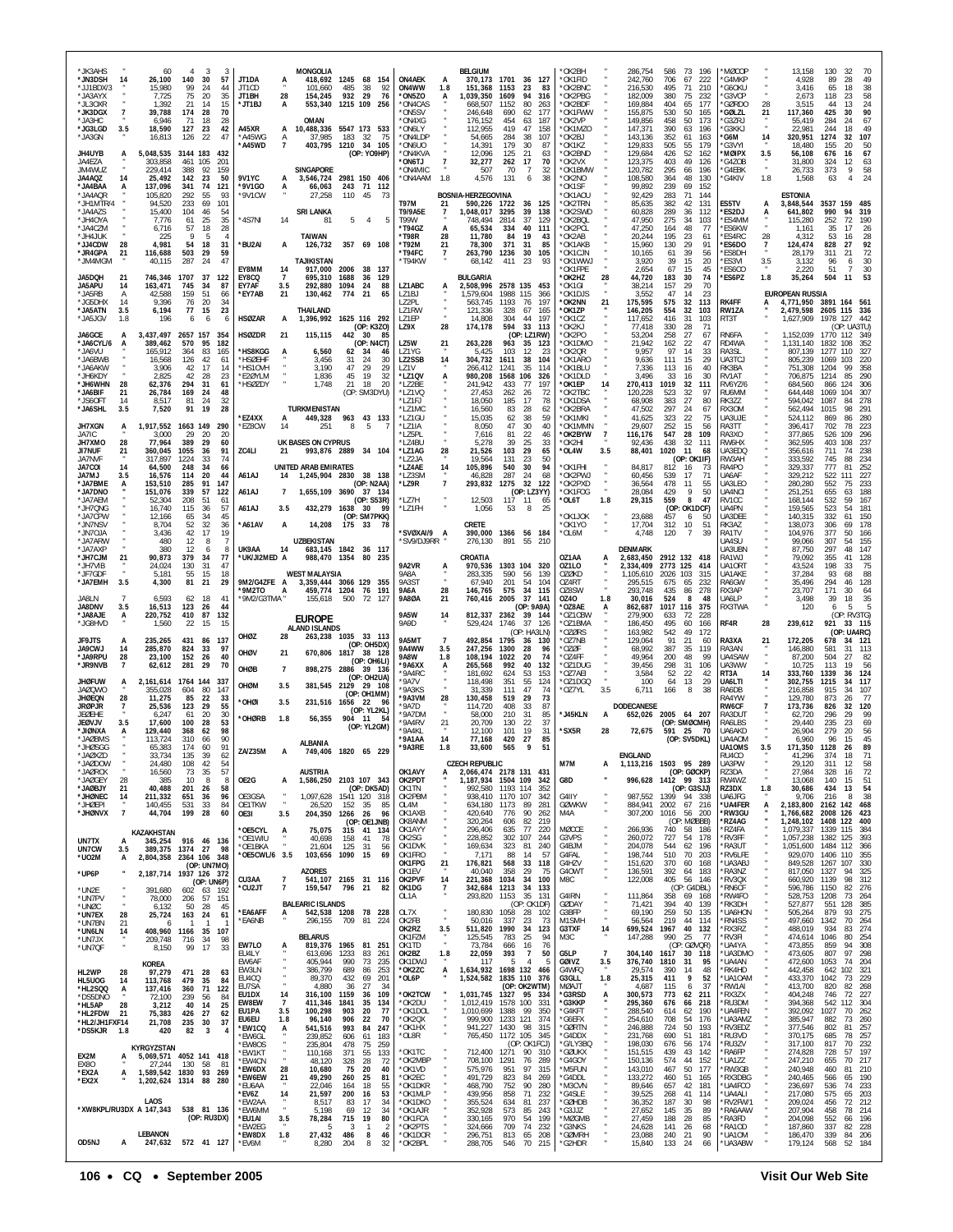| Call | Band | Score | QSOs | Zones | Countries |
|---|---|---|---|---|---|
| *JK3AHS | " | 60 | 4 | 3 | 3 |
| *JN3DSH | 14 | 26,100 | 140 | 30 | 57 |
| *JJ1BDX/3 | " | 15,980 | 99 | 24 | 44 |
| *JA3AYX | " | 7,725 | 75 | 20 | 35 |
| *JL3OXR | " | 1,392 | 21 | 14 | 15 |
| *JK3DGX | 7 | 39,788 | 174 | 28 | 70 |
| *JA3IHC | " | 6,946 | 71 | 18 | 28 |
| *JG3LGD | 3.5 | 18,590 | 127 | 23 | 42 |
| *JA3GN | " | 16,813 | 126 | 22 | 47 |
| JH4UYB | A | 5,048,535 | 3144 | 183 | 432 |
| JA4EZA | " | 303,858 | 461 | 105 | 201 |
| JM4WUZ | " | 229,414 | 388 | 92 | 159 |
| JA4AQZ | 14 | 25,492 | 142 | 23 | 50 |
| *JA4BAA | A | 137,096 | 341 | 74 | 121 |
| *JA4AQR | " | 105,820 | 292 | 55 | 93 |
| *JH4MTR/4 | " | 94,520 | 233 | 69 | 101 |
| *JA4AZS | " | 15,400 | 104 | 46 | 54 |
| *JH4OYA | " | 7,776 | 61 | 25 | 35 |
| *JA4CZM | " | 6,716 | 57 | 18 | 28 |
| *JH4JUK | " | 225 | 9 | 5 | 4 |
| *JJ4CDW | 28 | 4,981 | 54 | 18 | 31 |
| *JR4GPA | 21 | 116,688 | 503 | 29 | 59 |
| *JM4MGM | " | 40,115 | 287 | 24 | 47 |
| JA5DQH | 21 | 746,346 | 1707 | 37 | 122 |
| JA5APU | 14 | 163,471 | 745 | 34 | 87 |
| *JA5RB | A | 42,588 | 159 | 51 | 66 |
| *JG5DHX | 14 | 9,396 | 76 | 20 | 34 |
| *JA5ATN | 3.5 | 6,194 | 77 | 15 | 23 |
| *JA5JGV | 1.8 | 196 | 6 | 6 | 6 |
| JA6GCE | A | 3,437,497 | 2657 | 157 | 354 |
| *JA6CYL/6 | A | 389,462 | 570 | 95 | 182 |
| *JA6VU | " | 165,912 | 364 | 83 | 165 |
| *JA6BWB | " | 16,568 | 126 | 42 | 61 |
| *JA6AKW | " | 3,906 | 42 | 17 | 14 |
| *JH6KDY | " | 2,825 | 42 | 28 | 23 |
| *JH6WHN | 28 | 62,376 | 294 | 31 | 61 |
| *JA6BIF | 21 | 26,784 | 169 | 24 | 48 |
| *JS6OFT | 14 | 8,517 | 81 | 24 | 32 |
| *JA6SHL | 3.5 | 7,520 | 91 | 19 | 28 |
| JH7XGN | A | 1,917,552 | 1663 | 149 | 290 |
| JA7IC | " | 3,000 | 29 | 20 | 20 |
| JH7XMO | 28 | 77,964 | 389 | 29 | 60 |
| JI7NUF | 21 | 360,045 | 1055 | 36 | 91 |
| JA7MVF | " | 317,897 | 1224 | 33 | 74 |
| JA7COI | 14 | 64,500 | 248 | 34 | 66 |
| JA7MJ | 3.5 | 16,576 | 114 | 20 | 44 |
| *JA7BME | A | 153,510 | 285 | 91 | 147 |
| *JA7DNO | " | 151,076 | 339 | 57 | 122 |
| *JA7AEM | " | 52,304 | 208 | 51 | 61 |
| *JH7QNG | " | 16,740 | 115 | 36 | 57 |
| *JA7CPW | " | 12,166 | 65 | 34 | 45 |
| *JN7NSV | " | 8,704 | 52 | 32 | 36 |
| *JN7OJA | " | 3,436 | 42 | 17 | 19 |
| *JA7ARW | " | 480 | 12 | 8 | 7 |
| *JA7AXP | " | 380 | 12 | 6 | 8 |
| *JH7CJM | 21 | 90,873 | 379 | 34 | 77 |
| *JH7VIB | " | 24,024 | 130 | 31 | 47 |
| *JF7GDF | " | 5,181 | 55 | 15 | 18 |
| *JA7EMH | 3.5 | 4,300 | 81 | 21 | 29 |
| JA8LN | 7 | 6,593 | 62 | 18 | 41 |
| JA8DNV | 3.5 | 16,513 | 123 | 26 | 44 |
| *JA8AJE | A | 220,752 | 410 | 87 | 132 |
| *JG8HVD | " | 1,560 | 22 | 15 | 15 |
| JF9JTS | A | 235,265 | 431 | 86 | 137 |
| JA9CWJ | 14 | 285,870 | 824 | 33 | 97 |
| *JA9RPU | 28 | 23,100 | 152 | 26 | 40 |
| *JR9NVB | 7 | 62,612 | 281 | 29 | 70 |
| JH0FUW | A | 2,161,614 | 1764 | 144 | 337 |
| JA0QWO | " | 355,028 | 604 | 80 | 147 |
| JH0EQN | 28 | 11,275 | 85 | 22 | 33 |
| JR0PJR | 7 | 25,536 | 123 | 29 | 55 |
| JE0EHE | " | 6,247 | 61 | 20 | 30 |
| JE0VJV | 3.5 | 17,600 | 100 | 28 | 53 |
| *JI0NXA | A | 129,440 | 368 | 62 | 98 |
| *JA0BMS | " | 113,724 | 310 | 66 | 90 |
| *JH0SGG | " | 65,383 | 174 | 60 | 91 |
| *JA0XZD | " | 33,734 | 135 | 39 | 62 |
| *JA0DOW | " | 24,480 | 108 | 42 | 54 |
| *JA0RQK | " | 16,560 | 73 | 35 | 57 |
| *JA0GEY | 28 | 385 | 10 | 8 | 3 |
| *JA0BJY | 21 | 40,488 | 201 | 26 | 58 |
| *JH0NEC | 14 | 211,332 | 651 | 36 | 96 |
| *JH0EPI | " | 140,455 | 531 | 33 | 94 |
| *JH0NVX | 7 | 44,704 | 199 | 28 | 60 |

**KAZAKHSTAN**

| Call | Band | Score | QSOs | Zones | Countries |
|---|---|---|---|---|---|
| UN7TX | A | 345,254 | 916 | 46 | 136 |
| UN7CW | 3.5 | 389,375 | 1374 | 27 | 98 |
| *UO2M | A | 2,804,358 | 2364 | 106 | 348 |
| | | (OP: UN7MO) | | | |
| *UP6P | " | 2,187,714 | 1937 | 126 | 372 |
| | | (OP: UN6P) | | | |
| *UN2E | " | 391,680 | 602 | 63 | 192 |
| *UN7PV | " | 78,000 | 206 | 57 | 151 |
| *UN0C | " | 6,132 | 50 | 28 | 45 |
| *UN7EX | 28 | 25,724 | 163 | 24 | 61 |
| *UN7BN | 21 | 6 | 1 | 1 | 1 |
| *UN6LN | 14 | 408,960 | 1166 | 35 | 107 |
| *UN7JX | " | 209,748 | 716 | 34 | 98 |
| *UN7QF | " | 8,150 | 99 | 17 | 33 |

**KOREA**

| Call | Band | Score | QSOs | Zones | Countries |
|---|---|---|---|---|---|
| HL2WP | 28 | 97,279 | 471 | 28 | 63 |
| HL5UOG | 14 | 113,768 | 479 | 35 | 84 |
| *HL2SQQ | A | 137,416 | 360 | 71 | 122 |
| *DS5DNO | " | 72,100 | 239 | 56 | 84 |
| *HL5AP | 28 | 3,212 | 40 | 14 | 25 |
| *HL2FDW | 21 | 75,383 | 426 | 27 | 62 |
| *HL2/JH1FKF | 14 | 21,708 | 235 | 30 | 37 |
| *DS5KJR | 1.8 | 420 | 82 | 3 | 4 |

**KYRGYZSTAN**

| Call | Band | Score | QSOs | Zones | Countries |
|---|---|---|---|---|---|
| EX2M | A | 5,069,571 | 4052 | 141 | 418 |
| EX8O | " | 27,244 | 130 | 58 | 81 |
| *EX2A | A | 1,589,542 | 1830 | 93 | 269 |
| *EX2X | " | 1,202,624 | 1314 | 88 | 280 |

**LAOS**

| Call | Band | Score | QSOs | Zones | Countries |
|---|---|---|---|---|---|
| *XW8KPL/RU3DX | A | 147,343 | 538 | 81 | 136 |
| | | (OP: RU3DX) | | | |

**LEBANON**

| Call | Band | Score | QSOs | Zones | Countries |
|---|---|---|---|---|---|
| OD5NJ | A | 247,632 | 572 | 41 | 127 |

**MONGOLIA**

| Call | Band | Score | QSOs | Zones | Countries |
|---|---|---|---|---|---|
| JT1DA | A | 418,692 | 1245 | 68 | 154 |
| JT1CD | " | 101,660 | 485 | 38 | 92 |
| JT1BH | 28 | 154,245 | 932 | 29 | 76 |
| *JT1BJ | A | 553,340 | 1215 | 109 | 256 |

**OMAN**

| Call | Band | Score | QSOs | Zones | Countries |
|---|---|---|---|---|---|
| A45XR | A | 10,488,336 | 5547 | 173 | 533 |
| *A45WG | A | 37,985 | 183 | 32 | 75 |
| *A45WD | 7 | 403,795 | 1210 | 34 | 105 |
| | | (OP: YO9HP) | | | |

**SINGAPORE**

| Call | Band | Score | QSOs | Zones | Countries |
|---|---|---|---|---|---|
| 9V1YC | A | 3,546,724 | 2981 | 150 | 406 |
| *9V1GO | A | 66,063 | 243 | 71 | 112 |
| *9V1CW | " | 27,258 | 110 | 45 | 73 |

**SRI LANKA**

| Call | Band | Score | QSOs | Zones | Countries |
|---|---|---|---|---|---|
| *4S7NI | 14 | 81 | 5 | 4 | 5 |

**TAIWAN**

| Call | Band | Score | QSOs | Zones | Countries |
|---|---|---|---|---|---|
| *BU2AI | A | 126,732 | 357 | 69 | 108 |

**TAJIKISTAN**

| Call | Band | Score | QSOs | Zones | Countries |
|---|---|---|---|---|---|
| EY8MM | 14 | 917,000 | 2006 | 38 | 137 |
| EY8CQ | 7 | 695,310 | 1688 | 36 | 129 |
| EY7AF | 3.5 | 292,880 | 1094 | 24 | 88 |
| *EY7AB | 21 | 130,462 | 774 | 21 | 65 |

**THAILAND**

| Call | Band | Score | QSOs | Zones | Countries |
|---|---|---|---|---|---|
| HS0ZAR | A | 1,396,992 | 1625 | 116 | 292 |
| | | (OP: K3ZO) | | | |
| HS0ZDR | 21 | 115,115 | 442 | 30 | 85 |
| | | (OP: N4CT) | | | |
| *HS8KGG | A | 6,560 | 62 | 34 | 46 |
| *HS0ZHF | " | 3,456 | 31 | 24 | 30 |
| *HS1CVH | " | 3,190 | 47 | 29 | 29 |
| *E20YLM | " | 1,836 | 45 | 19 | 32 |
| *HS0ZDY | " | 1,748 | 21 | 18 | 20 |
| | | (OP: SM3DYU) | | | |

**TURKMENISTAN**

| Call | Band | Score | QSOs | Zones | Countries |
|---|---|---|---|---|---|
| *EZ4XX | A | 449,328 | 963 | 43 | 133 |
| *EZ8CW | 14 | 251 | 8 | 5 | 7 |

**UK BASES ON CYPRUS**

| Call | Band | Score | QSOs | Zones | Countries |
|---|---|---|---|---|---|
| ZC4LI | 21 | 993,876 | 2889 | 34 | 104 |

**UNITED ARAB EMIRATES**

| Call | Band | Score | QSOs | Zones | Countries |
|---|---|---|---|---|---|
| A61AJ | 14 | 1,245,904 | 2830 | 38 | 138 |
| | | (OP: N2AA) | | | |
| A61AJ | 7 | 1,655,109 | 3690 | 37 | 134 |
| | | (OP: S53R) | | | |
| A61AJ | 3.5 | 432,279 | 1638 | 30 | 99 |
| | | (OP: SM7PKK) | | | |
| *A61AV | A | 14,208 | 175 | 33 | 78 |

**UZBEKISTAN**

| Call | Band | Score | QSOs | Zones | Countries |
|---|---|---|---|---|---|
| UK9AA | 14 | 683,145 | 1842 | 36 | 117 |
| *UK/JI2MED | A | 988,470 | 1354 | 80 | 235 |

**WEST MALAYSIA**

| Call | Band | Score | QSOs | Zones | Countries |
|---|---|---|---|---|---|
| 9M2/G4ZFE | A | 3,359,444 | 3066 | 129 | 355 |
| *9M2TO | A | 459,774 | 1204 | 76 | 191 |
| *9M2/G3TMA | " | 155,618 | 500 | 72 | 127 |

## EUROPE

**ALAND ISLANDS**

| Call | Band | Score | QSOs | Zones | Countries |
|---|---|---|---|---|---|
| OH0Z | 28 | 263,238 | 1035 | 33 | 113 |
| | | (OP: OH5DX) | | | |
| OH0V | 21 | 670,806 | 1817 | 38 | 128 |
| | | (OP: OH6LI) | | | |
| OH0B | 7 | 898,275 | 2886 | 39 | 136 |
| | | (OP: OH2UA) | | | |
| OH0M | 3.5 | 381,545 | 2129 | 29 | 108 |
| | | (OP: OH1MM) | | | |
| *OH0I | 3.5 | 231,516 | 1656 | 22 | 96 |
| | | (OP: YL2KL) | | | |
| *OH0RB | 1.8 | 56,355 | 904 | 11 | 54 |
| | | (OP: YL2GM) | | | |

**ALBANIA**

| Call | Band | Score | QSOs | Zones | Countries |
|---|---|---|---|---|---|
| ZA/Z35M | A | 749,406 | 1820 | 65 | 229 |

**AUSTRIA**

| Call | Band | Score | QSOs | Zones | Countries |
|---|---|---|---|---|---|
| OE2G | A | 1,586,250 | 2103 | 107 | 343 |
| | | (OP: DK5AD) | | | |
| OE3GSA | " | 1,097,628 | 1541 | 120 | 318 |
| OE1TKW | " | 26,520 | 152 | 35 | 85 |
| OE3I | 3.5 | 204,350 | 1266 | 26 | 96 |
| | | (OP: OE1JNB) | | | |
| *OE5CYL | A | 75,075 | 315 | 41 | 134 |
| *OE1WIU | " | 40,698 | 158 | 41 | 78 |
| *OE1BKA | " | 21,604 | 125 | 31 | 56 |
| *OE5CWL/6 | 3.5 | 103,656 | 1090 | 15 | 69 |

**AZORES**

| Call | Band | Score | QSOs | Zones | Countries |
|---|---|---|---|---|---|
| CU3AA | 7 | 541,107 | 2165 | 31 | 116 |
| *CU2JT | 7 | 159,547 | 796 | 21 | 82 |

**BALEARIC ISLANDS**

| Call | Band | Score | QSOs | Zones | Countries |
|---|---|---|---|---|---|
| *EA6AFF | A | 542,538 | 1208 | 78 | 228 |
| *EA6NB | " | 296,155 | 709 | 81 | 224 |

**BELARUS**

| Call | Band | Score | QSOs | Zones | Countries |
|---|---|---|---|---|---|
| EW7LO | A | 819,376 | 1965 | 81 | 251 |
| EU4LY | " | 613,696 | 1233 | 83 | 261 |
| EW6AF | " | 405,944 | 990 | 73 | 235 |
| EW3LN | " | 386,799 | 689 | 86 | 253 |
| EU4CQ | " | 89,370 | 432 | 69 | 201 |
| EU7SA | " | 4,880 | 36 | 27 | 34 |
| EU1DX | 14 | 316,100 | 1159 | 36 | 109 |
| EW8EW | 7 | 411,346 | 1841 | 35 | 134 |
| EU1PA | 3.5 | 100,298 | 903 | 20 | 77 |
| EU6EU | 1.8 | 96,140 | 906 | 22 | 70 |
| *EW1CQ | A | 541,516 | 993 | 84 | 247 |
| *EW6GL | " | 239,852 | 606 | 61 | 183 |
| *EW8OS | " | 235,804 | 478 | 75 | 259 |
| *EW1KT | " | 110,168 | 371 | 55 | 133 |
| *EW4CN | " | 48,120 | 328 | 28 | 72 |
| *EW6DX | 28 | 10,680 | 75 | 20 | 40 |
| *EW6EW | 21 | 49,290 | 250 | 25 | 81 |
| *EU6AA | " | 22,046 | 164 | 18 | 55 |
| *EV6Z | 14 | 21,597 | 200 | 16 | 53 |
| *EW2AA | " | 8,517 | 83 | 17 | 34 |
| *EW6MM | " | 5,198 | 69 | 12 | 34 |
| *EU1AI | 3.5 | 78,284 | 715 | 19 | 80 |
| *EW2EG | " | 3 | 1 | 1 | 2 |
| *EW8DX | 1.8 | 27,432 | 486 | 8 | 46 |
| *EV6M | " | 8,280 | 204 | 8 | 32 |

**BELGIUM**

| Call | Band | Score | QSOs | Zones | Countries |
|---|---|---|---|---|---|
| ON4AEK | A | 370,173 | 1701 | 36 | 127 |
| ON4WW | 1.8 | 151,368 | 1153 | 23 | 83 |
| *ON5ZO | A | 1,039,350 | 1609 | 94 | 316 |
| *ON4CAS | " | 668,507 | 1152 | 80 | 263 |
| *ON5SV | " | 246,648 | 690 | 62 | 177 |
| *ON4XG | " | 176,152 | 454 | 63 | 187 |
| *ON6LY | " | 112,955 | 419 | 47 | 158 |
| *ON4LDP | " | 54,665 | 284 | 38 | 107 |
| *ON6UO | " | 14,391 | 179 | 30 | 87 |
| *ON4KVA | " | 12,096 | 125 | 21 | 63 |
| *ON6TJ | 7 | 32,277 | 262 | 17 | 70 |
| *ON4MIC | " | 507 | 70 | 7 | 32 |
| *ON4AAM | 1.8 | 4,576 | 131 | 6 | 38 |

**BOSNIA-HERZEGOVINA**

| Call | Band | Score | QSOs | Zones | Countries |
|---|---|---|---|---|---|
| T97M | 21 | 590,226 | 1722 | 36 | 125 |
| T9/9A5E | 7 | 1,048,017 | 3295 | 39 | 138 |
| T99W | " | 748,494 | 2814 | 37 | 129 |
| *T94GZ | A | 65,534 | 334 | 40 | 111 |
| *T98R | 28 | 11,780 | 84 | 19 | 43 |
| *T92M | 21 | 78,300 | 371 | 31 | 85 |
| *T94FC | 7 | 263,790 | 1236 | 30 | 105 |
| *T94KW | " | 68,142 | 411 | 23 | 93 |

**BULGARIA**

| Call | Band | Score | QSOs | Zones | Countries |
|---|---|---|---|---|---|
| LZ1ABC | A | 2,508,996 | 2578 | 135 | 453 |
| LZ1BJ | " | 1,579,604 | 1988 | 115 | 366 |
| LZ2PL | " | 563,745 | 1193 | 76 | 197 |
| LZ1RW | " | 121,336 | 328 | 67 | 165 |
| LZ1EP | " | 14,808 | 304 | 44 | 197 |
| LZ9X | 28 | 174,178 | 594 | 33 | 113 |
| | | (OP: LZ1RW) | | | |
| LZ5W | 21 | 263,228 | 963 | 35 | 123 |
| LZ1YG | " | 5,425 | 103 | 12 | 23 |
| LZ2SSB | 14 | 304,732 | 1611 | 38 | 104 |
| LZ1V | " | 296,412 | 1241 | 35 | 114 |
| *LZ1QV | A | 980,208 | 1568 | 106 | 326 |
| *LZ2BE | " | 241,942 | 433 | 77 | 197 |
| *LZ1VQ | " | 27,453 | 262 | 26 | 72 |
| *LZ1FJ | " | 18,050 | 185 | 17 | 78 |
| *LZ1MC | " | 16,560 | 83 | 28 | 62 |
| *LZ1GU | " | 15,035 | 62 | 38 | 59 |
| *LZ1IA | " | 8,050 | 47 | 30 | 40 |
| *LZ5PL | " | 7,616 | 81 | 22 | 46 |
| *LZ4BU | " | 5,278 | 39 | 25 | 33 |
| *LZ1AG | 28 | 21,526 | 103 | 29 | 65 |
| *LZ2JA | " | 19,564 | 131 | 23 | 50 |
| *LZ4AE | 14 | 105,896 | 540 | 30 | 94 |
| *LZ3SM | " | 46,828 | 287 | 24 | 68 |
| *LZ9R | 7 | 293,832 | 1275 | 32 | 122 |
| | | (OP: LZ3YY) | | | |
| *LZ7H | " | 12,503 | 117 | 11 | 65 |
| *LZ1FH | " | 1,056 | 53 | 8 | 25 |

**CRETE**

| Call | Band | Score | QSOs | Zones | Countries |
|---|---|---|---|---|---|
| *SV0XAI/9 | A | 390,000 | 1366 | 56 | 184 |
| *SV9/DJ9RR | " | 276,130 | 891 | 55 | 210 |

**CROATIA**

| Call | Band | Score | QSOs | Zones | Countries |
|---|---|---|---|---|---|
| 9A2VR | A | 970,536 | 1303 | 104 | 320 |
| 9A8A | " | 283,335 | 590 | 56 | 139 |
| 9A3ST | " | 67,940 | 201 | 54 | 104 |
| 9A6A | 28 | 146,765 | 575 | 34 | 115 |
| 9A8OA | 21 | 760,416 | 2005 | 37 | 141 |
| | | (OP: 9A9A) | | | |
| 9A5W | 14 | 812,337 | 2362 | 39 | 144 |
| 9A9D | " | 529,424 | 1746 | 37 | 126 |
| | | (OP: HA3LN) | | | |
| 9A5MT | 7 | 492,854 | 1795 | 36 | 130 |
| 9A4WW | 3.5 | 247,256 | 1300 | 28 | 96 |
| 9A8W | 1.8 | 108,194 | 1022 | 20 | 74 |
| *9A6XX | A | 265,568 | 992 | 40 | 132 |
| *9A4RC | " | 181,692 | 624 | 53 | 153 |
| *9A7V | " | 118,498 | 351 | 55 | 124 |
| *9A3KS | " | 31,339 | 111 | 47 | 74 |
| *9A3VM | 28 | 130,458 | 519 | 29 | 73 |
| *9A7D | " | 114,720 | 408 | 33 | 87 |
| *9A7DM | " | 58,000 | 210 | 31 | 85 |
| *9A4RV | 21 | 20,709 | 130 | 22 | 37 |
| *9A4KL | " | 12,100 | 101 | 19 | 31 |
| *9A1AA | 14 | 77,168 | 420 | 27 | 85 |
| *9A3RE | 1.8 | 33,600 | 565 | 9 | 51 |

**CZECH REPUBLIC**

| Call | Band | Score | QSOs | Zones | Countries |
|---|---|---|---|---|---|
| OK1AVY | A | 2,066,474 | 2178 | 131 | 431 |
| OK2PDT | " | 1,187,934 | 1504 | 109 | 342 |
| OK1TN | " | 992,580 | 1193 | 114 | 352 |
| OK2PBM | " | 938,410 | 1170 | 107 | 342 |
| OL4M | " | 634,180 | 1173 | 89 | 281 |
| OK1AXB | " | 420,640 | 776 | 90 | 262 |
| OK8ANM | " | 320,264 | 606 | 82 | 219 |
| OK1AYY | " | 296,406 | 635 | 77 | 220 |
| OK2SG | " | 228,852 | 302 | 107 | 244 |
| OK1DVK | " | 169,634 | 323 | 81 | 240 |
| OK1FRO | " | 7,171 | 88 | 14 | 57 |
| OK1FPG | 21 | 176,821 | 568 | 33 | 118 |
| OK1EV | " | 40,040 | 358 | 29 | 75 |
| OK2PVF | 14 | 221,368 | 1034 | 34 | 100 |
| OK1DG | 7 | 342,684 | 1213 | 34 | 133 |
| OL1A | " | 293,820 | 1153 | 35 | 131 |
| | | (OP: OK1DF) | | | |
| OL7X | " | 180,830 | 1058 | 28 | 102 |
| OK2FB | " | 50,016 | 337 | 23 | 73 |
| OK2RZ | 3.5 | 511,820 | 1990 | 34 | 123 |
| OK1FZM | " | 125,545 | 783 | 25 | 94 |
| OK1TD | " | 73,784 | 666 | 16 | 76 |
| OK2BZ | 1.8 | 22,059 | 393 | 7 | 50 |
| OK1DWJ | " | 117 | 5 | 4 | 5 |
| *OK2ZC | A | 1,634,932 | 1698 | 132 | 466 |
| *OL6P | " | 1,524,582 | 1835 | 110 | 376 |
| | | (OP: OK2WTM) | | | |
| *OK2TCW | " | 1,031,745 | 1327 | 95 | 334 |
| *OK2DU | " | 1,012,419 | 1578 | 100 | 331 |
| *OK1DOL | " | 1,010,669 | 1388 | 99 | 330 |
| *OK2QX | " | 999,900 | 1233 | 121 | 374 |
| *OK1HX | " | 941,227 | 1430 | 98 | 315 |
| *OL8R | " | 765,450 | 1172 | 105 | 345 |
| | | (OP: OK1FCJ) | | | |
| *OK1TC | " | 712,400 | 1271 | 90 | 310 |
| *OK2MBP | " | 708,100 | 1293 | 76 | 289 |
| *OK1VD | " | 575,976 | 951 | 97 | 315 |
| *OK2EC | " | 491,729 | 823 | 84 | 269 |
| *OK1DKR | " | 468,794 | 1021 | 77 | 254 |
| *OK1MLP | " | 439,956 | 858 | 71 | 232 |
| *OK1DKO | " | 355,524 | 634 | 81 | 237 |
| *OK1AJR | " | 352,928 | 875 | 45 | 243 |
| *OK1FCA | " | 330,165 | 970 | 54 | 199 |
| *OK2PTS | " | 324,060 | 576 | 79 | 224 |
| *OK1DOR | " | 296,751 | 813 | 65 | 208 |
| *OK2BPL | " | 288,705 | 546 | 70 | 215 |

| Call | Band | Score | QSOs | Zones | Countries |
|---|---|---|---|---|---|
| *OK2BH | " | 286,754 | 586 | 73 | 196 |
| *OK1FD | " | 242,760 | 706 | 67 | 222 |
| *OK2BNC | " | 216,530 | 495 | 71 | 210 |
| *OK2PBG | " | 182,009 | 380 | 75 | 232 |
| *OK2BDF | " | 169,884 | 404 | 65 | 177 |
| *OK1FWW | " | 155,875 | 530 | 50 | 165 |
| *OK2VP | " | 149,856 | 458 | 50 | 173 |
| *OK1MZO | " | 147,371 | 390 | 63 | 196 |
| *OK2BJ | " | 143,136 | 352 | 61 | 163 |
| *OK1KZ | " | 129,833 | 505 | 55 | 179 |
| *OK2BND | " | 129,684 | 426 | 52 | 162 |
| *OK2VX | " | 123,375 | 403 | 49 | 126 |
| *OK1BMW | " | 120,782 | 295 | 66 | 196 |
| *OK2NO | " | 108,580 | 364 | 48 | 130 |
| *OK1SF | " | 99,892 | 239 | 69 | 152 |
| *OK1AOU | " | 92,429 | 283 | 71 | 144 |
| *OK2TRN | " | 85,635 | 382 | 42 | 131 |
| *OK2SWD | " | 60,828 | 289 | 36 | 112 |
| *OK2BQL | " | 47,950 | 275 | 34 | 103 |
| *OK2PCL | " | 47,250 | 164 | 48 | 77 |
| *OK2AB | " | 20,244 | 195 | 23 | 61 |
| *OK1AKB | " | 15,960 | 130 | 29 | 91 |
| *OK1CJN | " | 10,165 | 61 | 39 | 56 |
| *OK1WWJ | " | 3,920 | 39 | 15 | 20 |
| *OK1FPE | " | 2,654 | 67 | 15 | 45 |
| *OK2HZ | 28 | 44,720 | 183 | 30 | 74 |
| *OK1GI | " | 38,214 | 157 | 29 | 70 |
| *OK1DJS | " | 3,552 | 47 | 14 | 23 |
| *OK2NN | 21 | 175,595 | 575 | 32 | 113 |
| *OK1ZP | " | 146,205 | 554 | 32 | 103 |
| *OK1CZ | " | 117,652 | 416 | 31 | 103 |
| *OK2KJ | " | 77,418 | 330 | 28 | 71 |
| *OK2PO | " | 53,204 | 258 | 27 | 67 |
| *OK1DMO | " | 21,942 | 162 | 22 | 47 |
| *OK2QR | " | 9,957 | 97 | 14 | 33 |
| *OK1ARO | " | 9,636 | 111 | 15 | 29 |
| *OK1BLU | " | 7,336 | 113 | 16 | 40 |
| *OK1DLD | " | 3,496 | 33 | 16 | 30 |
| *OK1EP | 14 | 270,413 | 1019 | 32 | 111 |
| *OK2TBC | " | 120,228 | 523 | 32 | 97 |
| *OK1DSA | " | 68,908 | 383 | 27 | 80 |
| *OK2BRA | " | 47,502 | 297 | 24 | 67 |
| *OK1MKI | " | 41,625 | 323 | 22 | 75 |
| *OK1MMN | " | 29,607 | 252 | 15 | 56 |
| *OK2BYW | 7 | 116,176 | 547 | 28 | 109 |
| *OK2HI | " | 92,436 | 438 | 32 | 111 |
| *OL4W | 3.5 | 88,401 | 1020 | 11 | 68 |
| | | (OP: OK1IF) | | | |
| *OK1FHI | " | 84,817 | 812 | 16 | 73 |
| *OK2PWJ | " | 60,456 | 539 | 17 | 71 |
| *OK2PXD | " | 36,564 | 478 | 11 | 55 |
| *OK1FCG | " | 28,084 | 429 | 9 | 50 |
| *OL6T | 1.8 | 29,315 | 559 | 8 | 47 |
| | | (OP: OK1DCF) | | | |
| *OK1JOCK | " | 23,688 | 457 | 6 | 50 |
| *OK1YO | " | 17,704 | 312 | 10 | 51 |
| *OL6M | " | 4,748 | 120 | 7 | 39 |

**DENMARK**

| Call | Band | Score | QSOs | Zones | Countries |
|---|---|---|---|---|---|
| OZ1AA | A | 2,683,450 | 2912 | 132 | 418 |
| OZ1LO | " | 2,334,409 | 2773 | 125 | 414 |
| OZ0KD | " | 1,105,610 | 2026 | 103 | 315 |
| OZ4RT | " | 295,515 | 675 | 65 | 232 |
| OZ8SW | " | 293,748 | 435 | 86 | 278 |
| OZ4O | 1.8 | 30,016 | 524 | 8 | 48 |
| *OZ8AE | A | 862,687 | 1017 | 116 | 375 |
| *OZ1CBW | " | 279,900 | 633 | 72 | 228 |
| *OZ1BMA | " | 186,450 | 495 | 60 | 166 |
| *OZ6RS | " | 163,982 | 542 | 49 | 172 |
| *OZ7NB | " | 129,064 | 91 | 21 | 60 |
| *OZ0F | " | 68,992 | 387 | 35 | 119 |
| *OZ4FF | " | 49,964 | 200 | 48 | 99 |
| *OZ1DUG | " | 39,456 | 298 | 31 | 106 |
| *OZ7AEI | " | 3,584 | 52 | 22 | 42 |
| *OZ1DGQ | " | 100 | 64 | 13 | 29 |
| *OZ7YL | 3.5 | 6,711 | 166 | 8 | 38 |

**DODECANESE**

| Call | Band | Score | QSOs | Zones | Countries |
|---|---|---|---|---|---|
| J45KLN | A | 652,026 | 2005 | 64 | 207 |
| | | (OP: SM0CMH) | | | |
| *SX5R | 28 | 72,675 | 591 | 25 | 70 |
| | | (OP: SV5DKL) | | | |

**ENGLAND**

| Call | Band | Score | QSOs | Zones | Countries |
|---|---|---|---|---|---|
| M4M | A | 1,113,216 | 1503 | 95 | 289 |
| | | (OP: G0CKP) | | | |
| G8D | " | 996,628 | 1412 | 99 | 313 |
| | | (OP: G3SJJ) | | | |
| G4IIY | " | 987,552 | 1399 | 94 | 338 |
| G0MKW | " | 884,941 | 2002 | 67 | 216 |
| M4A | " | 307,200 | 1016 | 56 | 200 |
| | | (OP: M0BBB) | | | |
| M0CCE | " | 266,936 | 740 | 58 | 186 |
| G3VPS | " | 260,072 | 727 | 54 | 178 |
| G4BJM | " | 204,078 | 544 | 62 | 196 |
| G4FAL | " | 198,744 | 510 | 70 | 203 |
| G4HZV | " | 151,620 | 370 | 60 | 168 |
| G4OWT | " | 136,591 | 392 | 64 | 183 |
| M8C | " | 122,008 | 405 | 56 | 146 |
| | | (OP: G4DBL) | | | |
| G4IRN | " | 111,864 | 358 | 69 | 168 |
| G0DAY | " | 71,421 | 394 | 40 | 139 |
| G3BFP | " | 69,190 | 259 | 50 | 135 |
| M1SMH | " | 56,564 | 219 | 44 | 114 |
| G3TXF | 14 | 699,524 | 1967 | 40 | 132 |
| M3C | " | 147,288 | 990 | 25 | 77 |
| | | (OP: G0VQR) | | | |
| G5LP | 7 | 304,140 | 1617 | 30 | 118 |
| G0IVZ | 3.5 | 376,740 | 1810 | 31 | 95 |
| G4WFQ | " | 29,574 | 390 | 14 | 48 |
| G3GLL | 1.8 | 25,315 | 411 | 9 | 52 |
| M0AJT | " | 4,687 | 115 | 6 | 37 |
| *G3RSD | A | 300,573 | 773 | 62 | 211 |
| *G3KKP | " | 295,360 | 676 | 66 | 218 |
| *G4KFT | " | 288,540 | 614 | 62 | 190 |
| *G6EFX | " | 254,610 | 708 | 54 | 176 |
| *G0RTN | " | 246,888 | 724 | 50 | 193 |
| *G4DDX | " | 231,768 | 690 | 51 | 181 |
| *G1YBB | " | 198,030 | 676 | 56 | 174 |
| *G0UKX | " | 151,535 | 439 | 43 | 142 |
| *G4IAY | " | 150,136 | 574 | 44 | 152 |
| *M0DCG | " | 143,010 | 467 | 50 | 177 |
| *G4LDL | " | 133,272 | 460 | 51 | 165 |
| *M3CVN | " | 89,646 | 452 | 47 | 121 |
| *G4SLE | " | 39,526 | 288 | 36 | 86 |
| *G8HDB | " | 36,352 | 187 | 30 | 98 |
| *G3JJZ | " | 27,652 | 145 | 35 | 89 |
| *M0GMB | " | 27,459 | 188 | 28 | 85 |
| *G3NKS | " | 24,628 | 141 | 26 | 86 |
| *G0MRH | " | 23,088 | 240 | 21 | 90 |
| *G0CHA | " | 15,840 | 133 | 24 | 66 |

| Call | Band | Score | QSOs | Zones | Countries |
|---|---|---|---|---|---|
| *M0OOP | " | 13,158 | 130 | 32 | 70 |
| *G4MKP | " | 4,928 | 89 | 28 | 49 |
| *G6OKU | " | 3,416 | 65 | 18 | 38 |
| *G3VOP | " | 2,673 | 118 | 23 | 58 |
| *G0RDO | 28 | 3,515 | 44 | 13 | 24 |
| *G0LZL | 21 | 117,360 | 425 | 30 | 90 |
| *G3ZRJ | " | 55,419 | 284 | 24 | 67 |
| *G3KKJ | " | 22,981 | 244 | 18 | 49 |
| *G6M | 14 | 320,951 | 1274 | 32 | 107 |
| *G3VYI | " | 18,480 | 155 | 20 | 50 |
| *M0IPX | 3.5 | 56,108 | 676 | 16 | 67 |
| *G4ZOB | " | 31,800 | 324 | 12 | 63 |
| *G4EBK | " | 26,733 | 373 | 9 | 58 |
| *G4KIV | 1.8 | 1,568 | 63 | 4 | 24 |

**ESTONIA**

| Call | Band | Score | QSOs | Zones | Countries |
|---|---|---|---|---|---|
| ES5TV | A | 3,848,544 | 3537 | 159 | 485 |
| *ES2DJ | A | 641,802 | 990 | 94 | 319 |
| *ES4MM | " | 115,280 | 252 | 72 | 190 |
| *ES6KW | " | 1,161 | 35 | 17 | 26 |
| *ES4RC | 28 | 4,312 | 53 | 16 | 28 |
| *ES6DO | 7 | 124,474 | 828 | 27 | 92 |
| *ES8DH | " | 28,179 | 311 | 21 | 72 |
| *ES3VI | 3.5 | 3,132 | 96 | 6 | 30 |
| *ES6CO | " | 2,220 | 51 | 7 | 30 |
| *ES6PZ | 1.8 | 35,264 | 504 | 11 | 53 |

**EUROPEAN RUSSIA**

| Call | Band | Score | QSOs | Zones | Countries |
|---|---|---|---|---|---|
| RK4FF | A | 4,771,950 | 3891 | 164 | 561 |
| RW1ZA | " | 2,479,598 | 2605 | 115 | 336 |
| RT3T | " | 1,627,909 | 1978 | 127 | 442 |
| | | (OP: UA3TU) | | | |
| RN6FA | " | 1,152,039 | 1770 | 112 | 349 |
| RD4WA | " | 1,131,140 | 1832 | 108 | 352 |
| RA3SL | " | 807,139 | 1277 | 110 | 327 |
| UA3TCJ | " | 805,239 | 1069 | 103 | 220 |
| RK3BA | " | 751,308 | 1204 | 99 | 358 |
| RV1AT | " | 706,875 | 1214 | 85 | 290 |
| RV6YZ/6 | " | 684,560 | 866 | 124 | 306 |
| RU6MM | " | 644,448 | 1069 | 104 | 307 |
| RK3ZZ | " | 594,042 | 1087 | 84 | 278 |
| RX3OM | " | 562,494 | 1015 | 98 | 291 |
| UA3UJE | " | 524,112 | 869 | 86 | 280 |
| RA3TT | " | 396,417 | 702 | 78 | 223 |
| RA3XO | " | 377,865 | 526 | 109 | 296 |
| RW6HX | " | 362,595 | 403 | 108 | 237 |
| UA3EDQ | " | 356,616 | 711 | 74 | 238 |
| RW3AH | " | 333,592 | 745 | 88 | 234 |
| RA4PO | " | 329,337 | 777 | 81 | 252 |
| UA6AF | " | 329,212 | 522 | 111 | 227 |
| UA3LEO | " | 280,280 | 552 | 75 | 233 |
| UA4NCI | " | 251,251 | 655 | 63 | 188 |
| RV1CC | " | 168,144 | 532 | 59 | 167 |
| UA4PN | " | 159,565 | 523 | 54 | 181 |
| UA3DEE | " | 140,315 | 332 | 61 | 150 |
| RK3AZ | " | 138,073 | 306 | 69 | 178 |
| RA1TV | " | 104,976 | 377 | 50 | 166 |
| UA4SU | " | 99,066 | 307 | 54 | 155 |
| UA3UBN | " | 87,750 | 297 | 48 | 147 |
| RA1WJ | " | 79,092 | 355 | 41 | 128 |
| UA1ORT | " | 43,524 | 198 | 33 | 75 |
| UA1AKE | " | 37,384 | 93 | 68 | 88 |
| RA6GW | " | 35,496 | 294 | 46 | 128 |
| RX3AP | " | 23,707 | 171 | 30 | 64 |
| UA6LP | " | 3,498 | 39 | 18 | 35 |
| RX3TWA | " | 120 | 6 | 5 | 5 |
| | | (OP: RV3TG) | | | |
| RF4R | 28 | 239,612 | 921 | 33 | 115 |
| | | (OP: UA4RC) | | | |
| RA3XA | 21 | 172,205 | 678 | 34 | 121 |
| RA3AN | " | 146,880 | 581 | 31 | 113 |
| UA4SAW | " | 87,200 | 504 | 27 | 82 |
| UA3WW | " | 10,725 | 113 | 19 | 56 |
| RT3A | 14 | 333,760 | 1339 | 36 | 124 |
| UA6LTI | " | 302,755 | 1215 | 34 | 117 |
| RA6DB | " | 216,858 | 915 | 34 | 107 |
| RA4YW | " | 129,780 | 873 | 26 | 77 |
| RW6CF | 7 | 173,736 | 826 | 32 | 120 |
| RA3DUT | " | 62,720 | 296 | 29 | 99 |
| RA6LBS | " | 29,440 | 235 | 23 | 69 |
| UA6AKD | " | 26,904 | 279 | 20 | 56 |
| UA4AOM | " | 6,960 | 96 | 15 | 45 |
| UA1OMS | 3.5 | 171,350 | 1128 | 26 | 89 |
| RU4CO | " | 41,296 | 374 | 18 | 71 |
| UA3PW | " | 29,120 | 311 | 12 | 58 |
| RZ3DA | " | 27,984 | 326 | 16 | 72 |
| RW4WZ | " | 13,068 | 140 | 15 | 51 |
| RZ3DX | 1.8 | 30,686 | 434 | 13 | 54 |
| UA6JFG | " | 9,706 | 216 | 8 | 38 |
| *UA4FER | A | 2,183,800 | 2162 | 142 | 468 |
| *RW3GU | " | 1,766,682 | 2008 | 126 | 423 |
| *RZ4AG | " | 1,248,102 | 1408 | 122 | 400 |
| *RZ4FA | " | 1,079,337 | 1339 | 115 | 384 |
| *RV3FF | " | 1,057,238 | 1382 | 125 | 393 |
| *RA3UT | " | 1,051,600 | 1484 | 112 | 366 |
| *RV6LFE | " | 929,070 | 1406 | 110 | 355 |
| *UA3ABJ | " | 849,528 | 1267 | 107 | 330 |
| *RA3NZ | " | 817,050 | 1327 | 94 | 325 |
| *RV3QX | " | 660,690 | 1139 | 98 | 312 |
| *RN6CF | " | 596,786 | 1150 | 82 | 276 |
| *RW4FO | " | 528,753 | 1208 | 73 | 264 |
| *RK3DH | " | 527,877 | 551 | 128 | 385 |
| *UA6HON | " | 505,264 | 879 | 93 | 275 |
| *RN4SS | " | 497,660 | 1342 | 70 | 264 |
| *RX3RZ | " | 488,019 | 934 | 83 | 274 |
| *RV3R | " | 474,614 | 1046 | 80 | 254 |
| *UA4YA | " | 473,685 | 859 | 94 | 308 |
| *UA4AN | " | 472,600 | 1053 | 74 | 204 |
| *RK4HD | " | 442,458 | 642 | 102 | 321 |
| *UA1OAM | " | 433,370 | 1042 | 73 | 229 |
| *RW1AI | " | 413,700 | 820 | 82 | 268 |
| *RX3ZX | " | 404,248 | 746 | 72 | 277 |
| *RW3GB | " | 400,800 | 680 | 93 | 307 |
| *RU3DM | " | 394,368 | 542 | 112 | 304 |
| *RX3DBG | " | 392,092 | 1027 | 70 | 262 |
| *UA4FCO | " | 236,697 | 505 | 75 | 216 |
| *UA4ALI | " | 217,080 | 575 | 65 | 203 |
| *RV2FW/1 | " | 209,024 | 456 | 72 | 212 |
| *RA6AAW | " | 207,864 | 478 | 74 | 203 |
| *RA3FD | " | 204,098 | 552 | 62 | 196 |
| *RA1CD | " | 187,860 | 387 | 82 | 228 |
| *UA1CEG | " | 186,470 | 394 | 84 | 200 |
| *UA3ABW | " | 179,124 | 568 | 52 | 184 |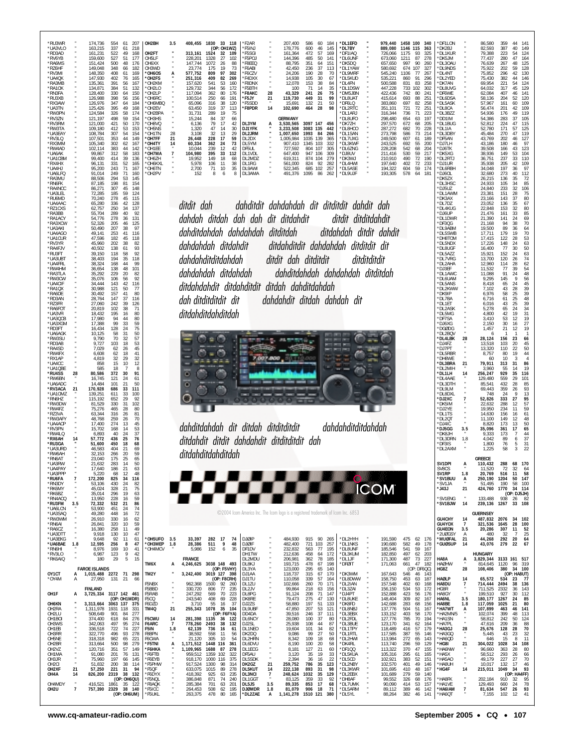| Call | Band | Score | QSOs | Zones | Countries |
|---|---|---|---|---|---|
| *RU3WR | " | 174,736 | 554 | 61 | 207 |
| *UA3VLO | " | 163,215 | 337 | 61 | 218 |
| *RD3AD | " | 161,231 | 522 | 49 | 168 |
| *RV6YB | " | 159,600 | 527 | 51 | 177 |
| *RA6MS | " | 151,424 | 500 | 48 | 176 |
| *RZ6HF | " | 149,048 | 348 | 66 | 182 |
| *RV3MI | " | 148,350 | 408 | 61 | 169 |
| *UA4QK | " | 147,930 | 402 | 76 | 165 |
| *RA3WB | " | 135,361 | 391 | 56 | 167 |
| *RA1OK | " | 134,871 | 384 | 51 | 132 |
| *RN3FA | " | 128,400 | 330 | 64 | 150 |
| *RU3XB | " | 126,988 | 398 | 56 | 156 |
| *RX3AW | " | 126,976 | 347 | 64 | 184 |
| *UA3TN | " | 125,426 | 395 | 49 | 168 |
| *RW3PN | " | 124,584 | 326 | 58 | 174 |
| *RV3ZN | " | 121,197 | 498 | 59 | 154 |
| *RV3RM | " | 121,000 | 421 | 50 | 170 |
| *RW3TA | " | 109,180 | 412 | 53 | 153 |
| *UA3EAY | " | 108,784 | 307 | 54 | 154 |
| *RV3LQ | " | 107,501 | 353 | 44 | 149 |
| *RX3MM | " | 105,340 | 302 | 62 | 167 |
| *RW4AD | " | 102,114 | 383 | 44 | 142 |
| *UA6AK | " | 99,867 | 312 | 58 | 183 |
| *UA1CBM | " | 99,400 | 414 | 39 | 136 |
| *RX4HX | " | 96,131 | 331 | 52 | 165 |
| *UA4HJ | " | 95,200 | 243 | 71 | 167 |
| *UA6LFQ | " | 91,014 | 249 | 71 | 160 |
| *RA3MU | " | 88,506 | 294 | 53 | 145 |
| *RN6FK | " | 87,185 | 198 | 81 | 154 |
| *RA4NCC | " | 86,271 | 307 | 45 | 148 |
| *UA3LEL | " | 72,285 | 185 | 59 | 124 |
| *RU6MD | " | 70,240 | 278 | 45 | 115 |
| *UA4AAC | " | 65,280 | 336 | 42 | 128 |
| *RZ1CXS | " | 62,757 | 250 | 34 | 137 |
| *RA3BB | " | 55,704 | 289 | 40 | 92 |
| *RA1ACY | " | 54,776 | 278 | 36 | 131 |
| *RA3XOW | " | 52,326 | 205 | 46 | 125 |
| *UA3AKI | " | 50,490 | 207 | 38 | 97 |
| *UA4AGO | " | 49,141 | 253 | 41 | 116 |
| *UA1CUR | " | 47,596 | 182 | 45 | 118 |
| *RV3YR | " | 45,960 | 202 | 38 | 82 |
| *RA4FJV | " | 40,502 | 138 | 61 | 93 |
| *RU3FT | " | 39,150 | 118 | 58 | 92 |
| *UA3UBT | " | 38,403 | 194 | 35 | 118 |
| *UA4FRL | " | 38,324 | 168 | 44 | 99 |
| *RW4HM | " | 36,654 | 138 | 48 | 101 |
| *RA3TLA | " | 35,292 | 229 | 20 | 82 |
| *RW3CW | " | 35,076 | 106 | 56 | 92 |
| *UA4CIF | " | 34,444 | 143 | 42 | 116 |
| *RA1QX | " | 30,988 | 121 | 50 | 77 |
| *RA6DE | " | 30,492 | 157 | 41 | 80 |
| *RD3AN | " | 28,764 | 147 | 37 | 116 |
| *RZ3FR | " | 27,060 | 242 | 39 | 126 |
| *RA6FOT | " | 20,819 | 102 | 38 | 71 |
| *UA3VFI | " | 18,432 | 195 | 16 | 80 |
| *UA3QCB | " | 17,980 | 94 | 44 | 80 |
| *UA3XGM | " | 17,388 | 99 | 33 | 59 |
| *RD3FT | " | 16,434 | 128 | 24 | 75 |
| *UA6AGK | " | 10,125 | 58 | 31 | 50 |
| *RW3SU | " | 9,790 | 70 | 32 | 57 |
| *RD3AB | " | 9,727 | 103 | 18 | 53 |
| *RA4SD | " | 7,029 | 62 | 26 | 45 |
| *RW4FX | " | 6,608 | 62 | 18 | 41 |
| *RX1AP | " | 4,819 | 32 | 29 | 32 |
| *UA4CC | " | 858 | 15 | 10 | 12 |
| *UA1QBE | " | 585 | 18 | 7 | 8 |
| *RU4SS | 28 | 80,586 | 372 | 30 | 91 |
| *RW6BN | " | 16,745 | 121 | 24 | 61 |
| *UA6ADC | " | 14,484 | 101 | 21 | 50 |
| *RV3ACA | 21 | 170,928 | 686 | 33 | 111 |
| *UA1OMZ | " | 139,251 | 611 | 33 | 100 |
| *RN6HZ | " | 115,192 | 652 | 29 | 92 |
| *RW3DW | " | 81,529 | 330 | 31 | 102 |
| *RW4FZ | " | 75,276 | 465 | 28 | 80 |
| *RZ3VA | " | 63,344 | 316 | 26 | 81 |
| *RW3AFY | " | 48,768 | 259 | 26 | 70 |
| *UA4ACP | " | 17,400 | 274 | 13 | 45 |
| *RV3PN | " | 15,702 | 168 | 14 | 53 |
| *RW4LQ | " | 6,893 | 40 | 24 | 37 |
| *RX6AH | 14 | 57,772 | 436 | 25 | 76 |
| *RU3GA | " | 51,600 | 450 | 18 | 68 |
| *UA3URD | " | 46,583 | 404 | 21 | 69 |
| *RW6AH | " | 32,153 | 266 | 20 | 59 |
| *RN6AT | " | 23,040 | 175 | 25 | 65 |
| *UA3RW | " | 21,632 | 283 | 14 | 50 |
| *UA4PAY | " | 17,640 | 186 | 21 | 63 |
| *UA3PPP | " | 5,220 | 68 | 12 | 48 |
| *RU6FA | 7 | 172,200 | 825 | 34 | 116 |
| *RN3DY | " | 53,106 | 430 | 24 | 82 |
| *RK6MY | " | 45,024 | 328 | 21 | 75 |
| *RK6BZ | " | 35,014 | 296 | 19 | 63 |
| *RN4ACQ | " | 13,950 | 228 | 16 | 59 |
| *RU3FM | 3.5 | 72,332 | 532 | 21 | 86 |
| *UA6LCN | " | 53,900 | 451 | 24 | 74 |
| *UA3SAQ | " | 49,280 | 448 | 16 | 72 |
| *RW3WM | " | 26,910 | 330 | 16 | 62 |
| *RN6AI | " | 26,841 | 320 | 10 | 59 |
| *RA6CZ | " | 16,380 | 258 | 11 | 49 |
| *UA3DTT | " | 9,918 | 130 | 10 | 47 |
| *UA3EKG | " | 9,648 | 92 | 11 | 61 |
| *UA6BAE | 1.8 | 12,595 | 256 | 8 | 47 |
| *RN6HI | " | 8,976 | 169 | 10 | 41 |
| *RV3LO | " | 6,987 | 123 | 9 | 42 |
| *RK6AIQ | " | 180 | 29 | 5 | 15 |

**FAROE ISLANDS**

| Call | Band | Score | QSOs | Zones | Countries |
|---|---|---|---|---|---|
| OY1CT | A | 1,015,488 | 2272 | 71 | 298 |
| *OY4M | A | 27,950 | 131 | 21 | 66 |

**FINLAND**

| Call | Band | Score | QSOs | Zones | Countries |
|---|---|---|---|---|---|
| OH1F | A | 3,725,334 | 3117 | 142 | 461 |
| | | (OP: OH1MDR) | | | |
| OH6KN | " | 3,313,664 | 3063 | 137 | 375 |
| OH2RA | " | 1,311,978 | 1931 | 118 | 331 |
| OH2LU | " | 508,649 | 901 | 84 | 277 |
| OH1BOI | " | 374,400 | 618 | 84 | 276 |
| OH3WS | " | 342,063 | 497 | 95 | 274 |
| OH1EB | " | 336,518 | 722 | 74 | 227 |
| OH3RR | " | 322,770 | 496 | 93 | 278 |
| OH5NE | " | 318,318 | 982 | 65 | 221 |
| OH2BR | " | 313,664 | 500 | 98 | 279 |
| OH2VZ | " | 120,716 | 351 | 57 | 149 |
| OH1MA | " | 91,080 | 201 | 76 | 131 |
| OH3JR | " | 75,960 | 197 | 66 | 145 |
| OH2CI | " | 51,832 | 200 | 38 | 114 |
| OH2XF | 21 | 57,250 | 221 | 31 | 94 |
| OH4A | 14 | 826,200 | 2319 | 38 | 132 |
| | | (OP: OH6QU) | | | |
| OH4MDY | " | 416,521 | 1861 | 35 | 123 |
| OH2U | 7 | 757,390 | 2329 | 38 | 140 |
| | | (OP: OH6UM) | | | |
| OH2BH | 3.5 | 408,455 | 1830 | 33 | 118 |
| | | (OP: OH1WZ) | | | |
| OH2FT | " | 313,161 | 1524 | 32 | 109 |
| OH5LF | " | 228,201 | 1328 | 27 | 102 |
| OH6XX | " | 147,744 | 1072 | 26 | 88 |
| OH3WD | " | 23,774 | 175 | 19 | 73 |
| *OH6OS | A | 577,752 | 809 | 97 | 302 |
| *OH2FS | " | 251,316 | 409 | 82 | 269 |
| *OH2KM | " | 157,620 | 541 | 53 | 160 |
| *OH2LO | " | 129,732 | 344 | 56 | 172 |
| *OH2LP | " | 117,094 | 362 | 80 | 176 |
| *OH6RC | " | 100,514 | 250 | 66 | 191 |
| *OH6MBQ | " | 65,096 | 316 | 38 | 120 |
| *OH2EV | " | 63,450 | 319 | 37 | 113 |
| *OH2BPA | " | 31,731 | 289 | 19 | 75 |
| *OH3HS | " | 15,244 | 84 | 37 | 66 |
| *OH8VQ | " | 6,136 | 79 | 17 | 42 |
| *OH5NS | " | 1,320 | 47 | 14 | 30 |
| *OH1TN | 28 | 3,108 | 32 | 13 | 29 |
| *OH7FF | 21 | 26,448 | 228 | 17 | 59 |
| *OH4TY | 14 | 60,334 | 362 | 24 | 73 |
| *OH1EE | " | 10,044 | 239 | 12 | 42 |
| *OH7MA | 7 | 104,980 | 395 | 33 | 112 |
| *OH6ZH | " | 19,952 | 149 | 18 | 68 |
| *OH6KXL | " | 5,978 | 106 | 11 | 38 |
| *OH6TN | " | 2,700 | 71 | 10 | 35 |
| *OH2PV | " | 152 | 8 | 6 | 8 |
| *OH5UFO | 3.5 | 33,397 | 282 | 17 | 74 |
| *OH3MEP | 1.8 | 28,386 | 511 | 9 | 48 |
| *OH4MCV | " | 5,986 | 152 | 6 | 35 |

**FRANCE**

| Call | Band | Score | QSOs | Zones | Countries |
|---|---|---|---|---|---|
| TM6X | A | 4,246,625 | 3038 | 148 | 493 |
| | | (OP: F5VHY) | | | |
| TM2Y | " | 3,242,400 | 3019 | 127 | 398 |
| | | (OP: F8CRH) | | | |
| F5NBX | " | 962,368 | 1500 | 92 | 260 |
| F5BBD | " | 330,720 | 806 | 77 | 235 |
| F5RAB | " | 247,292 | 569 | 70 | 223 |
| F5CQ | " | 243,540 | 408 | 69 | 228 |
| F6DZD | " | 3,710 | 55 | 16 | 37 |
| TM4Q | 21 | 255,343 | 1078 | 35 | 104 |
| | | (OP: F6FYA) | | | |
| F5CWU | 14 | 281,398 | 1135 | 36 | 122 |
| F6ARC | 7 | 778,260 | 2493 | 38 | 132 |
| F5IN | 1.8 | 62,139 | 736 | 16 | 61 |
| F8BPN | " | 38,592 | 558 | 11 | 56 |
| F6OWA | " | 21,120 | 305 | 10 | 54 |
| *F5TNI | A | 1,171,512 | 1448 | 116 | 361 |
| *F6HKA | " | 1,109,965 | 1688 | 87 | 278 |
| *F6FTB | " | 959,512 | 1359 | 102 | 322 |
| *F6EYB | " | 918,170 | 1000 | 116 | 375 |
| *F5PHW | " | 917,524 | 1300 | 98 | 314 |
| *F5QF | " | 633,075 | 1015 | 89 | 278 |
| *F6DYX | " | 418,392 | 925 | 63 | 235 |
| *F5NQL | " | 386,848 | 871 | 74 | 240 |
| *F8AQK | " | 285,384 | 701 | 63 | 201 |
| *F5ICC | " | 264,453 | 508 | 62 | 195 |
| *F5UKL | " | 263,375 | 478 | 80 | 165 |
| *F2AR | " | 207,400 | 586 | 60 | 184 |
| *F5INJ | " | 178,776 | 600 | 46 | 145 |
| *F5SGI | " | 161,364 | 472 | 57 | 169 |
| *F5POJ | " | 144,396 | 485 | 50 | 141 |
| *F8EEQ | " | 88,795 | 351 | 64 | 151 |
| *F6ABI | " | 42,450 | 236 | 37 | 113 |
| *F6CZV | " | 24,206 | 190 | 28 | 70 |
| *F4DXX | " | 14,938 | 105 | 30 | 67 |
| *F8DNX | " | 12,078 | 153 | 38 | 84 |
| *F5BTH | " | 100 | 71 | 14 | 35 |
| *F8AKC | 28 | 43,329 | 241 | 26 | 75 |
| *F5JY | 21 | 119,730 | 449 | 31 | 99 |
| *F5SDD | " | 15,691 | 132 | 21 | 50 |
| *F8PDR | 14 | 102,690 | 464 | 28 | 98 |

**GERMANY**

| Call | Band | Score | QSOs | Zones | Countries |
|---|---|---|---|---|---|
| DL3YM | A | 3,530,565 | 3097 | 147 | 456 |
| DJ1YFK | " | 3,233,508 | 3083 | 135 | 442 |
| DL2JRM | " | 1,007,650 | 1993 | 84 | 266 |
| DL2DX | " | 1,005,984 | 1035 | 139 | 365 |
| DL5YM | " | 907,410 | 1345 | 103 | 332 |
| DF5UL | " | 727,592 | 804 | 107 | 305 |
| DL1VDL | " | 647,400 | 947 | 106 | 309 |
| DL2MDZ | " | 619,311 | 874 | 104 | 279 |
| DL1RG | " | 561,000 | 824 | 92 | 282 |
| DL9AWI | " | 522,345 | 685 | 102 | 257 |
| DL3AMA | " | 491,376 | 1095 | 86 | 262 |
| DJ0IP | " | 484,930 | 915 | 90 | 265 |
| DJ0IF | " | 482,400 | 721 | 103 | 257 |
| DF1DV | " | 232,832 | 563 | 77 | 195 |
| DH1TW | " | 212,636 | 458 | 64 | 172 |
| DL2MDU | " | 206,981 | 362 | 78 | 185 |
| DL8KJ | " | 193,715 | 478 | 67 | 198 |
| DL3YA | " | 123,000 | 295 | 65 | 140 |
| DJ1AA | " | 118,737 | 315 | 67 | 170 |
| DJ1TU | " | 110,058 | 339 | 57 | 164 |
| DL1ZU | " | 102,666 | 260 | 70 | 171 |
| DL2JV | " | 99,864 | 218 | 63 | 156 |
| DL8PG | " | 91,124 | 208 | 71 | 147 |
| DK8RE | " | 79,473 | 275 | 47 | 130 |
| DJ2ZS | " | 58,880 | 197 | 51 | 133 |
| DL9UBF | " | 47,850 | 207 | 53 | 121 |
| DO4DA | " | 39,516 | 246 | 37 | 111 |
| DL6NCY | " | 28,080 | 100 | 37 | 80 |
| DJ2SL | " | 25,938 | 108 | 44 | 87 |
| DL1NEO | " | 19,604 | 101 | 34 | 82 |
| DK2DQ | " | 9,086 | 99 | 27 | 50 |
| DL2HRN | " | 8,342 | 109 | 18 | 68 |
| DL6DVU | " | 8,190 | 100 | 20 | 58 |
| DL1EOG | " | 8,181 | 127 | 21 | 60 |
| DF5AU | " | 3,120 | 35 | 19 | 33 |
| DL5SDK | " | 2,394 | 36 | 16 | 22 |
| DK2GZ | 21 | 259,752 | 786 | 35 | 123 |
| DL5JS | 3.5 | 89,335 | 853 | 17 | 68 |
| DL5KUT | 14 | 222,138 | 893 | 31 | 98 |
| DL3NCI | 7 | 248,624 | 1032 | 35 | 129 |
| DJ0MDR | 1.8 | 81,079 | 906 | 18 | 71 |
| *DL2ZAE | A | 1,141,278 | 1510 | 121 | 380 |
| *DL1EFD | " | 979,440 | 1458 | 100 | 340 |
| *DL7BY | " | 889,080 | 1146 | 115 | 363 |
| *DF1IAQ | " | 726,066 | 1175 | 93 | 325 |
| *DL6UNF | " | 673,060 | 1211 | 87 | 278 |
| *DK5DQ | " | 657,650 | 997 | 90 | 260 |
| *DL1YAW | " | 580,692 | 674 | 107 | 327 |
| *DL9MRF | " | 545,240 | 1106 | 77 | 267 |
| *DL5KUD | " | 535,221 | 860 | 91 | 296 |
| *DL4IFN | " | 500,588 | 831 | 83 | 258 |
| *DL1DSW | " | 447,228 | 733 | 102 | 302 |
| *DM5JBN | " | 422,436 | 742 | 80 | 241 |
| *DL8UAT | " | 415,614 | 693 | 88 | 251 |
| *DF8LQ | " | 383,860 | 697 | 82 | 258 |
| *DL2RTC | " | 351,101 | 721 | 72 | 251 |
| *DL1ARJ | " | 316,344 | 736 | 71 | 223 |
| *DL4FO | " | 298,480 | 654 | 63 | 197 |
| *DK7ZH | " | 297,570 | 672 | 68 | 205 |
| *DL8HCO | " | 287,272 | 682 | 70 | 228 |
| *DL1SAN | " | 273,798 | 586 | 73 | 214 |
| *DL7UXG | " | 249,500 | 607 | 61 | 189 |
| *DL3KWF | " | 243,525 | 692 | 55 | 200 |
| *DL6ZNG | " | 228,208 | 542 | 68 | 204 |
| *DJ8UV | " | 211,416 | 530 | 59 | 217 |
| *DK3WJ | " | 210,910 | 490 | 72 | 190 |
| *DL4HWM | " | 197,640 | 402 | 72 | 233 |
| *DL5ASE | " | 194,322 | 604 | 59 | 174 |
| *DL9UJF | " | 193,305 | 578 | 64 | 181 |
| *DL2HYH | " | 191,590 | 475 | 62 | 176 |
| *DL1NKS | " | 190,680 | 582 | 49 | 178 |
| *DL8UNF | " | 185,546 | 541 | 59 | 167 |
| *DL3KUM | " | 182,850 | 497 | 62 | 203 |
| *DL1JF | " | 171,300 | 487 | 73 | 227 |
| *DF0IT | " | 171,063 | 661 | 47 | 182 |
| | | (OP: DF6QC) | | | |
| *DK3WM | " | 167,643 | 546 | 46 | 143 |
| *DL8DWW | " | 158,750 | 453 | 63 | 187 |
| *DL2IAN | " | 157,548 | 402 | 60 | 168 |
| *DL3ZAI | " | 156,150 | 534 | 53 | 172 |
| *DJ4PT | " | 152,888 | 423 | 56 | 176 |
| *DL8UKE | " | 148,400 | 309 | 82 | 218 |
| *DK8FD | " | 142,688 | 283 | 68 | 156 |
| *DL8NBJ | " | 137,776 | 504 | 51 | 167 |
| *DL3EBX | " | 133,152 | 403 | 58 | 170 |
| *DL2FDL | " | 127,776 | 785 | 70 | 194 |
| *DL3BUE | " | 123,170 | 341 | 62 | 164 |
| *DL1TPY | " | 118,489 | 416 | 57 | 179 |
| *DL1RTL | " | 117,585 | 387 | 55 | 146 |
| *DL2HMI | " | 113,984 | 272 | 65 | 143 |
| *DK4RL | " | 113,740 | 296 | 59 | 129 |
| *DF1QQ | " | 113,322 | 370 | 47 | 155 |
| *DL5KUA | " | 105,316 | 295 | 61 | 165 |
| *DL5DD | " | 102,921 | 383 | 52 | 151 |
| *DL2NBY | " | 102,570 | 401 | 49 | 146 |
| *DL3KWR | " | 101,695 | 410 | 48 | 167 |
| *DL2EBX | " | 101,689 | 279 | 59 | 140 |
| *DH8AF | " | 99,552 | 326 | 68 | 176 |
| *DL7AMK | " | 90,090 | 414 | 53 | 157 |
| *DL5ARM | " | 89,112 | 389 | 46 | 142 |
| *DL5YL | " | 88,264 | 382 | 46 | 141 |
| *DF1LON | " | 86,580 | 359 | 44 | 141 |
| *DK2BJ | " | 82,593 | 387 | 40 | 149 |
| *DL1KUR | " | 79,388 | 223 | 54 | 124 |
| *DK5JM | " | 77,437 | 280 | 47 | 164 |
| *DL3OAU | " | 76,639 | 267 | 48 | 125 |
| *DL9NDS | " | 75,922 | 202 | 59 | 128 |
| *DL4NT | " | 75,852 | 296 | 42 | 130 |
| *DL2YED | " | 75,430 | 382 | 44 | 146 |
| *DK7AN | " | 69,954 | 221 | 54 | 124 |
| *DL8UVG | " | 64,032 | 317 | 45 | 129 |
| *DF6WE | " | 62,084 | 407 | 46 | 141 |
| *DL6DSA | " | 58,136 | 204 | 52 | 120 |
| *DL5ASK | " | 57,967 | 161 | 60 | 109 |
| *DL8CA | " | 56,474 | 201 | 42 | 109 |
| *DL3BZZ | " | 54,936 | 176 | 49 | 119 |
| *DD1IM | " | 54,386 | 283 | 37 | 105 |
| *DL1BUG | " | 52,812 | 224 | 47 | 115 |
| *DL1IA | " | 52,780 | 171 | 57 | 125 |
| *DL3DBY | " | 45,484 | 270 | 47 | 119 |
| *DF5AN | " | 43,769 | 202 | 46 | 127 |
| *DJ7LH | " | 43,186 | 180 | 46 | 97 |
| *DJ6TK | " | 39,508 | 166 | 43 | 123 |
| *DK5XG | " | 38,936 | 149 | 53 | 104 |
| *DL2RTJ | " | 36,751 | 237 | 33 | 110 |
| *DJ1UR | " | 35,938 | 205 | 42 | 109 |
| *DL6RBH | " | 34,048 | 197 | 36 | 97 |
| *DJ6OL | " | 32,680 | 273 | 40 | 112 |
| *DK5ZX | " | 26,215 | 136 | 35 | 72 |
| *DL3HSC | " | 24,933 | 105 | 34 | 85 |
| *DJ5UZ | " | 24,840 | 233 | 32 | 106 |
| *DL1AWM | " | 23,381 | 151 | 28 | 75 |
| *DK3AX | " | 23,166 | 143 | 37 | 80 |
| *DL7DZ | " | 23,052 | 136 | 35 | 67 |
| *DL4KUG | " | 22,848 | 153 | 32 | 80 |
| *DJ6UP | " | 21,476 | 161 | 33 | 85 |
| *DL1DWR | " | 21,390 | 141 | 24 | 69 |
| *DF3QG | " | 21,168 | 94 | 38 | 70 |
| *DL9ABM | " | 19,500 | 89 | 36 | 64 |
| *DL5SWB | " | 17,711 | 179 | 19 | 70 |
| *DH8TOM | " | 17,415 | 122 | 28 | 53 |
| *DL5NDX | " | 17,226 | 148 | 24 | 63 |
| *DL8UGF | " | 16,400 | 77 | 30 | 50 |
| *DL5AZZ | " | 15,921 | 152 | 24 | 63 |
| *DL7VRG | " | 13,700 | 120 | 26 | 74 |
| *DL2AHA | " | 12,960 | 114 | 28 | 62 |
| *DJ3EF | " | 11,532 | 77 | 39 | 54 |
| *DL1AWC | " | 11,088 | 91 | 24 | 48 |
| *DL6UAM | " | 9,295 | 145 | 9 | 56 |
| *DL5ANS | " | 8,418 | 65 | 24 | 45 |
| *DL2KWW | " | 7,102 | 43 | 28 | 39 |
| *DK9IP | " | 6,976 | 58 | 25 | 39 |
| *DL7BA | " | 6,716 | 61 | 25 | 48 |
| *DL1ET | " | 6,016 | 43 | 25 | 39 |
| *DL2ASK | " | 5,278 | 65 | 24 | 34 |
| *DL5MG | " | 4,800 | 42 | 19 | 31 |
| *DF7SA | " | 3,410 | 53 | 12 | 19 |
| *DJ6XG | " | 2,150 | 30 | 16 | 27 |
| *DG0DG | " | 1,457 | 21 | 12 | 19 |
| *DL2BQV | " | 6 | 1 | 1 | 1 |
| *DL4LBK | 28 | 28,124 | 156 | 23 | 66 |
| *DJ4FZ | " | 13,518 | 103 | 20 | 45 |
| *DJ7PT | " | 13,320 | 110 | 22 | 50 |
| *DL5RBR | " | 8,757 | 80 | 19 | 44 |
| *DH8WE | " | 60 | 10 | 3 | 4 |
| *DL3BRA | 21 | 79,911 | 313 | 31 | 86 |
| *DL2MIH | " | 3,960 | 55 | 14 | 19 |
| *DL1LH | 14 | 256,247 | 929 | 35 | 116 |
| *DL4AAE | " | 129,480 | 559 | 29 | 101 |
| *DL3DTH | " | 65,541 | 432 | 28 | 85 |
| *DL9LM | " | 69,443 | 359 | 26 | 93 |
| *DL8DXL | " | 748 | 24 | 9 | 13 |
| *DJ2XC | 7 | 52,826 | 333 | 27 | 95 |
| *DK5IM | " | 22,632 | 288 | 12 | 57 |
| *DJ2YE | " | 19,950 | 234 | 11 | 59 |
| *DL1TS | " | 14,630 | 156 | 16 | 61 |
| *DL2QT | " | 11,100 | 149 | 12 | 48 |
| *DJ4IC | " | 8,820 | 173 | 13 | 50 |
| *DJ5GG | 3.5 | 35,096 | 361 | 17 | 65 |
| *DK8JH | " | 9,333 | 173 | 7 | 44 |
| *DL3DRN | 1.8 | 4,042 | 89 | 6 | 37 |
| *DF3IS | " | 1,800 | 76 | 5 | 31 |
| *DL2AXM | " | 1,225 | 58 | 3 | 22 |

**GREECE**

| Call | Band | Score | QSOs | Zones | Countries |
|---|---|---|---|---|---|
| SV1DPI | A | 110,432 | 288 | 68 | 170 |
| SV8CS | " | 11,520 | 72 | 32 | 64 |
| SV1RP | 1.8 | 20,769 | 516 | 11 | 58 |
| *SV1BUU | A | 250,190 | 1204 | 50 | 147 |
| *SV1JA | " | 51,495 | 190 | 58 | 100 |
| *J43J | 21 | 424,760 | 1770 | 34 | 114 |
| | | (OP: DJ5JH) | | | |
| *SV1ENG | " | 133,488 | 938 | 26 | 82 |
| *SV1BJW | 14 | 239,136 | 1267 | 33 | 108 |

**GUERNSEY**

| Call | Band | Score | QSOs | Zones | Countries |
|---|---|---|---|---|---|
| GU4CHY | 14 | 487,832 | 2076 | 34 | 102 |
| GU4YOX | 7 | 321,536 | 1645 | 28 | 100 |
| GU4EON | 3.5 | 20,286 | 307 | 11 | 52 |
| *2U0GSY | A | 480 | 32 | 7 | 25 |
| *MU0FAL | 21 | 44,268 | 292 | 20 | 64 |
| *GU0SUP | 14 | 43,076 | 279 | 22 | 67 |

**HUNGARY**

| Call | Band | Score | QSOs | Zones | Countries |
|---|---|---|---|---|---|
| HA8A | A | 3,829,344 | 3133 | 161 | 517 |
| HA0HW | " | 814,645 | 1120 | 96 | 319 |
| HG8Z | 28 | 108,406 | 380 | 34 | 100 |
| | | (OP: HA8UT) | | | |
| HA0LP | 14 | 65,572 | 534 | 23 | 77 |
| HA8DU | 7 | 714,444 | 2494 | 38 | 136 |
| HG8R | " | 711,525 | 2332 | 36 | 143 |
| HA8GY | " | 199,510 | 927 | 30 | 112 |
| HA6NL | 3.5 | 180,177 | 1267 | 24 | 85 |
| HA8BE | 1.8 | 117,059 | 1025 | 21 | 80 |
| *HA7WT | A | 107,899 | 463 | 46 | 141 |
| *HA2MN/5 | " | 102,074 | 399 | 48 | 113 |
| *HA1SN | " | 58,812 | 242 | 50 | 124 |
| *HA7PL | " | 47,616 | 209 | 36 | 88 |
| *HA3GJ | 28 | 25,676 | 128 | 28 | 70 |
| *HA3GQ | " | 5,445 | 43 | 23 | 32 |
| *HA6QD | " | 646 | 15 | 8 | 11 |
| *HG8I | 21 | 304,022 | 1028 | 34 | 108 |
| *HA6NW | " | 96,660 | 363 | 28 | 80 |
| *HA5X | " | 58,512 | 293 | 26 | 66 |
| *HA5AO | " | 49,179 | 227 | 27 | 70 |
| *HA8UH | " | 10,017 | 132 | 17 | 46 |
| *HG4F | 14 | 215,011 | 1049 | 34 | 93 |
| | | (OP: HA4FF) | | | |
| *HA8FK | " | 202,184 | 910 | 32 | 95 |
| *HA1VE | " | 129,493 | 660 | 24 | 78 |
| *HA6IAM | 7 | 81,634 | 547 | 26 | 93 |
| *HA6QT | " | 7,155 | 102 | 12 | 41 |

*ditdit dah dahditdit dahdahdah dit ditditdit dahdit dah dahdah ditdah dah dah dit ditdahdit ditdit ditditdahdit dahditdahdah dahdahdah ditditdah ditdahdah ditdit dahdit dahdahdah ditdahdit ditdahditdit dahdahdah ditditdit dit dahdahditditdahdah ditdit dah ditditdit ditditditdit dahdahdah ditdahdah dahditdahdah dahdahdah ditditdah ditdahdahdit ditdahditdit ditdah dahditdahdah dah ditditditdit dit dahdahdit ditdah dahdah dit ditdahditdahditdah*

*dahditdahdah dit ditdah ditditditdit dahdahditditdahdah ditdahdit ditdit dahdahdit ditditditdit dit ditdahditdahditdah*

ICOM

©2004 Icom America Inc. The Icom logo is a registered trademark of Icom Inc. 6853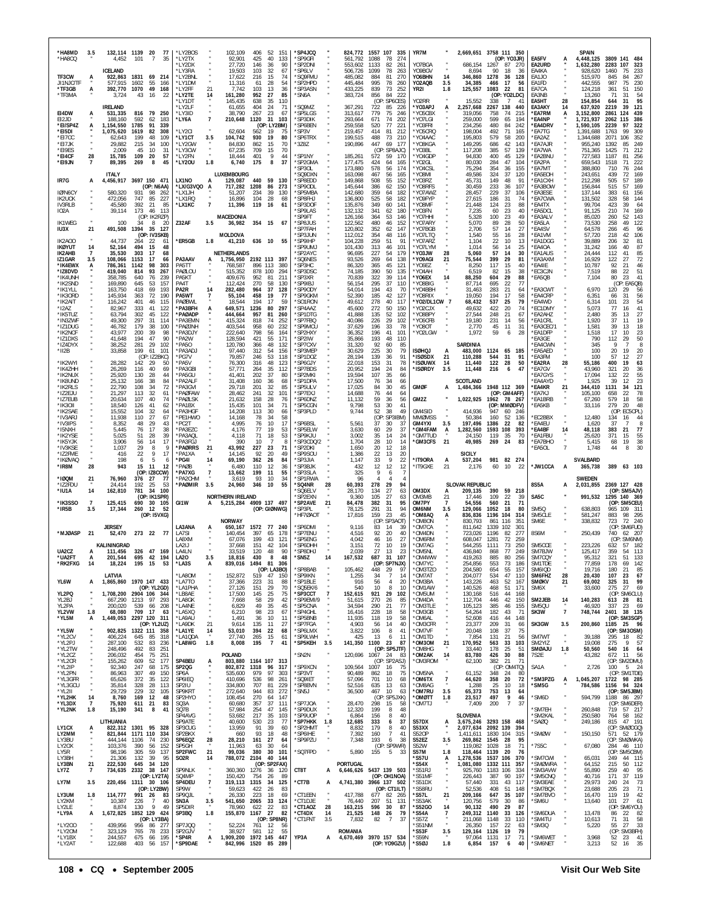| Call | Band | Score | QSOs | Zones | Countries |
|---|---|---|---|---|---|
| *HA8MD | 3.5 | 132,114 | 1139 | 20 | 77 |
| *HA8CQ | " | 4,452 | 101 | 7 | 35 |
| **ICELAND** | | | | | |
| TF3CW | A | 922,863 | 1831 | 69 | 214 |
| JI1NJC/TF | " | 577,915 | 1602 | 55 | 166 |
| *TF3GB | A | 392,770 | 1070 | 49 | 168 |
| *TF3MA | " | 3,724 | 43 | 16 | 22 |
| **IRELAND** | | | | | |
| EI4DW | A | 531,335 | 816 | 79 | 250 |
| EI2JD | " | 188,160 | 592 | 62 | 183 |
| *EI/SP4Z | A | 1,154,550 | 1785 | 91 | 339 |
| *EI5DI | " | 1,075,620 | 1619 | 82 | 308 |
| *EI7CC | " | 62,643 | 199 | 48 | 109 |
| *EI7JK | " | 29,882 | 215 | 34 | 100 |
| *EI9ES | " | 2,009 | 45 | 10 | 31 |
| *EI4CF | 28 | 15,785 | 109 | 20 | 57 |
| *EI9JN | 7 | 89,395 | 269 | 8 | 45 |
| **ITALY** | | | | | |
| IR7G | A | 4,456,917 | 3697 | 150 | 471 |
| (OP: N6AA) | | | | | |
| IØNCY | " | 580,320 | 931 | 98 | 262 |
| IK2UCK | " | 472,056 | 747 | 85 | 227 |
| IV3RLB | " | 45,580 | 392 | 21 | 85 |
| IO2A | " | 39,114 | 173 | 46 | 113 |
| (OP: IK2RZP) | | | | | |
| IK1WEG | " | 100 | 34 | 8 | 20 |
| IU3X | 21 | 491,508 | 1394 | 35 | 127 |
| (OP: IV3SKB) | | | | | |
| IK2AOO | " | 44,737 | 264 | 22 | 61 |
| IKØYUT | 14 | 52,164 | 494 | 15 | 48 |
| IK2AHB | 7 | 35,530 | 303 | 17 | 68 |
| IZ1GAR | 3.5 | 108,066 | 1153 | 17 | 66 |
| *IK4EWX | A | 786,361 | 1142 | 98 | 303 |
| *IZ8DVD | " | 419,040 | 814 | 93 | 267 |
| *IK4UNH | " | 358,785 | 640 | 76 | 239 |
| *IK2SND | " | 169,890 | 645 | 53 | 157 |
| *IK1YLL | " | 163,750 | 418 | 69 | 193 |
| *IK3ORD | " | 145,934 | 363 | 72 | 190 |
| *IK2AIT | " | 116,242 | 401 | 46 | 115 |
| *I2AZ | " | 82,967 | 333 | 41 | 122 |
| *IK5TUZ | " | 63,794 | 302 | 45 | 122 |
| *IN3ZWF | " | 49,300 | 297 | 31 | 114 |
| *IZ1DUG | " | 46,782 | 179 | 38 | 100 |
| *IK2NCF | " | 43,977 | 200 | 39 | 98 |
| *IZ1DXS | " | 41,648 | 194 | 47 | 90 |
| *IZ4DYX | " | 38,252 | 281 | 29 | 102 |
| *II2B | " | 33,858 | 199 | 61 | 101 |
| (OP: IZ2BKC) | | | | | |
| *IK2WYI | " | 28,282 | 142 | 29 | 50 |
| *IK4ZHH | " | 26,269 | 116 | 40 | 69 |
| *IK2NUX | " | 25,920 | 130 | 28 | 44 |
| *IK8UND | " | 25,132 | 166 | 38 | 84 |
| *IK2RLS | " | 22,790 | 108 | 34 | 72 |
| *IZ2EJU | " | 21,297 | 113 | 32 | 61 |
| *IZ7EUB | " | 20,634 | 107 | 40 | 74 |
| *IK3OII | " | 18,540 | 126 | 41 | 62 |
| *IK2SAE | " | 15,552 | 104 | 32 | 64 |
| *IV3ARJ | " | 11,938 | 110 | 27 | 67 |
| *IV3IPS | " | 8,352 | 48 | 29 | 43 |
| *I5NXH | " | 5,445 | 76 | 17 | 38 |
| *IK2YSE | " | 5,025 | 51 | 28 | 39 |
| *IK5YJK | " | 3,906 | 56 | 14 | 17 |
| *IV3KSE | " | 1,037 | 29 | 8 | 9 |
| *IZ2FME | " | 416 | 22 | 9 | 17 |
| *IK2XAQ | " | 198 | 6 | 6 | 6 |
| *IR8M | 28 | 943 | 15 | 11 | 12 |
| (OP: IZ8CCW) | | | | | |
| *IØQM | 21 | 76,960 | 376 | 27 | 77 |
| *IZ2FDU | " | 24,414 | 192 | 25 | 53 |
| *IU1A | 14 | 162,810 | 781 | 34 | 100 |
| (OP: IK1SPR) | | | | | |
| *IK3SSO | 7 | 125,415 | 690 | 30 | 105 |
| *IR5B | 3.5 | 17,344 | 260 | 12 | 52 |
| (OP: I5VXG) | | | | | |
| **JERSEY** | | | | | |
| *MJØASP | 21 | 52,470 | 273 | 22 | 77 |
| **KALININGRAD** | | | | | |
| UA2CZ | A | 111,456 | 326 | 47 | 169 |
| *UA2FT | A | 201,544 | 695 | 42 | 194 |
| *RK2FXG | 14 | 18,224 | 195 | 15 | 53 |
| **LATVIA** | | | | | |
| YL6W | A | 1,865,860 | 1970 | 147 | 433 |
| (OP: YL2GD) | | | | | |
| YL2PQ | " | 1,708,200 | 2904 | 106 | 344 |
| YL2BJ | " | 667,290 | 1213 | 97 | 293 |
| YL2PA | " | 200,020 | 539 | 66 | 208 |
| YL2VW | 1.8 | 68,080 | 709 | 17 | 63 |
| *YL5M | A | 1,449,053 | 2297 | 120 | 311 |
| (OP: YL2UZ) | | | | | |
| *YL5W | " | 902,825 | 1322 | 111 | 358 |
| *YL2CV | " | 406,224 | 645 | 85 | 318 |
| *YL2PJ | " | 287,100 | 532 | 83 | 236 |
| *YL2TW | " | 248,496 | 492 | 83 | 251 |
| *YL2CZ | " | 206,032 | 454 | 75 | 251 |
| *YL2CR | " | 155,262 | 609 | 52 | 177 |
| *YL2IP | " | 92,340 | 247 | 68 | 175 |
| *YL2PN | " | 86,963 | 307 | 49 | 150 |
| *YL3GFR | " | 65,626 | 372 | 35 | 122 |
| *YL3CQU | " | 35,814 | 328 | 28 | 113 |
| *YL2II | " | 29,729 | 229 | 32 | 105 |
| *YL2HK | 14 | 8,760 | 169 | 12 | 48 |
| *YL3DX | 7 | 75,920 | 611 | 21 | 83 |
| *YL2NK | 1.8 | 15,190 | 341 | 8 | 41 |
| **LITHUANIA** | | | | | |
| LY1CX | A | 822,312 | 1301 | 95 | 328 |
| LY2MM | " | 821,844 | 1171 | 110 | 334 |
| LY3BU | " | 444,144 | 1106 | 74 | 230 |
| LY2OX | " | 103,376 | 390 | 56 | 152 |
| LY5R | " | 98,196 | 305 | 59 | 137 |
| LY3BH | " | 21,306 | 132 | 39 | 95 |
| LY3BN | 21 | 222,530 | 645 | 34 | 120 |
| LY7Z | 7 | 734,635 | 2332 | 38 | 147 |
| (OP: LY2TA) | | | | | |
| LY7M | 3.5 | 220,456 | 1311 | 30 | 106 |
| (OP: LY2BW) | | | | | |
| LY3UM | 1.8 | 114,777 | 991 | 26 | 83 |
| LY2KM | " | 10,387 | 226 | 7 | 40 |
| LY2LE | " | 8,874 | 130 | 9 | 49 |
| *LY9A | A | 1,672,825 | 1852 | 129 | 424 |
| (OP: LY3BA) | | | | | |
| *LY2OO | " | 439,956 | 956 | 86 | 277 |
| *LY2OM | " | 323,129 | 765 | 78 | 233 |
| *LY1BX | " | 244,557 | 675 | 66 | 195 |
| *LY2AT | " | 122,688 | 403 | 56 | 157 |
| *LY2BOS | " | 102,109 | 406 | 52 | 151 |
| *LY2TX | " | 92,901 | 425 | 40 | 133 |
| *LY2DX | " | 27,720 | 146 | 36 | 90 |
| *LY3RA | " | 19,503 | 103 | 32 | 67 |
| *LY2BNL | " | 17,622 | 216 | 15 | 74 |
| *LY1DM | " | 11,316 | 61 | 28 | 54 |
| *LY2FF | 21 | 7,742 | 103 | 13 | 36 |
| *LY2TE | 14 | 161,280 | 952 | 27 | 85 |
| *LY1DT | " | 145,435 | 638 | 35 | 110 |
| *LY2LF | " | 61,655 | 404 | 24 | 71 |
| *LY3ID | " | 38,790 | 267 | 23 | 67 |
| *LY6A | 7 | 210,648 | 1120 | 31 | 103 |
| (OP: LY2BM) | | | | | |
| *LY2CI | " | 62,604 | 562 | 19 | 75 |
| *LY1CT | 3.5 | 104,742 | 930 | 19 | 80 |
| *LY2CW | " | 84,630 | 862 | 15 | 70 |
| *LY3CW | " | 67,235 | 709 | 15 | 70 |
| *LY2FN | " | 18,444 | 401 | 9 | 44 |
| *LY2OU | 1.8 | 6,740 | 175 | 8 | 37 |
| **LUXEMBOURG** | | | | | |
| LX1NO | A | 129,087 | 440 | 59 | 130 |
| *LX/G3VQO | A | 717,282 | 1208 | 86 | 273 |
| *LX1JH | " | 51,207 | 234 | 39 | 130 |
| *LX1RQ | " | 16,896 | 104 | 28 | 68 |
| *LX1KC | 7 | 11,396 | 119 | 16 | 61 |
| **MACEDONIA** | | | | | |
| Z32AF | 3.5 | 36,982 | 354 | 15 | 67 |
| **MOLDOVA** | | | | | |
| *ER5GB | 1.8 | 41,210 | 636 | 10 | 55 |
| **NETHERLANDS** | | | | | |
| PA3AAV | A | 1,756,950 | 2192 | 113 | 397 |
| PA5TT | " | 768,587 | 896 | 113 | 380 |
| PAØLOU | " | 515,352 | 878 | 100 | 294 |
| PA5KT | " | 409,676 | 952 | 81 | 211 |
| PA4T | " | 112,424 | 270 | 58 | 130 |
| PA2R | 14 | 282,480 | 964 | 37 | 128 |
| PA5WT | 7 | 55,104 | 458 | 19 | 77 |
| PAØBWL | " | 18,544 | 194 | 17 | 59 |
| *PA3BFH | A | 649,571 | 1236 | 80 | 297 |
| *PAØADP | " | 444,664 | 957 | 81 | 260 |
| *PA3EMN | " | 415,324 | 818 | 74 | 252 |
| *PAØINH | " | 403,544 | 958 | 60 | 232 |
| *PA3DJY | " | 222,640 | 798 | 56 | 164 |
| *PA2W | " | 128,594 | 421 | 55 | 171 |
| *PA5O | " | 120,780 | 366 | 48 | 132 |
| *PA3ADJ | " | 97,440 | 312 | 54 | 156 |
| *PG7V | " | 79,857 | 246 | 53 | 118 |
| *PA5V | " | 76,300 | 316 | 48 | 123 |
| *PA3GBI | " | 57,771 | 264 | 35 | 112 |
| *PA5GU | " | 41,401 | 202 | 37 | 80 |
| *PA2ALF | " | 31,408 | 160 | 36 | 68 |
| *PA3GVI | " | 29,718 | 201 | 32 | 85 |
| *PAØFAW | " | 28,462 | 241 | 32 | 101 |
| *PAØLSK | " | 21,632 | 158 | 28 | 76 |
| *PA1BX | " | 15,435 | 101 | 34 | 71 |
| *PA3HGF | " | 14,208 | 113 | 30 | 66 |
| *PE1HWO | " | 14,168 | 78 | 34 | 58 |
| *PC2T | " | 4,995 | 76 | 10 | 17 |
| *PA3EZC | " | 4,176 | 77 | 19 | 53 |
| *PA3AQL | " | 4,118 | 71 | 18 | 53 |
| *PA3FGJ | " | 390 | 10 | 7 | 8 |
| *PAØRRS | 21 | 43,992 | 227 | 23 | 71 |
| *PA1XA | " | 14,145 | 92 | 20 | 49 |
| *PG4I | 14 | 69,190 | 362 | 26 | 84 |
| *PA2B | " | 6,480 | 110 | 12 | 36 |
| *PA7XG | 7 | 13,662 | 199 | 11 | 55 |
| *PA2CHM | " | 3,619 | 93 | 10 | 34 |
| *PAØMIR | 3.5 | 24,960 | 346 | 10 | 55 |
| **NORTHERN IRELAND** | | | | | |
| GI1W | A | 5,215,284 | 4909 | 137 | 497 |
| (OP: GIØNWG) | | | | | |
| **NORWAY** | | | | | |
| LA3ANA | A | 650,167 | 1572 | 77 | 240 |
| LA7SI | " | 140,454 | 397 | 65 | 178 |
| LA8XM | " | 67,076 | 199 | 43 | 121 |
| LA2IJ | " | 37,668 | 151 | 42 | 104 |
| LA4LN | " | 33,519 | 120 | 48 | 93 |
| LA2IO | 3.5 | 18,816 | 430 | 8 | 48 |
| *LA3S | A | 839,016 | 1494 | 81 | 306 |
| (OP: LA3BO) | | | | | |
| *LA8OM | " | 152,872 | 519 | 47 | 150 |
| *LA7TO | " | 37,366 | 223 | 31 | 88 |
| *LA1PHA | " | 27,126 | 151 | 29 | 70 |
| *LB8AE | " | 17,500 | 145 | 25 | 75 |
| *LA8GK | " | 7,668 | 58 | 29 | 42 |
| *LA4NE | " | 6,829 | 49 | 35 | 45 |
| *LA5XQ | " | 6,210 | 98 | 23 | 67 |
| *LA9AU | " | 1,491 | 36 | 10 | 11 |
| *LA9DK | 21 | 9,614 | 135 | 11 | 27 |
| *LA1YE | 14 | 53,010 | 394 | 22 | 68 |
| *LA1QDA | " | 27,740 | 265 | 15 | 61 |
| *LA8WG | 1.8 | 8,008 | 195 | 7 | 41 |
| **POLAND** | | | | | |
| SP4BEU | A | 803,880 | 1164 | 107 | 313 |
| SP2QG | " | 802,872 | 1318 | 96 | 317 |
| SP6A | " | 535,600 | 979 | 97 | 303 |
| SP6IEQ | " | 419,696 | 536 | 98 | 261 |
| SP2IU | " | 334,800 | 707 | 81 | 229 |
| SP9KRT | " | 272,640 | 944 | 83 | 272 |
| SP2HYO | " | 108,474 | 270 | 64 | 147 |
| SQ9A | " | 60,680 | 357 | 37 | 111 |
| SQ7B | " | 57,984 | 254 | 47 | 145 |
| SP9AVG | " | 53,682 | 217 | 35 | 103 |
| SP9ATE | " | 40,600 | 530 | 23 | 77 |
| SP3CUG | " | 13,959 | 91 | 39 | 60 |
| SP2BKX | " | 660 | 93 | 18 | 48 |
| SP6EQZ | 28 | 28,210 | 161 | 27 | 64 |
| SP5GH | " | 11,963 | 63 | 30 | 49 |
| SP2FWC | 21 | 99,036 | 380 | 30 | 101 |
| SO2R | 14 | 788,072 | 2104 | 40 | 144 |
| (OP: SP2FAX) | | | | | |
| SP9NLK | " | 360,360 | 1276 | 36 | 120 |
| SQ4IMP | " | 150,420 | 754 | 26 | 89 |
| SP4DEU | 7 | 319,113 | 1315 | 34 | 125 |
| SP9W | " | 59,623 | 422 | 26 | 83 |
| SP9QJL | " | 26,330 | 223 | 18 | 69 |
| SP3LWP | 3.5 | 155,870 | 1167 | 27 | 88 |
| (OP: SP8NR) | | | | | |
| *SP4R | A | 1,909,200 | 1972 | 145 | 447 |
| *SP9DAE | " | 842,996 | 1520 | 85 | 289 |
| *SP4JCQ | " | 824,772 | 1557 | 107 | 335 |
| *SP9GFI | " | 561,792 | 1088 | 78 | 274 |
| *SP2DNI | " | 553,602 | 1133 | 82 | 261 |
| *SP6LV | " | 506,726 | 1099 | 78 | 263 |
| *SQ9FMU | " | 485,082 | 884 | 81 | 270 |
| *SP2HPD | " | 445,484 | 995 | 78 | 260 |
| *SP3ASN | " | 433,225 | 839 | 73 | 252 |
| *SN6A | " | 383,724 | 856 | 84 | 222 |
| (OP: SP6CES) | | | | | |
| *SQ9MZ | " | 367,291 | 722 | 85 | 226 |
| *SP5LGS | " | 313,617 | 779 | 75 | 246 |
| *SP3DIK | " | 293,664 | 671 | 74 | 202 |
| *SP6BEN | " | 259,558 | 520 | 77 | 221 |
| *SP3V | " | 219,457 | 414 | 81 | 212 |
| *SP6TRX | " | 199,515 | 488 | 73 | 210 |
| *3Z8Z | " | 190,896 | 447 | 69 | 177 |
| (OP: SP8AJC) | | | | | |
| *SP1NY | " | 185,261 | 572 | 59 | 170 |
| *SP2GMA | " | 177,475 | 424 | 64 | 165 |
| *SP3CL | " | 173,880 | 578 | 56 | 174 |
| *SQ9DXN | " | 163,098 | 467 | 56 | 165 |
| *SP8EDD | " | 149,868 | 508 | 55 | 152 |
| *SP3QDL | " | 145,644 | 386 | 62 | 150 |
| *SP5MBA | " | 142,680 | 359 | 64 | 182 |
| *SP8FHJ | " | 136,800 | 525 | 58 | 182 |
| *SP3DOF | " | 135,876 | 349 | 60 | 141 |
| *SP6LAS | " | 132,132 | 341 | 62 | 180 |
| *SP9FT | " | 126,166 | 364 | 53 | 146 |
| *SP8JUS | " | 122,562 | 480 | 46 | 152 |
| *SP7FAH | " | 120,802 | 352 | 62 | 147 |
| *SP3JUN | " | 112,012 | 354 | 48 | 116 |
| *SP9IHP | " | 104,228 | 259 | 51 | 91 |
| *SP9UMJ | " | 101,430 | 313 | 46 | 101 |
| *SP2AYC | " | 96,695 | 227 | 54 | 179 |
| *SQ6NES | " | 93,526 | 269 | 64 | 138 |
| *SP3HC | " | 86,320 | 365 | 45 | 121 |
| *SP3DSC | " | 74,185 | 390 | 50 | 135 |
| *SP3XR | " | 70,839 | 322 | 39 | 114 |
| *SP9IBJ | " | 56,154 | 295 | 37 | 110 |
| *SP9CDY | " | 54,014 | 194 | 43 | 70 |
| *SP9GKM | " | 52,390 | 185 | 42 | 127 |
| *SO1RON | " | 49,612 | 278 | 40 | 117 |
| *SP4AAZ | " | 45,600 | 272 | 50 | 150 |
| *SP1DTG | " | 41,888 | 135 | 52 | 102 |
| *SP7FBQ | " | 40,086 | 226 | 29 | 102 |
| *SP9MCU | " | 37,629 | 196 | 33 | 78 |
| *SP2HXY | " | 36,352 | 196 | 41 | 101 |
| *SP2IW | " | 35,866 | 193 | 48 | 110 |
| *SP7CXV | " | 31,320 | 92 | 60 | 85 |
| *SP3MEP | " | 30,629 | 225 | 30 | 79 |
| *SP1DQZ | " | 28,194 | 139 | 36 | 91 |
| *SP6GJY | " | 22,018 | 153 | 31 | 78 |
| *SP7BDS | " | 20,952 | 194 | 24 | 84 |
| *SP2MKI | " | 19,594 | 107 | 35 | 66 |
| *SP1DPA | " | 17,500 | 76 | 34 | 66 |
| *SP5ULV | " | 17,025 | 84 | 30 | 45 |
| *SP7EXJ | " | 14,688 | 76 | 44 | 64 |
| *SP6DNZ | " | 11,132 | 59 | 36 | 56 |
| *SP5CGN | " | 9,798 | 53 | 30 | 41 |
| *SP3PLD | " | 9,744 | 52 | 38 | 49 |
| (OP: SP3IBM) | | | | | |
| *SP6BSL | " | 5,561 | 37 | 30 | 37 |
| *SP5ELW | " | 3,630 | 60 | 29 | 37 |
| *SP9KJU | " | 3,002 | 35 | 14 | 24 |
| *SP3CDQ/2 | " | 1,704 | 28 | 10 | 14 |
| *SP2DKI | " | 1,650 | 20 | 12 | 18 |
| *SP9SOU | " | 1,386 | 22 | 13 | 20 |
| *SP3JIA | " | 1,147 | 33 | 9 | 22 |
| *SP3BJK | " | 432 | 12 | 12 | 12 |
| *SP3SLA | " | 325 | 9 | 6 | 7 |
| *SP1RWA | " | 96 | 4 | 4 | 4 |
| *SQ4NR | 28 | 60,393 | 278 | 29 | 94 |
| *SQ6ELV | " | 28,170 | 134 | 27 | 63 |
| *SP2EXN | " | 9,360 | 105 | 27 | 63 |
| *SP2AVE | 21 | 84,478 | 382 | 31 | 95 |
| *SP3PL | " | 78,125 | 291 | 31 | 94 |
| *HF7ØAOT | " | 17,816 | 159 | 23 | 45 |
| (OP: SP3AOT) | | | | | |
| *SP6DMI | " | 9,116 | 83 | 14 | 39 |
| *SP7BNJ | " | 4,516 | 92 | 20 | 40 |
| *SP5ENG | " | 4,042 | 46 | 16 | 27 |
| *SP6DHH | " | 3,151 | 72 | 10 | 19 |
| *SP6DHJ | " | 2,039 | 27 | 13 | 20 |
| *SN5Z | 14 | 167,532 | 687 | 31 | 107 |
| (OP: SP7NJX) | | | | | |
| *SP8BAB | " | 105,462 | 448 | 29 | 97 |
| *SP9IKN | " | 1,255 | 34 | 7 | 14 |
| *SP1BLE | " | 916 | 56 | 4 | 20 |
| *SQ5EK/6 | " | 540 | 10 | 8 | 10 |
| *SP8GCT | 7 | 152,615 | 921 | 29 | 102 |
| *SP9EMI/9 | " | 51,615 | 270 | 26 | 85 |
| *SP5CNA | " | 34,594 | 290 | 21 | 77 |
| *SP4GHL | " | 16,416 | 228 | 18 | 58 |
| *SP5BNB | " | 11,935 | 118 | 19 | 58 |
| *SP7FGA | " | 4,903 | 56 | 14 | 40 |
| *SP6LMX | " | 3,822 | 106 | 8 | 41 |
| *SP9LWH | " | 425 | 13 | 6 | 11 |
| *SP5KEH | 3.5 | 141,350 | 1100 | 23 | 87 |
| (OP: SP5JTF) | | | | | |
| *SN2N | " | 120,696 | 1067 | 24 | 83 |
| (OP: SP2AS) | | | | | |
| *SP9XCN | " | 109,564 | 1007 | 16 | 75 |
| *SP3VT | " | 90,489 | 862 | 18 | 75 |
| *SQ9IET | " | 57,096 | 701 | 10 | 68 |
| *SQ8BPN | " | 52,516 | 635 | 13 | 61 |
| *SN5J | " | 36,500 | 467 | 10 | 63 |
| (OP: SP5JXK) | | | | | |
| *SP9PKS | " | 28,470 | 298 | 15 | 58 |
| *SP9DUX | " | 12,320 | 199 | 8 | 48 |
| *SP9UOP | " | 6,864 | 156 | 8 | 40 |
| *SP7HKK | 1.8 | 12,685 | 333 | 6 | 37 |
| *SP7CXG | " | 8,832 | 179 | 8 | 40 |
| *SP6IHE | " | 7,392 | 160 | 7 | 41 |
| *SP9PZU | " | 7,348 | 193 | 6 | 38 |
| (OP: SP9WR) | | | | | |
| *SQ7FPD | " | 5,890 | 155 | 5 | 33 |
| **PORTUGAL** | | | | | |
| CT8T | A | 6,646,626 | 5437 | 139 | 503 |
| (OP: OH1NOA) | | | | | |
| *CT7B | A | 4,741,380 | 3966 | 137 | 502 |
| (OP: CT1ILT) | | | | | |
| *CT1EEN | " | 417,788 | 677 | 82 | 265 |
| *CT1DJE | " | 76,440 | 207 | 51 | 131 |
| *CT1AOZ | 28 | 163,215 | 596 | 30 | 87 |
| *CT4DX | 14 | 21,525 | 148 | 26 | 79 |
| *CT1FNT | 3.5 | 7,832 | 82 | 7 | 37 |
| **ROMANIA** | | | | | |
| YP3A | A | 4,670,469 | 3970 | 157 | 534 |
| (OP: YO9GZU) | | | | | |
| YR7M | " | 2,669,651 | 3758 | 111 | 350 |
| (OP: YO3JR) | | | | | |
| YO7BGA | " | 686,154 | 1267 | 87 | 270 |
| YO9BGV | " | 8,694 | 90 | 18 | 36 |
| YO6BHN | 14 | 346,860 | 1278 | 36 | 128 |
| YO2AQB | 3.5 | 34,385 | 466 | 17 | 56 |
| YR2I | 1.8 | 125,557 | 1083 | 22 | 81 |
| (OP: YO2LDC) | | | | | |
| YO2RR | " | 15,552 | 338 | 7 | 41 |
| *YO3APJ | A | 2,257,668 | 2267 | 138 | 440 |
| *YO5CBX | " | 319,056 | 758 | 74 | 215 |
| *YO7LGI | " | 259,000 | 599 | 65 | 194 |
| *YO3FRI | " | 234,256 | 480 | 84 | 242 |
| *YO5CRQ | " | 198,004 | 492 | 71 | 165 |
| *YO4AAC | " | 195,803 | 579 | 58 | 200 |
| *YO8KGA | " | 149,295 | 686 | 42 | 143 |
| *YO3BL | " | 117,208 | 385 | 57 | 139 |
| *YO4GDP | " | 94,830 | 400 | 45 | 129 |
| *YO2GL | " | 80,030 | 284 | 47 | 104 |
| *YO4CSL | " | 75,294 | 354 | 36 | 155 |
| *YO8MI | " | 49,586 | 324 | 37 | 120 |
| *YO3FRZ | " | 45,731 | 149 | 48 | 91 |
| *YO3FFS | " | 30,459 | 233 | 36 | 107 |
| *YO7AWZ | " | 28,457 | 229 | 37 | 106 |
| *YO9FYP | " | 27,615 | 186 | 31 | 74 |
| *YO8MF | " | 21,448 | 124 | 23 | 88 |
| *YO3IFN | " | 7,235 | 60 | 23 | 40 |
| *YO7HHI | " | 5,328 | 100 | 23 | 49 |
| *YO7ARY | " | 5,070 | 89 | 28 | 50 |
| *YO7BGB | " | 2,706 | 57 | 14 | 27 |
| *YO7LTQ | " | 1,540 | 55 | 16 | 28 |
| *YO7ARZ | " | 1,104 | 22 | 10 | 13 |
| *YO7LYM | " | 1,014 | 56 | 14 | 25 |
| *YO3JW | 28 | 5,060 | 57 | 14 | 30 |
| *YO9AGI | 21 | 75,544 | 399 | 29 | 81 |
| *YO6EX | 14 | 88,250 | 604 | 29 | 88 |
| *YO8BIG | " | 87,714 | 695 | 22 | 77 |
| *YO4BBH | " | 31,463 | 283 | 21 | 64 |
| *YO8RIX | " | 19,050 | 194 | 17 | 58 |
| *YO2/DL1CW | 7 | 68,432 | 537 | 25 | 79 |
| *YO2CJX | " | 49,632 | 422 | 20 | 74 |
| *YO8BPY | " | 27,544 | 248 | 21 | 67 |
| *YO6CFB | " | 19,180 | 231 | 14 | 56 |
| *YO8OT | " | 2,770 | 45 | 11 | 31 |
| *YO2LGW | " | 1,972 | 59 | 6 | 28 |
| **SARDINIA** | | | | | |
| ISØHQJ | A | 483,000 | 1124 | 65 | 185 |
| *ISØSDX | 21 | 110,288 | 544 | 31 | 91 |
| *ISØUWX | 14 | 11,440 | 122 | 28 | 50 |
| *ISØRDY | 3.5 | 11,448 | 216 | 6 | 47 |
| **SCOTLAND** | | | | | |
| GMØF | A | 1,484,366 | 1948 | 112 | 369 |
| (OP: GM4AFF) | | | | | |
| GM2Z | " | 1,022,925 | 1962 | 78 | 267 |
| (OP: MMØDFV) | | | | | |
| GM4SID | " | 414,936 | 947 | 60 | 246 |
| MMØMSS | " | 50,384 | 160 | 52 | 136 |
| GM4YXI | 3.5 | 197,496 | 1386 | 22 | 82 |
| *GM4FAM | A | 1,282,560 | 1593 | 108 | 393 |
| *GM7TUD | " | 24,150 | 119 | 35 | 70 |
| *GM3CFS | 21 | 49,985 | 269 | 24 | 83 |
| **SICILY** | | | | | |
| *IT9ORA | A | 537,204 | 981 | 82 | 274 |
| *IT9GXE | 21 | 2,176 | 60 | 10 | 22 |
| **SLOVAK REPUBLIC** | | | | | |
| OM3DX | A | 209,135 | 390 | 59 | 218 |
| OM3MB | 21 | 17,446 | 109 | 22 | 39 |
| OM7PY | 7 | 54,556 | 560 | 21 | 71 |
| OM8A | 3.5 | 129,066 | 1052 | 18 | 80 |
| *OM8AQ | A | 836,836 | 1196 | 104 | 314 |
| *OM8ON | " | 830,793 | 861 | 116 | 351 |
| *OM7CA | " | 811,642 | 1339 | 102 | 301 |
| *OM7DX | " | 723,026 | 1196 | 82 | 277 |
| *OM6RM | " | 608,047 | 1281 | 72 | 259 |
| *OM7AG | " | 544,255 | 1111 | 73 | 250 |
| *OM5NL | " | 436,840 | 868 | 77 | 249 |
| *OM4WW | " | 419,263 | 885 | 80 | 256 |
| *OM7YC | " | 254,856 | 553 | 73 | 186 |
| *OM3TZO | " | 204,580 | 654 | 55 | 157 |
| *OM7AT | " | 204,077 | 534 | 47 | 110 |
| *OM3BA | " | 143,226 | 463 | 52 | 167 |
| *OM1AW | " | 140,526 | 468 | 51 | 171 |
| *OM5MA | " | 130,168 | 516 | 44 | 168 |
| *OM4DA | " | 112,704 | 446 | 42 | 150 |
| *OM3TLE | " | 105,123 | 385 | 46 | 155 |
| *OM3GB | " | 54,264 | 182 | 43 | 71 |
| *OM6NM | " | 52,608 | 416 | 44 | 148 |
| *OM3CFR | " | 23,377 | 209 | 31 | 66 |
| *OM7VF | " | 20,048 | 108 | 37 | 75 |
| *OM1TD | " | 7,854 | 131 | 21 | 56 |
| *OM3OM | 21 | 170,952 | 563 | 33 | 103 |
| *OM8HG | " | 33,440 | 178 | 25 | 51 |
| *OM2AK | 14 | 83,780 | 426 | 30 | 88 |
| *OM3ROM | " | 62,100 | 382 | 21 | 71 |
| (OP: OM4TQ) | | | | | |
| *OM5NA | " | 61,152 | 348 | 24 | 80 |
| *OM6TX | 7 | 44,620 | 358 | 20 | 72 |
| *OM6AG | " | 1,288 | 25 | 10 | 18 |
| *OM7RU | 3.5 | 65,373 | 753 | 13 | 64 |
| *OMØTT | 1.8 | 23,517 | 497 | 9 | 46 |
| *OM7TJ | " | 7,409 | 200 | 7 | 37 |
| **SLOVENIA** | | | | | |
| S57DX | A | 3,675,246 | 3293 | 158 | 468 |
| S53XX | " | 2,077,634 | 2092 | 139 | 394 |
| S52OP | " | 1,411,611 | 1830 | 104 | 315 |
| S52EZ | 3.5 | 269,862 | 1545 | 28 | 95 |
| S52W | " | 119,082 | 1028 | 18 | 71 |
| S57M | 1.8 | 118,464 | 1139 | 20 | 76 |
| *S57U | A | 1,278,536 | 1537 | 106 | 370 |
| *S54X | " | 1,081,080 | 1332 | 111 | 357 |
| *S51RJ | " | 925,760 | 1183 | 106 | 334 |
| *S51MF | " | 226,443 | 387 | 90 | 197 |
| *S56RU | " | 52,536 | 408 | 51 | 148 |
| *S57L | 21 | 209,166 | 647 | 35 | 107 |
| *S53AK | " | 120,756 | 579 | 30 | 86 |
| *S52GO | 14 | 90,132 | 490 | 29 | 87 |
| *S54A | 7 | 249,312 | 1140 | 33 | 126 |
| *S57Z | " | 211,068 | 1148 | 33 | 123 |
| *S51NM | " | 26,350 | 157 | 22 | 63 |
| *S53F | 3.5 | 129,164 | 1126 | 19 | 79 |
| *S59N | " | 97,064 | 1131 | 17 | 71 |
| *S5ØJ | 1.8 | 6,854 | 157 | 6 | 40 |
| **SPAIN** | | | | | |
| EA5FV | A | 4,448,125 | 3809 | 141 | 484 |
| EA2URD | " | 1,632,280 | 2283 | 107 | 323 |
| EA4KA | " | 928,620 | 1460 | 75 | 233 |
| EA1JO | " | 515,970 | 845 | 84 | 267 |
| EA1FD | " | 442,555 | 987 | 75 | 230 |
| EA7CA | " | 124,218 | 361 | 51 | 150 |
| EA3NB | " | 13,260 | 71 | 31 | 54 |
| EA5HT | 28 | 154,854 | 644 | 31 | 95 |
| EA3AKY | 14 | 637,920 | 2219 | 39 | 121 |
| *EA7RM | A | 3,152,800 | 2861 | 124 | 439 |
| *EA4NP | " | 1,721,937 | 2062 | 115 | 386 |
| *EA4DRV | " | 1,590,105 | 2239 | 97 | 322 |
| *EA7TG | " | 1,391,688 | 1763 | 99 | 309 |
| *EA2AZ | " | 1,344,688 | 2071 | 106 | 352 |
| *EA7AJR | " | 955,240 | 1392 | 85 | 249 |
| *EA7WA | " | 751,365 | 1425 | 71 | 212 |
| *EA2BNU | " | 727,583 | 1187 | 81 | 256 |
| *EA2FA | " | 659,543 | 1518 | 71 | 222 |
| *EA7MT | " | 388,800 | 710 | 76 | 244 |
| *EA5EOH | " | 243,651 | 439 | 72 | 169 |
| *EA1CXH | " | 212,298 | 505 | 57 | 189 |
| *EA3BOW | " | 156,844 | 515 | 57 | 169 |
| *EA3ESE | " | 137,144 | 383 | 61 | 156 |
| *EA7CWA | " | 131,502 | 328 | 58 | 144 |
| *EA4TX | " | 99,704 | 423 | 39 | 64 |
| *EA5DCL | " | 91,125 | 210 | 74 | 169 |
| *EA3ALV | " | 85,020 | 260 | 52 | 143 |
| *EA5LA | " | 73,530 | 258 | 49 | 122 |
| *EA4SV | " | 64,578 | 266 | 45 | 96 |
| *EA1VM | " | 57,720 | 218 | 42 | 106 |
| *EA1DGG | " | 39,889 | 206 | 32 | 81 |
| *EA4OA | " | 31,242 | 166 | 40 | 87 |
| *EA1AUS | " | 24,444 | 112 | 41 | 85 |
| *EA3AXM | " | 16,929 | 122 | 27 | 72 |
| *EA4IE | " | 10,787 | 92 | 21 | 46 |
| *EC3CJN | " | 7,519 | 88 | 22 | 51 |
| *EA5QB | " | 7,104 | 80 | 23 | 41 |
| (OP: EA5QB) | | | | | |
| *EA3CWT | " | 6,970 | 120 | 29 | 56 |
| *EA4CRP | " | 6,351 | 66 | 31 | 56 |
| *EA4WD | " | 6,314 | 101 | 23 | 54 |
| *EC1DMY | " | 5,073 | 77 | 16 | 41 |
| *EA2AHZ | " | 2,480 | 35 | 13 | 27 |
| *EA1CRL | " | 1,920 | 37 | 11 | 19 |
| *EA3CEO/1 | " | 1,581 | 39 | 13 | 18 |
| *EA1DFP | " | 1,518 | 17 | 10 | 23 |
| *EA3GE | " | 790 | 112 | 29 | 50 |
| *EA4OWN | " | 345 | 9 | 7 | 8 |
| *EA5AED | " | 100 | 20 | 19 | 20 |
| *EA3FM | " | 100 | 57 | 12 | 27 |
| *EA2RA | 28 | 55,186 | 400 | 19 | 63 |
| *EA7GV | " | 43,960 | 321 | 20 | 36 |
| *EA7GYS | " | 17,094 | 132 | 22 | 55 |
| *EA4AYD | " | 1,925 | 39 | 12 | 23 |
| *EA4KR | 21 | 344,410 | 1131 | 34 | 121 |
| *EA7KJ | " | 105,100 | 658 | 22 | 78 |
| *EA1BRB | " | 67,260 | 579 | 18 | 58 |
| *EA5KB | " | 33,116 | 279 | 20 | 48 |
| (OP: EC5CPL) | | | | | |
| *EC2BBX | " | 12,480 | 134 | 16 | 44 |
| *EA4EU | " | 1,620 | 37 | 7 | 8 |
| *EA4BF | 14 | 48,118 | 383 | 21 | 77 |
| *EA1FBU | " | 25,620 | 371 | 15 | 55 |
| *EA7BHO | " | 5,415 | 68 | 19 | 38 |
| *EA5OL | 7 | 1,748 | 44 | 8 | 30 |
| **SVALBARD** | | | | | |
| *JW1CCA | A | 365,738 | 389 | 63 | 103 |
| **SWEDEN** | | | | | |
| 8S5A | A | 2,031,855 | 2369 | 127 | 428 |
| (OP: SM5AJV) | | | | | |
| SA5C | " | 991,532 | 1295 | 140 | 369 |
| (OP: SM5CEU) | | | | | |
| SM5Q | " | 638,803 | 965 | 109 | 311 |
| SM5CLE | " | 581,247 | 833 | 98 | 295 |
| SM6E | " | 338,832 | 723 | 72 | 240 |
| (OP: SM6FUD) | | | | | |
| 8S6M | " | 250,439 | 740 | 62 | 207 |
| (OP: SM6NM) | | | | | |
| SM5COE | " | 223,226 | 632 | 57 | 182 |
| SM7BJW | " | 125,417 | 359 | 54 | 113 |
| SM7CQY | " | 95,312 | 321 | 51 | 133 |
| SM1TDE | " | 77,859 | 178 | 69 | 142 |
| SM6IQD | " | 19,716 | 180 | 21 | 85 |
| SM6FHZ | 28 | 20,430 | 107 | 23 | 67 |
| SMØKV | 21 | 69,002 | 325 | 31 | 99 |
| SM6X | " | 33,600 | 275 | 27 | 69 |
| (OP: SM6CLU) | | | | | |
| SM2JEB | 14 | 140,283 | 613 | 28 | 81 |
| SM5QU | " | 46,920 | 337 | 23 | 69 |
| SK3W | 7 | 748,744 | 2401 | 38 | 135 |
| (OP: SM3SGP) | | | | | |
| SK3GW | 3.5 | 200,860 | 1185 | 25 | 96 |
| (OP: SM3OSM) | | | | | |
| SM7WT | " | 39,188 | 295 | 18 | 82 |
| SM2YIZ | " | 19,008 | 275 | 9 | 57 |
| SMØAJU | 1.8 | 50,560 | 540 | 16 | 64 |
| 7S2E | " | 43,282 | 672 | 11 | 56 |
| (OP: SM2DMU) | | | | | |
| SA1A | " | 2,726 | 100 | 5 | 24 |
| (OP: SM1TDE) | | | | | |
| *SM3PZG | A | 1,045,207 | 1722 | 98 | 285 |
| *SM5G | " | 784,586 | 1156 | 94 | 324 |
| (OP: SM5JBM) | | | | | |
| *SM6D | " | 594,799 | 1188 | 86 | 297 |
| (OP: SM6DER) | | | | | |
| *SM7EH | " | 260,848 | 719 | 57 | 217 |
| *SM2KAL | " | 250,580 | 764 | 58 | 162 |
| *SA2Q | " | 249,186 | 815 | 47 | 191 |
| (OP: SM2CQQ) | | | | | |
| *SMØW | " | 150,150 | 571 | 52 | 179 |
| (OP: SMØWKA) | | | | | |
| *7S5C | " | 67,080 | 284 | 46 | 110 |
| (OP: SM5CBN) | | | | | |
| *SM7CWI | " | 65,031 | 249 | 44 | 115 |
| *SMØMRA | " | 64,152 | 235 | 50 | 112 |
| *SM3AVW | " | 55,890 | 259 | 40 | 95 |
| *SM5CNQ | " | 40,716 | 171 | 37 | 109 |
| *SM3EAE | " | 29,973 | 234 | 33 | 78 |
| *SM7BQX | " | 23,688 | 205 | 23 | 71 |
| *SM7BVO | " | 16,470 | 119 | 42 | 48 |
| *SM6U | " | 13,640 | 107 | 32 | 68 |
| (OP: SM6YOU) | | | | | |
| *SM6DUA | " | 13,478 | 86 | 22 | 60 |
| *SM4TU | " | 10,613 | 71 | 31 | 58 |
| *SM3Q | " | 5,220 | 57 | 27 | 33 |
| (OP: SM3BHH) | | | | | |
| *SM6WET | " | 3,968 | 52 | 23 | 41 |
| *SM6NET | " | 3,213 | 52 | 16 | 35 |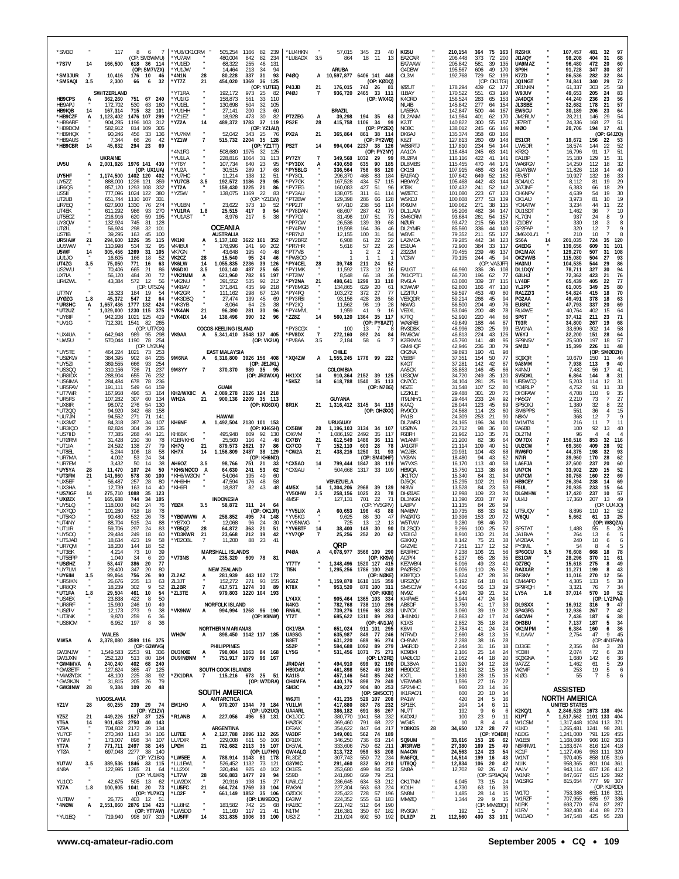*SM3D " 117 8 6 7 (OP: SM3WMU)
*7S7V 14 166,500 618 36 114 (OP: SM7VZX)
*SM3JUR 7 10,416 176 10 46
*SM5AQI 3.5 2,300 66 6 32

**SWITZERLAND**

HB9CPS A 362,260 751 67 240
HB9APJ " 172,702 530 63 160
HB9IQB 14 167,314 715 32 101
*HB9CZF A 1,123,402 1476 107 299
*HB9ARF " 904,285 1196 103 312
*HB9DCM " 582,912 814 109 305
*HB9HQX " 90,246 456 33 136
*HB9AUS " 7,344 66 26 42
*HB9CBR 14 45,632 294 23 69

**UKRAINE**

UU5U A 2,001,926 1976 141 430 (OP: UX1UA)
UY5HF " 1,174,500 1402 120 402
UY5ZZ " 888,000 1226 121 359
UR6QS " 857,120 1293 108 332
US5II " 777,096 1024 122 380
UT2UB " 651,744 1110 107 331
UR7EQ " 627,900 1330 76 274
UT4EK " 611,292 986 93 270
UT5ECZ " 216,916 620 59 195
UY3QW " 132,924 745 31 128
UT2IL " 56,924 298 32 101
US7IB " 39,295 163 45 100
UR5IAW 21 294,600 1226 35 115
UU5WW " 110,998 534 32 95
U5WF 14 305,456 1269 31 105
UU1JO " 16,605 166 18 52
UT4ZG 3.5 75,050 771 16 63
US2WU " 70,406 665 21 86
UX7IA " 56,120 484 20 72
UR4ZWL " 43,384 572 12 56 (OP: UT5ZA)
UT7NY " 18,323 184 19 54
UYØZG 1.8 45,372 547 12 64
*UR3HC A 1,657,436 1777 132 424
*UT2UZ " 1,029,000 1230 115 375
*UY8IF " 942,208 1021 125 419
*UV1G " 712,391 1541 82 265 (OP: UT7GX)
*UX4UA " 642,948 989 95 298
*UW5U " 570,044 1190 78 254 (OP: UY2UA)
*UY5TE " 464,224 1021 73 253
*USØKW " 384,395 902 84 235
*UY5ZI " 369,555 666 93 254
*US3QQ " 310,156 726 71 237
*UR8IDX " 288,904 655 76 232
*US6IMA " 284,484 678 78 236
*UR5FAV " 191,111 549 64 159
*UT7WR " 167,958 496 53 164
*UR5FS " 107,282 307 60 134
*UX8IR " 98,072 276 54 130
*UT2QQ " 94,920 342 68 158
*UU7JN " 94,552 271 71 141
*UX3MZ " 84,318 387 34 107
*UR3IQO " 82,824 304 39 135
*US7IID " 77,385 268 44 121
*UTØRM " 31,428 210 30 78
*UT1IA " 24,592 138 27 79
*UT8EL " 5,244 106 18 58
*UR7MA " 4,002 53 24 34
*UR7EM " 3,432 50 14 38
*UY5YA 28 11,470 107 24 50
*UT3FM 21 141,960 578 30 100
*UX5EF " 56,487 257 28 80
*UX3HA " 12,739 163 14 40
*US7IGF 14 275,710 1088 35 123
*UXØCX " 165,688 744 34 105
*UY5LQ " 118,000 842 24 76
*UX7QD " 101,280 718 18 78
*UT5KO " 90,480 532 26 78
*UT4NY " 88,704 515 24 88
*UT1IR " 59,706 297 24 83
*UY5QQ " 29,484 249 18 60
*UT5JAB " 18,634 423 19 58
*UR7QM " 18,200 144 18 52
*UT3EK " 4,214 73 10 39
*UT5EPP " 1,040 34 6 20
*USØHZ 7 53,447 386 20 77
*UY7LM " 29,400 347 20 80
*UY6IM 3.5 99,064 756 26 90
*UR5IKN " 26,676 235 13 63
*UR8QR " 18,239 302 9 52
*UT1FA 1.8 29,504 461 10 54
*US4EX " 23,838 422 8 50
*UR8RF " 15,930 246 10 49
*USØIV " 12,173 273 9 38
*UT3NK " 9,870 259 6 36
*US8ICM " 6,952 197 8 36

**WALES**

MW5A A 3,378,080 3599 116 375 (OP: G3WVG)
GW3NJW " 1,549,583 2253 91 336
GW3JXN " 252,120 513 80 184
*GW4MVA A 240,240 402 68 240
*GWØETF " 127,624 365 47 125
*MWØYDX " 48,100 225 38 92
*GW3KJN " 31,815 205 26 79
*GW3INW 28 9,384 109 20 48

**YUGOSLAVIA**

YZ1V 28 60,255 239 29 74 (OP: YZ1ZV)
YZ5Z 21 449,226 1527 37 125
YT6A 14 901,458 2750 40 143
YZ9A " 704,802 2172 39 134
YU7CF " 270,340 1143 34 106
YT9M " 173,007 898 34 107
YT7A 7 771,711 2497 38 145
YTØA " 697,048 2277 38 140 (OP: YZ1BX)
YU7AV 3.5 389,536 1846 33 115
4N8A " 122,995 1265 21 64 (OP: YU1KR)
YU1CC " 42,675 505 13 62
YZ7A 1.8 100,905 1041 20 73 (OP: YU7WQ)
YU7BW " 26,775 403 12 51
*4NØW A 2,551,060 2876 134 423 (OP: YT7AW)
*YU1EQ " 719,940 998 107 319
*YU8/OK1CRM " 505,254 1166 82 239
*YU7AM " 480,004 842 82 234
*YU1ED " 68,322 255 46 131
*YU1JW " 14,464 213 34 94
*4N1N 28 80,228 337 31 93
*YT7Z 21 454,020 1369 36 125 (OP: YU7EE)
*YT1RA " 192,172 973 25 82
*YU1IG " 158,873 551 33 110
*YU1EL " 130,698 504 32 105
*YU1HH " 27,141 200 23 60
*YZ1EZ " 18,928 473 30 82
*YZ2A 14 489,372 1783 37 119 (OP: YZ1AU)
*YU7KM " 52,042 343 25 76
*YZ1W 7 515,732 2204 35 128 (OP: YZ1TT)
*4N1FG " 508,680 1975 32 125
*YU1LA " 228,816 1064 31 113
*YT6Y " 107,734 640 23 95
*YU2A " 30,515 289 17 68
*YU7HC " 11,214 138 12 51
*YU7CB 3.5 192,572 1186 29 95
*YT2A " 159,430 1225 21 86
*YZ5W " 138,075 1169 22 83 (OP: YZ1EW)
*YU1BN " 23,622 373 10 52
*YU1RA 1.8 25,515 417 9 54
*YU1AST " 8,976 217 6 38

**OCEANIA**
**AUSTRALIA**

VK1KI A 5,137,182 3622 161 352
VK4BLI " 178,996 241 90 202
VK7GN " 43,648 195 40 48
VK2CZ 28 15,540 95 24 46
VK6LW 14 1,055,835 2236 39 126
VK6DXI 3.5 103,140 487 25 65
*VK2IMM A 621,960 782 95 197
*VK2NU " 391,552 535 92 212
*VK8AV " 371,841 435 99 218
*VK2GR " 111,162 298 67 124
*VK3DBQ " 27,474 139 45 69
*VK3YB " 8,064 64 26 38
*VK4AN 21 96,390 281 30 96
*VK4DX 14 138,496 390 32 96

**COCOS-KEELING ISLAND**

VK9AA A 5,341,410 3548 137 405 (OP: VK2IA)

**EAST MALAYSIA**

9M6NA A 6,316,800 3926 156 408 (OP: JE1JKL)
9M8YY 7 370,370 989 35 95 (OP: JR3WXA)

**GUAM**

KH2/W3KC A 2,089,278 2126 124 218
WH2A 21 900,136 2209 35 113 (OP: KG6DX)

**HAWAII**

KH6NF A 1,492,504 2130 101 153 (OP: KH6SH)
KH6BK " 495,948 809 92 130
KH6RFK/KH6 " 25,560 116 42 48
KH7Q 21 879,573 2621 37 86
KH7X 14 1,156,809 2487 38 129 (OP: KH6ND)
AH6OZ 3.5 98,766 751 21 33
*KH6/NØCO A 64,630 241 53 62
*KH6/WØCN " 54,064 195 49 60
*AH6HH " 47,594 176 48 58
*KH6FI " 18,837 82 43 48

**INDONESIA**

YEØX 3.5 58,872 311 24 64 (OP: OK1JR)
*YBØWWW A 258,852 495 74 148
*YB7XO " 12,068 96 24 30
*YB5QZ 28 64,872 363 21 51
*YD3KWR 21 23,668 212 19 42
*YB2OBL 7 11,200 88 23 41

**MARSHALL ISLANDS**

*V73NS A 235,320 609 78 81

**NEW ZEALAND**

ZL2AZ A 281,939 443 102 172
ZL3JT " 152,272 271 93 155
ZL2BR 7 417,571 1274 30 89
*ZL3TE A 979,803 1220 104 193

**NORFOLK ISLAND**

*VK9NW A 994,994 1268 96 190 (OP: K9NW)

**NORTHERN MARIANAS**

WHØV A 898,450 1142 117 185

**PHILIPPINES**

DU3NXE A 798,084 1163 84 168
DU9/NØNM " 751,917 1079 96 167

**SOUTH COOK ISLANDS**

*ZK1DRA 7 115,216 673 25 51 (OP: W7DRA)

**SOUTH AMERICA**
**ANTARCTICA**

EM1HO A 970,207 1344 79 184 (OP: UX2UO)
*R1ANB A 227,056 496 53 131

**ARGENTINA**

LU7EE A 2,127,788 2096 112 265
LU7DIR " 229,008 611 50 106
LPØH 21 762,682 2113 35 107 (OP: LU7HN)
*LW5EE A 788,914 1143 81 178
*LU1EWL " 526,452 1132 73 121
*LU2XX " 320,494 925 40 102
*LT7W 28 506,883 1477 29 94
*LW2DX " 20,916 198 15 27
*LU5FC 21 664,724 1769 33 104
*LQ2F " 661,149 1852 35 106 (OP: LW9EOC)
*LU8HZ " 183,582 742 25 68
*LW5DD " 11,160 117 21 41
*LU5FF 14 331,835 1006 33 100
*LU4HKN " 57,015 345 23 40
*LU8ADX 3.5 864 18 11 13

**ARUBA**

P4ØQ A 10,597,877 6406 141 448 (OP: KØDQ)
P43JB 21 176,015 743 26 81
P4ØJ 7 936,720 2465 33 111 (OP: WX4G)

**BRAZIL**

PT2ZEG A 39,298 194 35 63
PS2E 28 415,758 1106 34 99 (OP: PY2EX)
PX2A 21 365,864 861 38 114 (OP: PY2WB)
PS2T 14 994,004 2237 38 126 (OP: PY2NY)
PY7ZY 7 349,568 1032 29 99
*PY3DX A 430,650 635 90 185
*PY5BLG " 336,564 756 68 120
*PY3OL " 296,370 468 83 184
*PY7GK " 167,528 434 57 115
*PY7EG " 160,083 427 51 96
*PY3AU " 138,075 311 61 114
*PT2BW " 129,398 286 66 128
*PP2JT " 97,410 238 56 114
*PY8DAN " 68,607 287 42 79
*PY7OJ " 31,496 107 51 73
*PP7CW " 26,536 139 39 68
*PY4PW " 19,598 164 36 46
*PR7NJ " 12,155 100 31 54
*PY2BRZ " 6,908 61 22 22
*PR7HR " 5,616 57 22 26
*PT7VB " 2 1 2 2
*PW8OO " 1 1 1 1
*PY4CEL 28 39,748 211 24 52
*PY1MK " 11,592 173 12 16
*PT2IW " 8,548 66 18 36
*PY2NA 21 498,641 1299 33 110
*PY8MGB " 134,865 629 20 61
*PY4FQ " 103,272 372 27 77
*PY3FBI " 93,156 428 26 58
*PY2IQ " 11,562 98 19 28
*PY4MVL " 1,959 41 9 16
*ZZ8Z 14 560,120 1364 35 117 (OP: PY8AZT)
*PY3CGX " 100 13 7 8
*PV8DX 7 272,160 892 24 84
*PV8AA 3.5 2,184 58 6 7

**CHILE**

*XQ4ZW A 1,555,245 1776 99 222

**COLOMBIA**

HK1XX 14 910,364 2152 39 125
*5K5Z 14 618,788 1540 35 113 (OP: N7BG)

**GUYANA**

8R1K 21 1,316,412 3145 34 119 (OP: OHØXX)

**URUGUAY**

CX5BW 28 1,196,103 3134 34 107
CX6VM " 1,086,192 2492 35 117
CX7BY 21 612,549 1486 36 111
CX7CO 7 152,110 603 28 78
*CW2A 21 438,216 1250 31 93 (OP: SM4DHF)
*CX5AO 14 794,444 1847 38 119
*CX9AU " 504,668 1317 33 109

**VENEZUELA**

4M5X 14 1,304,206 2968 39 139
YV5OHW 3.5 258,156 1025 23 78
4M5F " 127,131 701 22 71 (OP: YV5GRV)
*YV5LIX A 60,653 196 43 88
*YV5KG " 9,625 86 30 47
*YV5NWG " 725 13 12 13
*YV6BTF 14 38,400 149 30 90
*YV7QP 7 25,256 252 20 62

**QRP**

P4ØA A 4,078,977 3566 109 290 (OP: KK9A)
YT7TY " 1,348,496 1520 127 415
TI5N " 1,295,256 1786 100 248 (OP: NØKE)
HG5Z " 1,159,878 1610 115 359
KT8X " 953,520 870 100 311 (OP: KK8I)
LY4XX " 905,464 1365 103 334
N4KG " 782,768 738 110 296
RN6AL " 739,276 1196 98 323
YT2T " 695,622 1310 89 293 (OP: 4N1JA)
OK1VBA " 651,024 911 101 295
UA9SG " 635,987 849 77 246
N8ET " 631,220 689 96 274
S52P " 594,688 1092 89 279
LY5G " 531,456 1071 75 271 (OP: LY2FE)
JR4DAH " 494,910 699 92 190
HB9DAX " 461,898 562 49 180
KA1IS " 457,146 540 85 242
OH4MFA " 440,176 898 79 249
SM3C " 439,227 904 80 253 (OP: SM5CCT)
W6JTI " 431,235 529 107 208
YU1LM " 417,880 887 78 232
UA4ARL " 386,182 691 86 267
OK1JOC " 380,770 1041 58 232
HA2GK " 369,460 791 68 222
DF3AX " 354,622 847 64 217
VA3DF " 349,001 562 74 189
DF1DX " 346,250 736 63 214
DK5WL " 333,606 750 62 211
GW4ALG " 313,722 959 53 208
RL3DZ " 307,743 550 72 234
G3YMC " 291,460 832 50 210
OK1ES " 253,680 499 84 252
S59D " 241,890 669 79 251
UA6LCJ " 236,645 634 53 212
RW3AI " 227,304 563 63 224
GØDCK " 225,423 728 57 196
EA3IW " 224,352 555 63 183
HA1BC " 221,742 512 64 190
N1TM " 216,381 350 67 182
US2IZ " 211,024 692 50 192
KG5U " 210,154 364 75 163
EA2CAR " 206,448 373 72 200
EA7AAW " 205,842 581 39 135
G4DBW " 195,567 606 49 170
OL3M " 192,768 729 52 199 (OP: OK1TGI)
IØZUT " 178,294 439 62 177
I1BAY " 170,522 551 63 190
K4ORD " 156,524 283 65 153
NU4B " 145,842 277 64 154
LA5EKA " 142,847 500 44 167
DL2ANM " 141,984 401 62 170
K2UT " 140,822 300 55 157
NO8C " 138,012 245 66 146
DK6AJ " 135,374 358 60 166
K9ZT " 127,813 260 69 148
WB8RTJ " 117,810 234 54 144
AA1CA " 116,484 245 63 141
RU2FM " 116,116 422 41 141
DL8MBS " 115,455 470 44 171
OK1SI " 107,915 486 43 148
EA1FAQ " 107,642 649 52 162
HB9AYZ " 105,468 442 43 144
KT8K " 102,432 241 52 142
WØETC " 101,080 223 67 123
W5KDJ " 100,608 277 53 139
RX9UM " 100,062 271 38 115
DL1LAW " 95,206 482 34 147
SM6CRM " 93,684 261 54 157
NØUR " 93,472 215 56 128
DL2YMR " 85,560 336 44 140
W6VE " 79,352 211 55 127
LA2MOA " 79,285 442 34 123
ES1UA " 72,900 384 33 117
Z32ZM " 70,455 239 46 137
VC3W " 70,195 244 45 94 (OP: VA3JFF)
EA1GT " 66,960 336 36 108
7K1CPT/1 " 66,720 196 62 77
RV6LA " 63,080 339 37 115
K2WWP " 62,800 166 47 110
LZ2ITU " 59,597 453 40 80
VE3QDR " 59,214 266 45 94
N6WG " 56,500 204 49 76
VE3XL " 53,046 200 48 78
K7TQ " 52,910 220 44 66
WA8REI " 49,649 188 44 87
RV3DBK " 46,996 280 25 99
RW6CW " 46,813 224 43 126
K2EKM/4 " 45,760 141 48 95
GM4HQF " 42,946 236 30 79
OK2NA " 39,893 190 41 98
VE6BF " 37,351 154 50 77
K4GT " 37,281 142 42 87
AA5CK " 35,853 146 45 66
US3QW " 34,720 249 35 120
ON7CC " 34,104 281 25 91
N5ZE " 31,548 107 52 80
LZ2KLE " 29,488 301 20 75
IT9LNH/1 " 29,464 233 24 92
K4AQ " 28,044 123 45 69
RV3COI " 24,568 114 23 60
PA1B " 24,309 253 21 90
DL2WRJ " 24,165 196 34 101
US2IYA " 23,712 98 36 60
F6BFH " 21,962 110 35 71
W1AMF " 21,200 82 36 64
JA1GTF " 21,114 109 40 51
W2JEK " 20,931 104 43 68
VK8AN " 18,480 94 43 62
W7VXS " 16,170 113 40 58
HB9QA " 15,750 113 38 88
JK1TCV " 15,340 84 31 34
DJ5QK " 15,295 102 21 69
NI8W " 13,528 84 23 53
DH63AE " 12,998 109 23 74
DL3NGN " 11,390 203 37 97
LA8PV " 11,135 84 26 59
NA4BW " 10,735 88 33 62
PAØATG " 10,396 153 20 72
W5TVW " 9,280 98 46 70
DL2BQD " 9,266 100 25 57
VE3ICJ " 8,910 130 21 24
G3KKQ " 8,142 75 21 38
G4ZME " 7,251 117 12 52
EA3FHC " 7,238 106 21 56
AI2P/4 " 6,237 65 28 35
KE2WB/4 " 6,016 49 23 41
PAØRBO " 6,006 110 26 52
KB9TQO " 5,824 47 28 36
UR5ZQV " 5,192 64 18 41
SM5CJW " 4,416 56 13 19
NV9Z " 4,240 39 21 32
KI4FWE " 3,944 47 24 34
AB8DF " 3,750 41 17 33
UN7CX " 3,060 39 19 32
JH1NXU " 2,863 42 17 24
K1XS " 2,852 35 18 28
K6MI " 2,784 41 24 24
N7RVD " 2,660 48 13 15
OH6VM " 2,288 38 16 28
JA6FJD " 2,244 31 16 18
KD9B/4 " 2,166 25 14 24
UAØLCD " 2,052 44 18 20
DL3BVA " 1,920 34 12 28
DB9DOZ " 1,881 32 15 18
KX7L " 1,830 28 15 15
VE3WMB " 1,596 27 16 22
SP2MHC " 960 23 14 16
IK1RAO/1 " 600 20 10 14
PA1W " 420 24 5 16
SP1EK " 204 14 6 11
NU7T " 192 9 6 6
K4DXU " 100 23 9 11
WG4S " 10 8 4 4
YO8KOS 28 34,650 172 28 77 (OP: YO4BII)
SQ9UM " 33,616 153 26 62
JR3RWB " 27,380 169 25 49
NA4CW " 24,563 124 23 54
RA6FQL " 14,514 199 16 43
UT8QQ " 12,834 106 20 42
SN8A " 12,702 92 26 47 (OP: SP8AQA)
OK1TNM " 6,045 73 15 24
KD1H " 4,730 63 16 39
SN8M " 1,485 28 15 12
MMØQ " 1,344 29 9 15 (OP: MMØBQI)
RV3GM " 192 11 5 7
DL9ZP 21 112,560 400 33 101
RZ6HX " 107,457 481 32 97
JI1AQY " 98,208 404 31 68
UA9MAZ " 96,480 472 20 60
SP9H " 91,728 347 30 87
K7ZD " 86,536 282 32 84
JQ1NGT " 74,841 340 29 72
JR1NKN " 61,337 303 25 58
W9JUV " 49,653 205 24 83
JA4DQX " 44,240 236 23 56
JL3SBE " 32,682 178 21 57
EW6CU " 30,189 206 23 64
JM2RUV " 28,211 146 29 54
JE7RIT " 24,336 168 27 51
MØO " 20,706 194 17 41 (OP: G4JZO)
ES1CR " 19,672 156 22 53
LW5DR " 18,574 144 22 52
KR2Q " 16,796 91 17 51
EA1BP " 15,180 129 15 31
WA6FGV " 14,250 112 18 32
GU4YBW " 11,826 118 14 40
F5VBT " 10,927 132 16 33
BD4ALC " 8,112 81 19 29
JA7JNF " 6,383 66 18 29
OH6NPV " 4,639 54 19 30
OK1AIJ " 3,973 81 10 19
YO4ATW " 3,234 44 11 22
DU1SDT " 1,462 36 7 10
KL7GN " 937 24 8 9
IZ1DBY " 330 18 3 8
SP2FAP " 320 12 7 9
JM6XXU/1 " 210 10 7 8
S56A 14 201,035 724 35 120
G4EDG " 139,656 609 31 101
DK1MAX " 129,270 507 31 108
OK2VWB " 115,080 504 27 93
HA3NU " 104,535 544 29 86
DL1DQY " 78,771 327 30 94
G3LHJ " 72,362 423 21 76
LY4BF " 65,439 405 22 77
YL2PP " 61,005 349 25 80
RA1ZZ/3 " 54,824 415 18 70
PG2AA " 49,491 378 18 63
EU8RZ " 47,793 337 20 69
RU4WE " 40,764 402 15 64
SP6T " 37,412 211 23 71
T93R " 34,800 267 19 58
EW1NA " 33,696 302 14 58
W6YJ " 32,200 151 28 64
SP9NSV " 25,500 197 18 57
SMØJ " 15,399 226 11 48 (OP: SMØDZH)
SQ9QR " 10,670 150 11 44
9A8MM " 7,938 113 9 40
K4NVJ " 7,482 56 17 41
SV5DKL " 6,864 144 8 31
UR5WCQ " 5,203 114 12 31
YO4RLP " 4,752 91 11 33
DH3FAW " 4,708 110 9 35
HA5GY " 2,210 73 7 27
SP5OXJ " 1,380 32 8 22
SM6PPS " 551 36 4 15
N8KV " 368 12 7 9
W1MT/4 " 216 11 7 11
EA6BB " 100 92 13 40
DL2TM " 96 4 4 4
OM7DX 7 150,516 853 32 116
UU2CW " 69,360 409 28 92
RW6FO " 44,375 198 32 93
N7IR " 39,960 170 28 62
LA6FJA " 37,600 237 20 60
UN7CN " 33,902 220 15 52
UN7CM " 30,758 160 22 69
HB9CEY " 26,398 134 19 69
F5UL " 20,935 233 15 64
DL6MHW " 17,420 237 10 57
UU4J " 17,360 207 13 49 (OP: UU4JO)
UT5UQV " 8,896 110 12 52
W6QU " 5,662 61 13 25 (OP: W8QZA)
SP5TAT " 1,488 55 5 26
JA1BVA " 264 13 6 5
VK2BAA " 240 10 6 6
PY3ML " 54 8 4 5
SP6GCU 3.5 76,608 668 18 78
ES1CW " 28,296 370 11 61
OZ7BQ " 15,618 275 8 49
RA3XAR " 11,271 199 8 43
DF3KV " 11,016 270 12 56
OM4APD " 4,305 133 5 30
SP9RQH " 3,321 76 7 34
LY5A 1.8 37,014 570 10 52 (OP: LY2PAJ)
DL9SXX " 16,912 316 9 47
SP4GFG " 12,936 267 7 42
G4CWH " 7,436 187 6 38
OH3BU " 7,137 187 5 34
OK1MPM " 6,384 160 6 36
YU1AAV " 2,754 47 9 45 (OP: 4N1FAN)
DJ3GE " 2,356 84 3 28
YO3III " 2,074 72 6 28
SQ9GNA " 1,680 142 6 36
9A7ZZ " 1,462 61 5 29
W2MF " 253 19 5 6
KIØG " 55 7 5 6

**ASSISTED**
**NORTH AMERICA**
**UNITED STATES**

K2KQ/1 A 2,846,528 1673 138 494
K1PT " 1,517,562 1101 133 404
W1CSM " 1,317,448 1024 113 371
K1KD " 1,265,481 1241 98 281
N1DG " 1,241,000 791 129 455
W1EBI " 1,168,080 966 102 363
N6RFM/1 " 1,163,674 816 124 418
KC1F " 1,127,496 953 111 320
W1NT " 970,405 858 105 316
N1IX " 958,365 801 104 361
AA1V " 943,114 657 126 412
W1NR " 847,667 615 129 392
W1SRG " 815,654 777 99 307 (OP: K1RDD)
W1TO " 753,388 651 116 321
W1RZF " 707,955 685 97 336
N1RK " 693,770 674 87 287
K1RV " 392,408 414 89 273
W1DAD " 347,548 425 95 228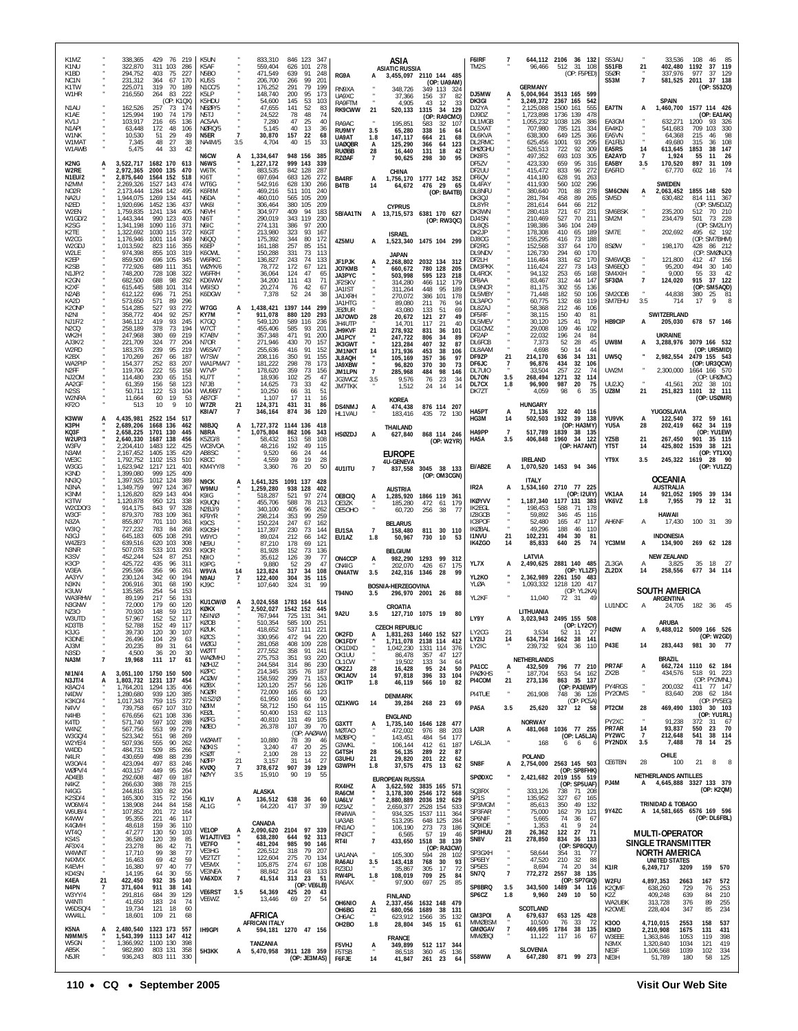| Call | Band | Score | QSOs | Zones | Countries | Operator |
|---|---|---|---|---|---|---|
| K1MZ | " | 338,365 | 429 | 76 | 219 | |
| K1NU | " | 322,870 | 311 | 103 | 286 | |
| K1BD | " | 294,752 | 403 | 75 | 227 | |
| NC1N | " | 231,312 | 364 | 67 | 170 | |
| K1TW | " | 225,071 | 319 | 70 | 189 | |
| W1HR | " | 216,550 | 264 | 83 | 222 | (OP: K1QX) |
| N1AU | " | 162,526 | 257 | 73 | 174 | |
| K1ZE | " | 125,994 | 190 | 74 | 179 | |
| KV1J | " | 103,917 | 216 | 65 | 136 | |
| N1API | " | 63,448 | 172 | 48 | 106 | |
| W1NK | " | 10,530 | 51 | 29 | 49 | |
| W1MAT | " | 7,345 | 48 | 27 | 38 | |
| W1AWB | " | 5,475 | 44 | 33 | 42 | |
| K2NG | A | 3,522,717 | 1682 | 170 | 613 | |
| W2RE | " | 2,972,365 | 2000 | 135 | 470 | |
| N1EU/2 | " | 2,875,640 | 1564 | 152 | 518 | |
| N2MM | " | 2,269,326 | 1527 | 143 | 474 | |
| NO2R | " | 2,173,444 | 1284 | 142 | 495 | |
| NA2U | " | 1,944,075 | 1269 | 134 | 441 | |
| N2ED | " | 1,920,696 | 1452 | 136 | 437 | |
| W2EN | " | 1,759,835 | 1241 | 134 | 405 | |
| W1GD/2 | " | 1,443,344 | 990 | 123 | 403 | |
| K2SG | " | 1,341,198 | 1090 | 116 | 371 | |
| K2TE | " | 1,322,692 | 1030 | 115 | 372 | |
| W2CG | " | 1,176,946 | 1001 | 114 | 349 | |
| W2GDJ | " | 1,013,592 | 823 | 116 | 355 | |
| W2LE | " | 974,398 | 855 | 103 | 319 | |
| K2EP | " | 859,500 | 696 | 105 | 345 | |
| K2SB | " | 772,926 | 689 | 111 | 351 | |
| N1JP/2 | " | 748,200 | 728 | 108 | 322 | |
| K2GN | " | 682,500 | 688 | 98 | 292 | |
| K2XF | " | 615,445 | 588 | 101 | 314 | |
| N2AB | " | 612,122 | 696 | 71 | 251 | |
| KA2D | " | 573,650 | 571 | 89 | 296 | |
| K2CNP | " | 514,285 | 527 | 93 | 272 | |
| N2NI | " | 358,772 | 404 | 92 | 257 | |
| NJ1F/2 | " | 346,112 | 419 | 93 | 245 | |
| N2CQ | " | 258,189 | 378 | 73 | 194 | |
| WA2H | " | 247,968 | 380 | 69 | 219 | |
| AJ3K/2 | " | 221,709 | 324 | 77 | 204 | |
| W2RD | " | 183,376 | 239 | 95 | 219 | |
| K2BX | " | 170,269 | 267 | 66 | 187 | |
| WA2PIP | " | 154,377 | 252 | 83 | 207 | |
| N2FF | " | 119,706 | 222 | 55 | 158 | |
| NJ2OM | " | 114,480 | 230 | 65 | 151 | |
| AA2GF | " | 61,359 | 156 | 58 | 123 | |
| N2SS | " | 50,711 | 122 | 53 | 104 | |
| W2NRA | " | 11,664 | 60 | 19 | 53 | |
| KF2O | " | 513 | 10 | 9 | 10 | |
| K3WW | A | 4,435,981 | 2522 | 154 | 517 | |
| K3PH | " | 2,689,206 | 1668 | 136 | 462 | |
| KQ3F | " | 2,658,225 | 1701 | 130 | 445 | |
| W2UP/3 | " | 2,640,330 | 1687 | 138 | 456 | |
| W3FV | " | 2,204,410 | 1483 | 122 | 425 | |
| N3AM | " | 2,167,452 | 1405 | 135 | 429 | |
| WE3C | " | 1,792,752 | 1102 | 153 | 510 | |
| W3GG | " | 1,623,942 | 1217 | 121 | 401 | |
| K3ND | " | 1,399,080 | 999 | 125 | 409 | |
| NN3Q | " | 1,397,925 | 1012 | 124 | 389 | |
| N3NA | " | 1,349,759 | 997 | 124 | 367 | |
| K3NM | " | 1,126,820 | 829 | 143 | 404 | |
| K3TW | " | 1,120,878 | 950 | 121 | 338 | |
| W2CDO/3 | " | 914,175 | 843 | 97 | 328 | |
| W3CF | " | 879,370 | 783 | 109 | 361 | |
| N3ZA | " | 855,807 | 701 | 110 | 361 | |
| W3KQ | " | 727,232 | 783 | 84 | 268 | |
| N3GJ | " | 645,183 | 605 | 108 | 291 | |
| W4ZE/3 | " | 639,516 | 620 | 103 | 308 | |
| N3NR | " | 507,078 | 533 | 101 | 293 | |
| K3SV | " | 452,244 | 524 | 87 | 251 | |
| K3CP | " | 425,722 | 435 | 96 | 311 | |
| W3EA | " | 295,596 | 356 | 96 | 261 | |
| AA3YV | " | 230,124 | 342 | 60 | 194 | |
| N3KN | " | 206,916 | 301 | 68 | 190 | |
| K3UW | " | 135,585 | 254 | 54 | 153 | |
| WA3RHW | " | 89,199 | 217 | 56 | 131 | |
| N3GNW | " | 72,000 | 179 | 60 | 120 | |
| NZ3O | " | 70,920 | 148 | 59 | 121 | |
| W3UTD | " | 57,967 | 152 | 52 | 117 | |
| KD3TB | " | 52,788 | 152 | 49 | 117 | |
| K3JG | " | 39,730 | 120 | 39 | 107 | |
| K3DNE | " | 26,496 | 104 | 29 | 63 | |
| AJ3M | " | 20,235 | 89 | 31 | 64 | |
| N3SD | " | 4,500 | 36 | 20 | 30 | |
| NA3M | 7 | 19,968 | 111 | 17 | 61 | |
| NI1N/4 | A | 3,051,100 | 1750 | 150 | 500 | |
| N3ZT/4 | A | 1,803,732 | 1231 | 137 | 454 | |
| K8AO/4 | " | 1,764,201 | 1294 | 135 | 406 | |
| N4DW | " | 1,280,680 | 939 | 120 | 385 | |
| K3KO/4 | " | 1,017,343 | 759 | 115 | 372 | |
| N4VV | " | 739,758 | 657 | 107 | 310 | |
| N4HB | " | 676,656 | 621 | 108 | 336 | |
| K4TD | " | 571,740 | 597 | 102 | 288 | |
| W4NZ | " | 567,756 | 553 | 99 | 279 | |
| W3GQ/4 | " | 523,342 | 551 | 98 | 269 | |
| W2YE/4 | " | 507,936 | 555 | 90 | 262 | |
| W4DD | " | 484,731 | 509 | 85 | 266 | |
| N4LR | " | 430,659 | 498 | 88 | 239 | |
| W3OA/4 | " | 423,094 | 497 | 83 | 246 | |
| WØPV/4 | " | 403,157 | 449 | 95 | 264 | |
| AD4EB | " | 292,608 | 487 | 69 | 187 | |
| N4KZ | " | 266,630 | 388 | 78 | 215 | |
| N4GG | " | 244,816 | 330 | 82 | 204 | |
| K2SD/4 | " | 165,300 | 315 | 72 | 156 | |
| WO6M/4 | " | 138,908 | 244 | 84 | 158 | |
| WD8A/4 | " | 107,852 | 201 | 72 | 164 | |
| K4WW | " | 95,355 | 221 | 46 | 117 | |
| K4GMH | " | 48,618 | 159 | 36 | 110 | |
| WT4Q | " | 47,277 | 130 | 50 | 103 | |
| KS4S | " | 36,580 | 120 | 39 | 85 | |
| AF3X/4 | " | 23,278 | 86 | 42 | 71 | |
| W4WNT | " | 17,710 | 99 | 38 | 77 | |
| N4XMX | " | 16,463 | 69 | 42 | 59 | |
| K4EVH | " | 16,380 | 97 | 40 | 77 | |
| KD4SN | " | 14,195 | 64 | 30 | 55 | |
| K4EA | 21 | 422,450 | 932 | 35 | 140 | |
| N4PN | 7 | 371,604 | 911 | 38 | 141 | |
| W3YY/4 | " | 291,816 | 684 | 39 | 129 | |
| W4NTI | " | 41,650 | 183 | 24 | 74 | |
| W6DSQ/4 | " | 19,734 | 121 | 18 | 60 | |
| WW4LL | " | 18,601 | 109 | 21 | 68 | |
| K5NA | A | 2,480,540 | 1323 | 173 | 557 | |
| N9MM/5 | " | 1,543,399 | 1113 | 147 | 412 | |
| W5GN | " | 1,366,992 | 1100 | 130 | 398 | |
| AB5K | " | 982,890 | 803 | 131 | 370 | |
| N5JR | " | 936,243 | 803 | 111 | 330 | |
| K5UN | " | 833,310 | 846 | 123 | 347 | |
| K5AF | " | 559,404 | 626 | 101 | 278 | |
| N5BO | " | 471,549 | 639 | 91 | 248 | |
| KU5S | " | 206,700 | 266 | 99 | 201 | |
| N1CC/5 | " | 176,252 | 291 | 79 | 199 | |
| K5LP | " | 148,740 | 200 | 95 | 173 | |
| K5HDU | " | 54,600 | 145 | 53 | 103 | |
| NEØP/5 | " | 47,655 | 141 | 52 | 83 | |
| N5TJ | " | 24,522 | 78 | 48 | 74 | |
| AC5AA | " | 7,280 | 47 | 25 | 40 | |
| NØRQ/5 | " | 5,145 | 40 | 13 | 36 | |
| N5ER | 7 | 30,870 | 157 | 22 | 68 | |
| NA4M/5 | 3.5 | 4,704 | 40 | 15 | 33 | |
| N6CW | A | 1,334,647 | 948 | 156 | 385 | |
| N6WS | " | 1,227,172 | 999 | 143 | 339 | |
| W6TK | " | 883,535 | 842 | 128 | 287 | |
| KI6T | " | 697,694 | 683 | 126 | 272 | |
| WT6G | " | 542,916 | 628 | 130 | 266 | |
| K6RIM | " | 469,216 | 511 | 101 | 240 | |
| N6DA | " | 460,010 | 565 | 105 | 209 | |
| WK6I | " | 306,464 | 380 | 105 | 209 | |
| N6VH | " | 304,977 | 409 | 94 | 183 | |
| NI6T | " | 290,019 | 343 | 119 | 230 | |
| N6IC | " | 274,131 | 386 | 97 | 200 | |
| K6GT | " | 213,980 | 323 | 93 | 167 | |
| N6QQ | " | 175,392 | 344 | 80 | 172 | |
| K6EP | " | 161,188 | 257 | 85 | 151 | |
| K6OWL | " | 150,288 | 331 | 73 | 113 | |
| W6RKC | " | 136,827 | 243 | 74 | 133 | |
| WØYK/6 | " | 78,772 | 172 | 67 | 121 | |
| W6FRH | " | 36,064 | 124 | 47 | 65 | |
| KD6WW | " | 34,200 | 111 | 43 | 71 | |
| W6ISO | " | 20,274 | 76 | 42 | 67 | |
| K6DGW | " | 7,378 | 52 | 24 | 38 | |
| W7GG | A | 1,438,421 | 1397 | 144 | 299 | |
| KY7M | " | 911,078 | 880 | 120 | 293 | |
| K7GQ | " | 549,120 | 589 | 116 | 236 | |
| W7CT | " | 455,406 | 585 | 93 | 201 | |
| K7ABV | " | 357,348 | 471 | 91 | 200 | |
| N7OR | " | 271,946 | 430 | 70 | 157 | |
| W6SA/7 | " | 255,636 | 416 | 91 | 152 | |
| W7SW | " | 208,116 | 350 | 91 | 155 | |
| WA1PMA/7 | " | 181,222 | 298 | 78 | 173 | |
| W7VP | " | 178,620 | 359 | 73 | 156 | |
| KU7T | " | 18,936 | 102 | 25 | 47 | |
| N7JB | " | 14,625 | 73 | 33 | 42 | |
| WU9B/7 | " | 10,250 | 66 | 31 | 51 | |
| AB7CF | " | 1,107 | 17 | 11 | 16 | |
| W7ZR | 21 | 124,371 | 431 | 31 | 86 | |
| K8IA/7 | 7 | 346,164 | 874 | 36 | 120 | |
| N8BJQ | A | 1,727,372 | 1144 | 136 | 418 | |
| N8RA | " | 1,075,804 | 862 | 106 | 343 | |
| K5ZG/8 | " | 58,432 | 153 | 58 | 108 | |
| WC8VOA | " | 48,216 | 192 | 49 | 115 | |
| AB8SC | " | 9,520 | 66 | 24 | 44 | |
| K8OC | " | 4,559 | 39 | 19 | 28 | |
| KM4YY/8 | " | 3,360 | 76 | 20 | 50 | |
| N9CK | A | 1,641,325 | 1091 | 137 | 428 | |
| W9MU | " | 1,259,280 | 938 | 128 | 402 | |
| K9IG | " | 518,287 | 521 | 97 | 274 | |
| K9UQN | " | 455,706 | 588 | 78 | 213 | |
| N2BJ/9 | " | 340,100 | 405 | 96 | 262 | |
| KF9YR | " | 298,214 | 353 | 99 | 259 | |
| K9CS | " | 150,224 | 247 | 67 | 162 | |
| K9OSH | " | 117,397 | 230 | 73 | 144 | |
| W9YO | " | 89,024 | 212 | 66 | 142 | |
| NE9U | " | 87,210 | 178 | 69 | 121 | |
| K9OR | " | 81,928 | 152 | 73 | 136 | |
| N9IO | " | 35,612 | 126 | 39 | 77 | |
| K9PG | " | 9,880 | 52 | 29 | 47 | |
| W9VA | 14 | 123,824 | 317 | 34 | 108 | |
| N9AU | 7 | 122,400 | 304 | 35 | 115 | |
| KJ9C | " | 107,640 | 324 | 31 | 99 | |
| KU1CW/Ø | A | 3,024,558 | 1783 | 164 | 514 | |
| KØKX | " | 2,502,027 | 1542 | 152 | 445 | |
| NS1N/Ø | " | 767,944 | 725 | 131 | 341 | |
| KØOB | " | 510,432 | 585 | 100 | 251 | |
| KØUK | " | 418,652 | 537 | 111 | 221 | |
| KØCS | " | 330,956 | 472 | 94 | 220 | |
| WØGJ | " | 281,058 | 408 | 109 | 228 | |
| WØTT | " | 277,552 | 358 | 91 | 241 | |
| WAØMHJ | " | 275,753 | 351 | 93 | 220 | |
| NØHJZ | " | 244,584 | 314 | 86 | 230 | |
| KØPC | " | 214,345 | 335 | 76 | 187 | |
| ACØW | " | 158,592 | 299 | 71 | 153 | |
| KØBX | " | 120,120 | 257 | 56 | 126 | |
| NGØR | " | 72,009 | 165 | 66 | 123 | |
| N1SZ/Ø | " | 61,950 | 166 | 60 | 90 | |
| NØIM | " | 58,712 | 150 | 64 | 115 | |
| KØZL | " | 50,400 | 153 | 62 | 113 | |
| KØFG | " | 40,810 | 131 | 49 | 105 | |
| NØEO | " | 26,378 | 107 | 39 | 70 | (OP: AAØAW) |
| WØAWT | " | 10,880 | 78 | 39 | 46 | |
| NØKIS | " | 3,240 | 47 | 20 | 25 | |
| KSØT | " | 2,100 | 28 | 13 | 22 | |
| NØFP | 21 | 3,157 | 31 | 14 | 27 | |
| KVØQ | 7 | 378,672 | 907 | 39 | 129 | |
| NØYY | 3.5 | 15,910 | 90 | 19 | 55 | |
| **ALASKA** | | | | | | |
| KL1V | A | 136,512 | 638 | 36 | 60 | |
| AL1G | " | 64,220 | 417 | 37 | 39 | |
| **CANADA** | | | | | | |
| VE1OP | A | 2,090,620 | 2104 | 97 | 339 | |
| W1AJT/VE3 | " | 638,280 | 644 | 92 | 313 | |
| VE7FO | " | 481,204 | 985 | 90 | 146 | |
| VE3HG | " | 226,512 | 318 | 79 | 207 | |
| VE2TZT | " | 122,604 | 275 | 70 | 134 | |
| VE5MX | " | 105,875 | 274 | 67 | 108 | |
| VE3NEA | " | 88,842 | 214 | 68 | 133 | |
| VA6XDX | 7 | 41,514 | 313 | 23 | 51 | (OP: VE6LB) |
| VE6RST | 3.5 | 54,369 | 425 | 20 | 43 | |
| VE6WZ | " | 13,446 | 69 | 27 | 54 | |
| **AFRICA** | | | | | | |
| **AFRICAN ITALY** | | | | | | |
| IH9GPI | A | 594,181 | 1270 | 47 | 156 | |
| **TANZANIA** | | | | | | |
| 5H3KK | A | 5,470,958 | 3911 | 128 | 359 | (OP: JE3MAS) |
| **ASIA** | | | | | | |
| **ASIATIC RUSSIA** | | | | | | |
| RG9A | A | 3,455,097 | 2110 | 144 | 485 | (OP: UA9AM) |
| RN9XA | " | 348,726 | 349 | 113 | 324 | |
| UA9XC | " | 37,366 | 156 | 37 | 82 | |
| RA9FTM | " | 4,905 | 43 | 12 | 33 | |
| RK9CWW | 21 | 520,133 | 1315 | 34 | 129 | (OP: RA9CMO) |
| RA9AC | " | 195,851 | 583 | 32 | 107 | |
| RU9MY | 3.5 | 65,280 | 338 | 16 | 64 | |
| UA9AT | 1.8 | 147,117 | 664 | 21 | 68 | |
| UAØQBR | A | 125,290 | 366 | 64 | 123 | |
| RUØBB | 28 | 16,440 | 131 | 18 | 42 | |
| RZØAF | 7 | 90,625 | 298 | 30 | 95 | |
| **CHINA** | | | | | | |
| BA4RF | A | 1,756,170 | 1777 | 142 | 352 | |
| B4TB | 14 | 64,672 | 476 | 29 | 65 | (OP: BA4TB) |
| **CYPRUS** | | | | | | |
| 5B/AA1TN | A | 13,715,573 | 6381 | 170 | 627 | (OP: RW3QC) |
| **ISRAEL** | | | | | | |
| 4Z5MU | A | 1,523,340 | 1475 | 104 | 299 | |
| **JAPAN** | | | | | | |
| JF1PJK | A | 2,268,802 | 2032 | 134 | 312 | |
| JO7KMB | " | 660,672 | 780 | 128 | 205 | |
| JA3YPC | " | 503,998 | 595 | 123 | 218 | |
| JF2SKV | " | 314,280 | 466 | 112 | 179 | |
| JA1IST | " | 311,264 | 448 | 95 | 189 | |
| JA1XRH | " | 270,072 | 386 | 101 | 178 | |
| JA1HTG | " | 89,080 | 211 | 76 | 94 | |
| JEØIUR | " | 43,080 | 133 | 51 | 69 | |
| JA7OWD | 28 | 20,672 | 121 | 27 | 49 | |
| JH4UTP | " | 14,701 | 117 | 21 | 40 | |
| JH9KVF | 21 | 278,932 | 831 | 36 | 101 | |
| JA1PCY | " | 247,722 | 806 | 34 | 89 | |
| JK3GWT | " | 123,284 | 407 | 32 | 87 | |
| JM1NKT | 14 | 171,936 | 453 | 38 | 106 | |
| JL8AQH | " | 105,169 | 357 | 36 | 97 | |
| JA9XBW | " | 96,820 | 370 | 30 | 73 | |
| JM1LPN | 7 | 285,968 | 484 | 98 | 146 | |
| JG3WCZ | 3.5 | 9,576 | 76 | 23 | 34 | |
| JM7TKK | " | 1,512 | 24 | 14 | 14 | |
| **KOREA** | | | | | | |
| DS4NMJ | A | 474,438 | 876 | 114 | 207 | |
| HL1VAU | " | 183,416 | 435 | 72 | 130 | |
| **THAILAND** | | | | | | |
| HSØZDJ | A | 627,840 | 868 | 114 | 246 | (OP: W2YR) |
| **EUROPE** | | | | | | |
| **4U-GENEVA** | | | | | | |
| 4U1ITU | 7 | 837,558 | 3045 | 38 | 133 | (OP: OM3CGN) |
| **AUSTRIA** | | | | | | |
| OE8CIQ | A | 1,285,920 | 1866 | 119 | 361 | |
| OE3ZK | " | 185,280 | 472 | 61 | 179 | |
| OE5OHO | " | 60,720 | 256 | 38 | 77 | |
| **BELARUS** | | | | | | |
| EU1SA | 7 | 158,480 | 811 | 30 | 110 | |
| EU1AZ | 1.8 | 50,967 | 730 | 10 | 53 | |
| **BELGIUM** | | | | | | |
| ON4CCP | A | 982,290 | 1293 | 99 | 312 | |
| ON4IG | " | 202,070 | 426 | 67 | 175 | |
| ON4ATW | 3.5 | 242,316 | 1346 | 28 | 99 | |
| **BOSNIA-HERZEGOVINA** | | | | | | |
| T94NO | 3.5 | 296,970 | 2001 | 26 | 88 | |
| **CROATIA** | | | | | | |
| 9A2U | 3.5 | 127,710 | 1075 | 19 | 80 | |
| **CZECH REPUBLIC** | | | | | | |
| OK2FD | A | 1,831,263 | 1460 | 152 | 527 | |
| OK1FDY | " | 1,711,078 | 2138 | 114 | 412 | |
| OK1DXD | " | 1,042,230 | 1331 | 114 | 376 | |
| OK1UU | " | 86,478 | 357 | 47 | 127 | |
| OL1CW | " | 19,502 | 133 | 34 | 64 | |
| OK2ZJ | 28 | 16,428 | 95 | 24 | 50 | |
| OK1AOV | 14 | 97,818 | 396 | 33 | 104 | |
| OK1TP | 1.8 | 46,119 | 566 | 10 | 82 | |
| **DENMARK** | | | | | | |
| OZ1KWG | 14 | 39,284 | 268 | 23 | 69 | |
| **ENGLAND** | | | | | | |
| G3XTT | A | 1,735,140 | 1646 | 128 | 477 | |
| MØTAO | " | 472,002 | 976 | 88 | 203 | |
| MØBPQ | " | 143,451 | 484 | 54 | 177 | |
| G3WKL | " | 106,144 | 412 | 61 | 187 | |
| G4TSH | 28 | 56,135 | 289 | 22 | 87 | |
| G3UHU | 21 | 29,820 | 201 | 22 | 62 | |
| G3WPH | 1.8 | 37,575 | 475 | 13 | 62 | |
| **EUROPEAN RUSSIA** | | | | | | |
| RX4HZ | A | 3,622,592 | 3835 | 165 | 571 | |
| RA6CM | " | 3,178,300 | 2546 | 172 | 568 | |
| UA6LV | " | 2,880,889 | 2036 | 192 | 629 | |
| RZ3AZ | " | 2,659,377 | 2528 | 154 | 533 | |
| RN4WA | " | 934,325 | 1537 | 111 | 364 | |
| UA3AB | " | 513,295 | 648 | 125 | 284 | |
| RN1AO | " | 106,190 | 273 | 73 | 186 | |
| RN3CT | " | 6,565 | 57 | 19 | 46 | |
| RT4I | 7 | 433,650 | 1518 | 38 | 139 | (OP: RA3CW) |
| UA1ANA | " | 105,300 | 594 | 28 | 102 | |
| RA6AU | 3.5 | 143,418 | 768 | 30 | 93 | |
| RZ3DJ | " | 35,867 | 305 | 17 | 72 | |
| RW4PL | 1.8 | 108,019 | 709 | 25 | 84 | |
| RA6AX | " | 97,900 | 697 | 25 | 85 | |
| **FINLAND** | | | | | | |
| OH6NIO | A | 2,337,456 | 1632 | 148 | 479 | |
| OH6BG | 21 | 680,056 | 1689 | 38 | 131 | |
| OH6AC | " | 623,912 | 1566 | 35 | 132 | |
| OH2BO | 1.8 | 28,804 | 345 | 15 | 61 | |
| **FRANCE** | | | | | | |
| F5VHJ | A | 349,899 | 512 | 117 | 344 | |
| F5TSB | " | 86,518 | 360 | 45 | 136 | |
| F6FJE | 14 | 41,847 | 261 | 23 | 64 | |
| F6IRF | 7 | 644,112 | 2106 | 36 | 132 | |
| TM2S | " | 96,466 | 512 | 31 | 108 | (OP: F5PED) |
| **GERMANY** | | | | | | |
| DJ5MW | A | 5,004,964 | 3513 | 165 | 599 | |
| DK3GI | " | 3,249,372 | 2367 | 165 | 542 | |
| DJ2YA | " | 2,125,088 | 1500 | 161 | 555 | |
| DJ9DZ | " | 1,723,898 | 1736 | 139 | 478 | |
| DL1MGB | " | 1,055,232 | 1038 | 126 | 386 | |
| DL5XAT | " | 707,980 | 785 | 121 | 334 | |
| DL6KVA | " | 638,300 | 649 | 125 | 366 | |
| DL2RMC | " | 625,455 | 1001 | 93 | 295 | |
| DH2GHU | " | 526,513 | 722 | 92 | 309 | |
| DK8FS | " | 497,352 | 693 | 103 | 305 | |
| DF5ZV | " | 423,330 | 659 | 95 | 316 | |
| DF2UU | " | 415,472 | 833 | 96 | 272 | |
| DF6QV | " | 414,180 | 628 | 91 | 263 | |
| DL4FAY | " | 411,930 | 560 | 102 | 296 | |
| DL8NFU | " | 380,640 | 701 | 88 | 278 | |
| DK3QJ | " | 281,784 | 458 | 89 | 265 | |
| DL8YR | " | 281,614 | 644 | 66 | 212 | |
| DK3WN | " | 280,418 | 721 | 67 | 231 | |
| DJ4SN | " | 210,469 | 527 | 70 | 211 | |
| DL8QS | " | 198,386 | 346 | 104 | 249 | |
| DK2JP | " | 178,308 | 410 | 65 | 189 | |
| DJ8OG | " | 155,295 | 416 | 73 | 188 | |
| DF2RG | " | 152,568 | 337 | 64 | 170 | |
| DL9NDV | " | 126,730 | 294 | 60 | 170 | |
| DF2LH | " | 116,464 | 331 | 62 | 170 | |
| DM3PKK | " | 116,424 | 227 | 73 | 143 | |
| DL4RCK | " | 94,132 | 253 | 65 | 168 | |
| DF8AA | " | 83,467 | 312 | 44 | 147 | |
| DL9NCR | " | 81,175 | 302 | 55 | 136 | |
| DL5MBY | " | 71,448 | 182 | 50 | 106 | |
| DL3APO | " | 60,775 | 132 | 68 | 119 | |
| DL8ZAJ | " | 58,368 | 212 | 46 | 106 | |
| DF5RF | " | 38,115 | 150 | 40 | 81 | |
| DL5MEV | " | 30,120 | 125 | 41 | 79 | |
| DG1CMZ | " | 29,008 | 109 | 46 | 102 | |
| DF2AP | " | 22,032 | 196 | 24 | 84 | |
| DL6FCB | " | 7,373 | 52 | 28 | 45 | |
| DL8AAM | " | 4,698 | 50 | 14 | 44 | |
| DF9ZP | 21 | 214,170 | 636 | 34 | 131 | |
| DF6JC | 7 | 96,876 | 434 | 32 | 106 | |
| DL7UIO | " | 33,504 | 257 | 22 | 74 | |
| DL7ON | 3.5 | 268,494 | 1271 | 32 | 114 | |
| DL7CX | 1.8 | 96,900 | 987 | 20 | 75 | |
| DK7ZT | " | 4,059 | 98 | 6 | 35 | |
| **HUNGARY** | | | | | | |
| HA5PT | A | 71,136 | 322 | 40 | 116 | |
| HG3M | 14 | 502,503 | 1932 | 39 | 138 | (OP: HA3MY) |
| HA9PP | 7 | 517,789 | 1839 | 38 | 135 | (OP: YU1EW) |
| HA5A | 3.5 | 406,848 | 1960 | 34 | 122 | (OP: HA7ANT) |
| **IRELAND** | | | | | | |
| EI/AB2E | A | 1,070,520 | 1453 | 94 | 346 | |
| **ITALY** | | | | | | |
| IR2A | A | 1,534,160 | 2710 | 77 | 225 | (OP: I2UIY) |
| IKØYVV | " | 1,187,340 | 1177 | 131 | 383 | |
| IK2EGL | " | 198,453 | 588 | 71 | 178 | |
| IZ8GCB | " | 59,892 | 346 | 45 | 116 | |
| IC8POF | " | 52,480 | 165 | 47 | 117 | |
| IKØBAL | " | 49,296 | 188 | 46 | 110 | |
| I1NVU | 21 | 102,231 | 494 | 30 | 81 | |
| IK4ZGO | 14 | 85,833 | 640 | 25 | 74 | |
| **LATVIA** | | | | | | |
| YL7X | A | 2,490,625 | 2881 | 140 | 485 | (OP: YL1ZF) |
| YL2KO | " | 2,362,989 | 2261 | 150 | 483 | |
| YLØA | " | 1,093,332 | 1218 | 120 | 417 | (OP: YL2KA) |
| YL2KF | " | 11,040 | 72 | 31 | 49 | |
| **LITHUANIA** | | | | | | |
| LY9Y | A | 3,023,943 | 2495 | 155 | 508 | (OP: LY2CY) |
| LY2CG | 21 | 3,534 | 52 | 11 | 27 | |
| LY2IJ | 14 | 634,734 | 1662 | 38 | 141 | |
| LY2IC | " | 239,732 | 924 | 36 | 110 | |
| **NETHERLANDS** | | | | | | |
| PA1CC | A | 432,509 | 796 | 77 | 210 | |
| PAØKHS | " | 187,704 | 553 | 54 | 162 | |
| PI4COM | 21 | 273,136 | 863 | 35 | 137 | (OP: PA3EWP) |
| PI4TUE | " | 261,908 | 748 | 36 | 128 | (OP: PC5A) |
| PA5A | 3.5 | 65,520 | 327 | 12 | 58 | |
| **NORWAY** | | | | | | |
| LA3R | A | 481,068 | 1036 | 77 | 255 | (OP: LA5LJA) |
| LA5LJA | " | 168 | 6 | 6 | 6 | |
| **POLAND** | | | | | | |
| SN8F | A | 2,754,000 | 2563 | 145 | 503 | (OP: SP8FHK) |
| SPØDXC | " | 2,421,682 | 2019 | 155 | 519 | (OP: SP5UAF) |
| SQ8RX | " | 333,126 | 738 | 71 | 208 | |
| SP1S | " | 135,952 | 327 | 67 | 165 | |
| SP3MGM | " | 85,613 | 350 | 49 | 132 | |
| SP3FAR | " | 75,000 | 162 | 79 | 121 | |
| SP6NIF | " | 5,665 | 74 | 36 | 67 | |
| SQ9IDE | " | 1,353 | 41 | 9 | 24 | |
| SP3HUU | 28 | 26,362 | 122 | 27 | 71 | |
| SN8V | 21 | 278,850 | 834 | 36 | 133 | (OP: SP8GQU) |
| SP3GXH | " | 58,644 | 354 | 31 | 77 | |
| SP6BY | " | 47,520 | 210 | 32 | 88 | |
| SP5ES | " | 8,694 | 74 | 20 | 34 | |
| SN7Q | 7 | 772,272 | 2557 | 38 | 135 | (OP: SP7GIQ) |
| SP8BRQ | 3.5 | 343,500 | 1489 | 34 | 116 | |
| SP6CZ | 1.8 | 9,960 | 249 | 10 | 50 | |
| **SCOTLAND** | | | | | | |
| GM3POI | A | 679,637 | 653 | 125 | 428 | |
| MMØBSM | " | 10,500 | 76 | 33 | 72 | |
| GMØGAV | 7 | 469,695 | 1784 | 38 | 135 | |
| MMØBQI | " | 11,122 | 117 | 16 | 67 | |
| **SLOVENIA** | | | | | | |
| S58WW | A | 647,280 | 871 | 99 | 273 | |
| S53AU | " | 33,536 | 108 | 46 | 85 | |
| S51FB | 21 | 402,480 | 1192 | 37 | 119 | |
| S5ØR | " | 337,976 | 977 | 37 | 129 | |
| S53M | 7 | 581,525 | 2011 | 37 | 138 | (OP: S53ZO) |
| **SPAIN** | | | | | | |
| EA7TN | A | 1,460,700 | 1577 | 114 | 426 | (OP: EA1AK) |
| EA3GM | " | 632,271 | 1200 | 93 | 326 | |
| EA4KD | " | 541,683 | 709 | 103 | 330 | |
| EA5VN | " | 64,368 | 215 | 46 | 98 | |
| EA1FBJ | " | 49,680 | 315 | 36 | 108 | |
| EA5RS | 14 | 613,645 | 1853 | 38 | 147 | |
| EA2AYD | 7 | 1,924 | 55 | 11 | 26 | |
| EA5BY | 3.5 | 170,520 | 897 | 31 | 109 | |
| EA5FID | " | 67,770 | 602 | 16 | 74 | |
| **SWEDEN** | | | | | | |
| SM6CNN | A | 2,063,452 | 1855 | 148 | 520 | |
| SM5D | " | 630,482 | 814 | 111 | 367 | (OP: SM5DJZ) |
| SM6BSK | " | 235,200 | 512 | 70 | 210 | |
| SM2M | " | 234,479 | 501 | 73 | 228 | (OP: SM2LIY) |
| SM7E | " | 202,692 | 495 | 62 | 192 | (OP: SM7BHM) |
| 8SØW | " | 198,170 | 428 | 86 | 212 | (OP: SMØNJO) |
| SM6WQB | " | 121,800 | 412 | 47 | 156 | |
| SM6EQO | " | 95,200 | 494 | 30 | 140 | |
| SM4XIH | " | 9,000 | 55 | 33 | 42 | |
| SF3ØA | 7 | 124,020 | 915 | 37 | 122 | (OP: SM5AQD) |
| SM2ODB | " | 44,838 | 380 | 25 | 81 | |
| SM7EHU | 3.5 | 714 | 17 | 9 | 8 | |
| **SWITZERLAND** | | | | | | |
| HB9CIP | A | 205,030 | 678 | 57 | 146 | |
| **UKRAINE** | | | | | | |
| UW8M | A | 3,288,976 | 3079 | 166 | 532 | (OP: UR5MID) |
| UW5Q | " | 2,982,554 | 2479 | 155 | 543 | (OP: UR3QCW) |
| UW2M | " | 2,300,000 | 1664 | 166 | 570 | (OP: UR2MC) |
| UU2JQ | " | 41,561 | 202 | 35 | 101 | |
| UZ8M | 21 | 251,823 | 1101 | 32 | 111 | (OP: USØMR) |
| **YUGOSLAVIA** | | | | | | |
| YU9VK | A | 122,540 | 372 | 59 | 161 | |
| YU5A | 28 | 202,419 | 662 | 34 | 119 | (OP: YU1EW) |
| YZ5B | 21 | 267,450 | 901 | 35 | 115 | |
| YT5T | 14 | 425,802 | 1539 | 38 | 121 | (OP: YT1XX) |
| YT9X | 3.5 | 245,322 | 1619 | 28 | 90 | (OP: YU1ZZ) |
| **OCEANIA** | | | | | | |
| **AUSTRALIA** | | | | | | |
| VK1AA | 14 | 921,052 | 1905 | 39 | 134 | |
| VK6VZ | 1.8 | 7,955 | 79 | 12 | 31 | |
| **HAWAII** | | | | | | |
| AH6NF | A | 17,430 | 100 | 31 | 39 | |
| **INDONESIA** | | | | | | |
| YC3MM | A | 134,900 | 269 | 62 | 128 | |
| **NEW ZEALAND** | | | | | | |
| ZL3GA | A | 3,825 | 35 | 18 | 27 | |
| ZL2DX | 14 | 258,556 | 677 | 34 | 114 | |
| **SOUTH AMERICA** | | | | | | |
| **ARGENTINA** | | | | | | |
| LU1NDC | A | 24,705 | 182 | 36 | 45 | |
| **ARUBA** | | | | | | |
| P4ØW | A | 9,488,012 | 5009 | 166 | 526 | (OP: W2GD) |
| P43E | 14 | 283,443 | 981 | 30 | 77 | |
| **BRAZIL** | | | | | | |
| PR7AF | A | 662,724 | 1110 | 62 | 184 | |
| ZX2B | " | 434,576 | 518 | 91 | 223 | (OP: PY2MNL) |
| PY4RGS | " | 200,032 | 411 | 77 | 147 | |
| PY2OMS | " | 83,640 | 208 | 62 | 184 | (OP: PY5EG) |
| PT2CM | 28 | 469,450 | 1303 | 30 | 103 | (OP: YU1RL) |
| PY2XC | " | 91,238 | 372 | 31 | 67 | |
| PR7AX | 14 | 93,837 | 550 | 23 | 70 | |
| PY2WC | 7 | 212,648 | 541 | 38 | 114 | |
| PY2NDX | 3.5 | 7,488 | 78 | 14 | 25 | |
| **CHILE** | | | | | | |
| CE6TBN | 28 | 100 | 21 | 8 | 8 | |
| **NETHERLANDS ANTILLES** | | | | | | |
| PJ4M | A | 4,645,888 | 3327 | 133 | 379 | (OP: K2QM) |
| **TRINIDAD & TOBAGO** | | | | | | |
| 9Y4ZC | A | 14,581,665 | 6576 | 169 | 596 | (OP: DL6FBL) |

## MULTI-OPERATOR
## SINGLE TRANSMITTER
### NORTH AMERICA
#### UNITED STATES

| Call | Score | QSOs | Zones | Countries |
|---|---|---|---|---|
| K1IR | 6,249,717 | 3209 | 159 | 570 |
| W2FU | 4,897,353 | 2663 | 167 | 572 |
| K2QMF | 638,260 | 729 | 76 | 253 |
| K2Z | 409,248 | 639 | 84 | 210 |
| WA2UBK | 313,728 | 376 | 89 | 255 |
| K2OWE | 228,404 | 347 | 85 | 234 |
| K3OO | 4,710,015 | 2553 | 158 | 537 |
| K3MD | 2,210,908 | 1675 | 131 | 431 |
| W3EEE | 1,363,846 | 1053 | 119 | 398 |
| N3MX | 1,320,840 | 1034 | 121 | 419 |
| NE3F | 1,106,568 | 1039 | 102 | 334 |
| NE3H | 51,789 | 180 | 58 | 125 |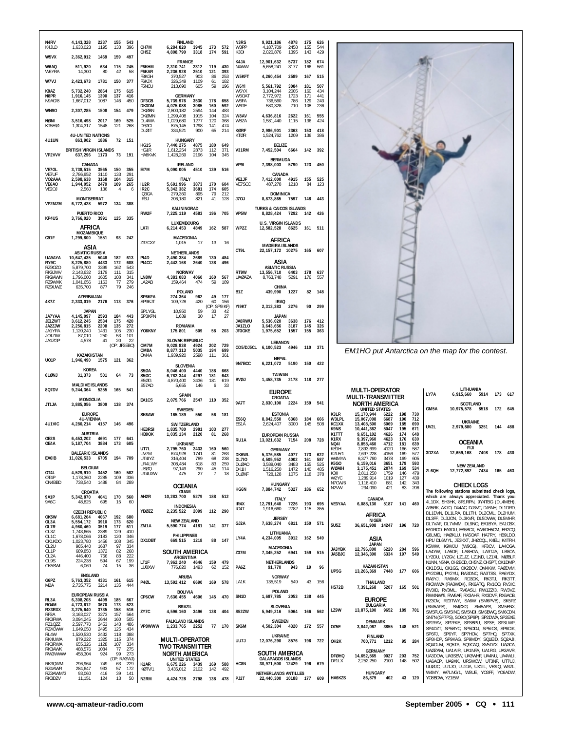| | | | | |
|---|---|---|---|---|
| N4RV | 4,143,328 | 2237 | 155 | 543 |
| K4JLD | 1,633,023 | 1195 | 133 | 396 |
| W5VX | 2,362,912 | 1469 | 159 | 497 |
| W6AQ | 511,920 | 634 | 115 | 245 |
| W6YRA | 14,300 | 80 | 42 | 58 |
| W7VJ | 2,423,673 | 1781 | 150 | 377 |
| K8AZ | 5,732,240 | 2864 | 175 | 615 |
| N8PR | 1,916,145 | 1390 | 137 | 416 |
| N9AG/8 | 1,667,012 | 1087 | 146 | 450 |
| WN9O | 2,307,285 | 1508 | 154 | 479 |
| NØNI | 3,516,498 | 2017 | 169 | 525 |
| KT5EØ | 1,304,317 | 1548 | 121 | 268 |

**4U-UNITED NATIONS**

| | | | | |
|---|---|---|---|---|
| 4U1UN | 863,902 | 1886 | 72 | 151 |

**BRITISH VIRGIN ISLANDS**

| | | | | |
|---|---|---|---|---|
| VP2VVV | 637,296 | 1173 | 73 | 191 |

**CANADA**

| | | | | |
|---|---|---|---|---|
| VE7GL | 3,738,515 | 3565 | 150 | 355 |
| VE7UF | 2,786,952 | 3110 | 133 | 291 |
| VO2AAA | 2,598,638 | 3168 | 104 | 315 |
| VE6AO | 1,944,052 | 2479 | 109 | 265 |
| VE2OJ | 2,560 | 136 | 4 | 6 |

**MONTSERRAT**

| | | | | |
|---|---|---|---|---|
| VP2MZM | 6,772,428 | 5972 | 134 | 388 |

**PUERTO RICO**

| | | | | |
|---|---|---|---|---|
| KP4US | 3,766,020 | 3991 | 125 | 335 |

## AFRICA

**MOZAMBIQUE**

| | | | | |
|---|---|---|---|---|
| C91F | 1,299,800 | 1551 | 93 | 242 |

## ASIA

**ASIATIC RUSSIA**

| | | | | |
|---|---|---|---|---|
| UA9AYA | 10,647,435 | 5048 | 182 | 613 |
| RY9C | 8,225,880 | 4433 | 172 | 608 |
| RZ9OZO | 5,879,700 | 3399 | 162 | 543 |
| RK9JWV | 2,143,632 | 2179 | 111 | 315 |
| RK9AWN | 1,796,000 | 1605 | 108 | 341 |
| RZ9WXK | 1,041,656 | 1163 | 77 | 279 |
| RZ9UWZ | 635,700 | 877 | 79 | 246 |

**AZERBAIJAN**

| | | | | |
|---|---|---|---|---|
| 4K7Z | 2,333,019 | 2176 | 113 | 376 |

**JAPAN**

| | | | | |
|---|---|---|---|---|
| JA7YAA | 4,145,097 | 2593 | 184 | 443 |
| JE1ZWT | 3,612,245 | 2534 | 175 | 420 |
| JA2ZJW | 2,256,815 | 2208 | 135 | 272 |
| JA1YPA | 1,120,240 | 1431 | 105 | 230 |
| JO1ZIW | 87,010 | 250 | 53 | 101 |
| JA1ZGP | 4,578 | 41 | 20 | 22 |

(OP: JF3EBO)

**KAZAKHSTAN**

| | | | | |
|---|---|---|---|---|
| UO1P | 1,946,490 | 1575 | 121 | 362 |

**KOREA**

| | | | | |
|---|---|---|---|---|
| 6LØNJ | 31,373 | 501 | 64 | 73 |

**MALDIVE ISLANDS**

| | | | | |
|---|---|---|---|---|
| 8Q7DV | 9,244,364 | 5255 | 165 | 541 |

**MONGOLIA**

| | | | | |
|---|---|---|---|---|
| JT1JA | 3,885,056 | 3809 | 138 | 374 |

## EUROPE

**4U-VIENNA**

| | | | | |
|---|---|---|---|---|
| 4U1VIC | 4,280,214 | 4157 | 146 | 496 |

**AUSTRIA**

| | | | | |
|---|---|---|---|---|
| OE2S | 6,453,202 | 4691 | 177 | 641 |
| OE4A | 5,187,704 | 3884 | 173 | 605 |

**BALEARIC ISLANDS**

| | | | | |
|---|---|---|---|---|
| EA6IB | 11,026,533 | 6705 | 194 | 709 |

**BELGIUM**

| | | | | |
|---|---|---|---|---|
| OT4L | 4,529,910 | 3452 | 160 | 582 |
| OT4P | 1,178,360 | 2285 | 109 | 336 |
| ON4BBD | 738,540 | 1488 | 84 | 289 |

**CROATIA**

| | | | | |
|---|---|---|---|---|
| 9A1P | 5,342,870 | 4041 | 170 | 560 |
| 9A6C | 48,825 | 695 | 15 | 60 |

**CZECH REPUBLIC**

| | | | | |
|---|---|---|---|---|
| OK5W | 6,681,264 | 4067 | 192 | 680 |
| OL3A | 5,554,172 | 3910 | 173 | 620 |
| OL7R | 4,960,460 | 3519 | 177 | 611 |
| OL3Z | 1,743,665 | 2389 | 129 | 410 |
| OL1C | 1,678,066 | 2183 | 120 | 346 |
| OK1KDO | 1,023,780 | 1456 | 108 | 345 |
| OL2U | 965,440 | 1687 | 97 | 334 |
| OL1P | 689,850 | 1372 | 82 | 268 |
| OL2A | 446,400 | 756 | 88 | 222 |
| OL9S | 224,238 | 594 | 67 | 199 |
| OK5SWL | 6,069 | 74 | 15 | 36 |

**ENGLAND**

| | | | | |
|---|---|---|---|---|
| G6PZ | 5,763,352 | 4331 | 161 | 615 |
| M2A | 2,735,775 | 3214 | 135 | 444 |

**EUROPEAN RUSSIA**

| | | | | |
|---|---|---|---|---|
| RL3A | 6,308,208 | 4499 | 185 | 667 |
| RO4M | 4,773,612 | 3670 | 173 | 623 |
| RX3RXX | 3,275,640 | 3735 | 158 | 516 |
| RF3A | 3,163,027 | 3273 | 157 | 564 |
| RK3FWA | 3,094,245 | 2644 | 160 | 505 |
| RZ1QZZ | 2,597,770 | 2453 | 143 | 486 |
| RZ4OWW | 1,649,050 | 2495 | 125 | 434 |
| RL4W | 1,520,530 | 2432 | 118 | 388 |
| RK4UWA | 879,222 | 1325 | 115 | 374 |
| RK3RWA | 655,326 | 1128 | 107 | 334 |
| RK3AWK | 488,576 | 1084 | 77 | 275 |
| RW3WWW | 458,304 | 924 | 99 | 273 |

(OP: RA3WJ)

| | | | | |
|---|---|---|---|---|
| RK3QWM | 296,964 | 749 | 63 | 229 |
| RZ4AWR | 284,647 | 933 | 57 | 172 |
| RZ3AWM/3 | 93,060 | 416 | 39 | 141 |
| RK3DZV | 11,151 | 124 | 13 | 50 |

**FINLAND**

| | | | | |
|---|---|---|---|---|
| OH7M | 6,284,820 | 3945 | 173 | 572 |
| OH5Z | 4,808,790 | 3318 | 174 | 591 |

**FRANCE**

| | | | | |
|---|---|---|---|---|
| F6KHM | 2,310,741 | 2312 | 119 | 430 |
| F6KAR | 2,236,928 | 2510 | 121 | 393 |
| F8KGH | 370,527 | 903 | 86 | 253 |
| F6KJX | 326,349 | 1109 | 61 | 182 |
| F5NCU | 213,690 | 605 | 59 | 196 |

**GERMANY**

| | | | | |
|---|---|---|---|---|
| DF3CB | 5,739,976 | 3530 | 178 | 658 |
| DK3DM | 4,075,088 | 3085 | 160 | 592 |
| DKØBN | 2,800,182 | 2594 | 144 | 483 |
| DKØMN | 1,299,408 | 1915 | 104 | 324 |
| DL4WA | 1,029,680 | 1277 | 120 | 368 |
| DFØCI | 875,145 | 1298 | 141 | 474 |
| DLØIT | 334,521 | 900 | 65 | 214 |

**HUNGARY**

| | | | | |
|---|---|---|---|---|
| HG1S | 7,440,275 | 4875 | 180 | 649 |
| HG1R | 1,612,254 | 2873 | 112 | 371 |
| HA8KVK | 1,428,269 | 2196 | 104 | 345 |

**IRELAND**

| | | | | |
|---|---|---|---|---|
| EI7M | 5,090,005 | 4510 | 139 | 516 |

**ITALY**

| | | | | |
|---|---|---|---|---|
| IU2R | 5,691,996 | 3873 | 170 | 604 |
| IR2C | 5,342,382 | 3681 | 174 | 605 |
| IQ3GA | 279,360 | 895 | 79 | 212 |
| IR3J | 206,180 | 821 | 41 | 128 |

**KALININGRAD**

| | | | | |
|---|---|---|---|---|
| RW2F | 7,225,119 | 4583 | 196 | 705 |

**LUXEMBOURG**

| | | | | |
|---|---|---|---|---|
| LX7I | 6,214,453 | 4849 | 162 | 587 |

**MACEDONIA**

| | | | | |
|---|---|---|---|---|
| Z37CXY | 1,015 | 17 | 13 | 16 |

**NETHERLANDS**

| | | | | |
|---|---|---|---|---|
| PI4D | 2,490,384 | 2689 | 130 | 484 |
| PI4CC | 2,442,168 | 2640 | 138 | 496 |

**NORWAY**

| | | | | |
|---|---|---|---|---|
| LN8W | 4,383,083 | 4060 | 160 | 567 |
| LA2AB | 159,464 | 474 | 59 | 189 |

**POLAND**

| | | | | |
|---|---|---|---|---|
| SP6KFA | 274,364 | 962 | 49 | 177 |
| SP9KJT | 109,728 | 420 | 60 | 156 |

(OP: SP9IKF)

| | | | | |
|---|---|---|---|---|
| SP1YGL | 10,950 | 59 | 33 | 42 |
| SP3KPN | 1,639 | 30 | 17 | 27 |

**ROMANIA**

| | | | | |
|---|---|---|---|---|
| YO6KNY | 175,801 | 509 | 58 | 203 |

**SLOVAK REPUBLIC**

| | | | | |
|---|---|---|---|---|
| OM7M | 9,028,838 | 4924 | 202 | 729 |
| OM8A | 8,877,313 | 5035 | 194 | 699 |
| OM4A | 1,939,920 | 2598 | 111 | 361 |

**SLOVENIA**

| | | | | |
|---|---|---|---|---|
| S5ØA | 8,046,400 | 4440 | 188 | 668 |
| S5ØC | 6,782,344 | 4297 | 181 | 643 |
| S5ØG | 4,870,400 | 3436 | 181 | 619 |
| S57AD | 5,655 | 146 | 6 | 33 |

**SPAIN**

| | | | | |
|---|---|---|---|---|
| EA1CS | 2,075,766 | 2547 | 110 | 352 |

**SWEDEN**

| | | | | |
|---|---|---|---|---|
| SK6AW | 165,189 | 550 | 56 | 181 |

**SWITZERLAND**

| | | | | |
|---|---|---|---|---|
| HE3RSI | 1,835,780 | 2981 | 103 | 277 |
| HB9OK | 1,035,134 | 2120 | 81 | 268 |

**UKRAINE**

| | | | | |
|---|---|---|---|---|
| UT7L | 2,795,760 | 2433 | 160 | 560 |
| UV7M | 674,928 | 1741 | 81 | 263 |
| UT4IYZ | 316,404 | 789 | 68 | 238 |
| UR4LWY | 308,484 | 618 | 83 | 259 |
| USØQ | 97,149 | 290 | 45 | 114 |
| UT4UXW | 475 | 27 | 7 | 18 |

## OCEANIA

**GUAM**

| | | | | |
|---|---|---|---|---|
| AH2R | 10,283,700 | 5279 | 188 | 512 |

**INDONESIA**

| | | | | |
|---|---|---|---|---|
| YBØZZ | 2,235,522 | 2099 | 112 | 290 |

**NEW ZEALAND**

| | | | | |
|---|---|---|---|---|
| ZM1A | 5,590,774 | 4181 | 141 | 377 |

**PHILIPPINES**

| | | | | |
|---|---|---|---|---|
| DX1DBT | 669,515 | 1218 | 88 | 147 |

## SOUTH AMERICA

**ARGENTINA**

| | | | | |
|---|---|---|---|---|
| LT1F | 7,962,240 | 4646 | 159 | 479 |
| LU8XW | 776,820 | 1493 | 62 | 152 |

**ARUBA**

| | | | | |
|---|---|---|---|---|
| P4ØL | 13,592,412 | 6690 | 169 | 578 |

**BOLIVIA**

| | | | | |
|---|---|---|---|---|
| CP6CW | 7,636,455 | 4606 | 145 | 470 |

**BRAZIL**

| | | | | |
|---|---|---|---|---|
| ZY7C | 4,596,160 | 3496 | 138 | 404 |

**FALKLAND ISLANDS**

| | | | | |
|---|---|---|---|---|
| VP8WWW | 1,233,765 | 2252 | 77 | 170 |

## MULTI-OPERATOR TWO TRANSMITTER

### NORTH AMERICA

**UNITED STATES**

| | | | | |
|---|---|---|---|---|
| K1AR | 6,675,226 | 3439 | 169 | 588 |
| KØTV/1 | 3,435,012 | 2102 | 142 | 492 |
| N2RM | 4,424,728 | 2798 | 138 | 478 |
| N3RS | 9,921,186 | 4878 | 175 | 626 |
| W3PP | 4,187,709 | 2458 | 155 | 544 |
| K3DI | 2,020,876 | 1395 | 143 | 429 |
| K4JA | 12,901,632 | 5737 | 182 | 674 |
| N4WW | 5,658,241 | 3177 | 166 | 561 |
| W5KFT | 4,260,454 | 2589 | 167 | 515 |
| W6YI | 5,561,792 | 3084 | 181 | 507 |
| W6YX | 3,104,244 | 2005 | 160 | 434 |
| W6OAT | 2,772,972 | 1723 | 171 | 441 |
| W6FA | 736,560 | 786 | 129 | 243 |
| W6TE | 580,328 | 710 | 108 | 236 |
| W8AV | 4,636,816 | 2622 | 161 | 555 |
| W8ZA | 1,581,440 | 1115 | 136 | 424 |
| KØRF | 2,986,901 | 2363 | 153 | 418 |
| KTØR | 1,524,762 | 1209 | 136 | 386 |

**BELIZE**

| | | | | |
|---|---|---|---|---|
| V31RM | 7,452,504 | 6664 | 142 | 392 |

**BERMUDA**

| | | | | |
|---|---|---|---|---|
| VP9I | 7,398,003 | 5790 | 123 | 450 |

**CANADA**

| | | | | |
|---|---|---|---|---|
| VE1JF | 7,412,000 | 4915 | 155 | 525 |
| VE7SCC | 487,278 | 1218 | 84 | 123 |

**DOMINICA**

| | | | | |
|---|---|---|---|---|
| J7OJ | 8,873,865 | 7597 | 148 | 443 |

**TURKS & CAICOS ISLANDS**

| | | | | |
|---|---|---|---|---|
| VP5W | 8,828,424 | 7292 | 142 | 426 |

**U.S. VIRGIN ISLANDS**

| | | | | |
|---|---|---|---|---|
| WP2Z | 12,582,528 | 8625 | 161 | 511 |

### AFRICA

**MADEIRA ISLANDS**

| | | | | |
|---|---|---|---|---|
| CT9L | 22,157,172 | 10275 | 165 | 607 |

### ASIA

**ASIATIC RUSSIA**

| | | | | |
|---|---|---|---|---|
| RT9W | 13,556,710 | 6403 | 178 | 637 |
| UAØAZA | 8,763,748 | 5291 | 176 | 557 |

**CHINA**

| | | | | |
|---|---|---|---|---|
| B1Z | 439,990 | 1227 | 82 | 148 |

**IRAQ**

| | | | | |
|---|---|---|---|---|
| YI9KT | 2,313,383 | 2276 | 90 | 299 |

**JAPAN**

| | | | | |
|---|---|---|---|---|
| JA8RWU | 5,536,020 | 3638 | 176 | 412 |
| JA1ZLO | 3,643,656 | 3187 | 145 | 326 |
| JF3GKE | 1,975,652 | 1557 | 155 | 363 |

**LEBANON**

| | | | | |
|---|---|---|---|---|
| OD5/DJ5CL | 6,100,523 | 4946 | 110 | 371 |

**NEPAL**

| | | | | |
|---|---|---|---|---|
| 9N7BCC | 6,221,072 | 5190 | 150 | 422 |

**TAIWAN**

| | | | | |
|---|---|---|---|---|
| BVØJ | 1,458,735 | 2178 | 118 | 277 |

### EUROPE

**CROATIA**

| | | | | |
|---|---|---|---|---|
| 9A7T | 2,830,100 | 2224 | 159 | 541 |

**ESTONIA**

| | | | | |
|---|---|---|---|---|
| ES6Q | 8,842,550 | 6368 | 184 | 666 |
| ES1A | 2,624,407 | 3000 | 145 | 508 |

**EUROPEAN RUSSIA**

| | | | | |
|---|---|---|---|---|
| RU1A | 13,021,632 | 7154 | 208 | 728 |

**GERMANY**

| | | | | |
|---|---|---|---|---|
| DK6WL | 5,376,585 | 4077 | 173 | 622 |
| DL7IO | 4,505,952 | 4002 | 161 | 587 |
| DLØAO | 3,589,040 | 3483 | 155 | 525 |
| DK1II | 1,516,250 | 1472 | 140 | 485 |
| DLØKF | 728,128 | 1075 | 118 | 378 |

**HUNGARY**

| | | | | |
|---|---|---|---|---|
| HG6N | 7,884,742 | 5327 | 186 | 652 |

**ITALY**

| | | | | |
|---|---|---|---|---|
| IR4X | 12,791,640 | 7226 | 193 | 695 |
| IO4T | 1,916,660 | 2782 | 115 | 355 |

**JERSEY**

| | | | | |
|---|---|---|---|---|
| GJ2A | 7,638,274 | 6811 | 150 | 571 |

**LITHUANIA**

| | | | | |
|---|---|---|---|---|
| LY4A | 4,234,005 | 3912 | 162 | 549 |

**MACEDONIA**

| | | | | |
|---|---|---|---|---|
| Z37M | 7,345,252 | 6941 | 159 | 515 |

**NETHERLANDS**

| | | | | |
|---|---|---|---|---|
| PA6Z | 91,770 | 943 | 19 | 96 |

**NORWAY**

| | | | | |
|---|---|---|---|---|
| LA1K | 135,519 | 549 | 43 | 156 |

**POLAND**

| | | | | |
|---|---|---|---|---|
| SN1D | 1,687,785 | 2053 | 138 | 445 |

**SLOVENIA**

| | | | | |
|---|---|---|---|---|
| S52ZW | 5,949,216 | 5064 | 166 | 562 |

**SWEDEN**

| | | | | |
|---|---|---|---|---|
| SK6M | 4,502,304 | 4320 | 172 | 557 |

**UKRAINE**

| | | | | |
|---|---|---|---|---|
| UU7J | 12,076,290 | 8576 | 196 | 722 |

### SOUTH AMERICA

**GALAPAGOS ISLANDS**

| | | | | |
|---|---|---|---|---|
| HC8N | 30,971,500 | 12429 | 196 | 679 |

**NETHERLANDS ANTILLES**

| | | | | |
|---|---|---|---|---|
| PJ2T | 22,440,300 | 10188 | 177 | 609 |

*EM1HO put Antarctica on the map for the contest.*

## MULTI-OPERATOR MULTI-TRANSMITTER

### NORTH AMERICA

**UNITED STATES**

| | | | | |
|---|---|---|---|---|
| K3LR | 15,170,944 | 6222 | 198 | 730 |
| W3LPL | 15,067,008 | 6687 | 190 | 712 |
| KC1XX | 13,408,500 | 6069 | 185 | 690 |
| K9NS | 10,441,362 | 5047 | 195 | 671 |
| K1TTT | 9,651,102 | 4626 | 174 | 648 |
| K1RX | 9,397,960 | 4623 | 176 | 630 |
| NQ4I | 8,858,460 | 4712 | 181 | 639 |
| KB1H | 7,893,699 | 4120 | 166 | 587 |
| K2LE/1 | 7,697,228 | 4156 | 169 | 577 |
| W4MYA | 6,377,760 | 3478 | 169 | 605 |
| K5GO | 6,159,016 | 3651 | 179 | 593 |
| WØAIH | 3,175,451 | 2074 | 169 | 534 |
| K3II | 2,811,250 | 1759 | 146 | 479 |
| W2YC | 1,289,914 | 1019 | 127 | 439 |
| N7CW/6 | 1,118,410 | 881 | 142 | 343 |
| N2VW | 234,090 | 421 | 83 | 206 |

**CANADA**

| | | | | |
|---|---|---|---|---|
| VE3YAA | 6,088,130 | 5187 | 141 | 460 |

### AFRICA

**NIGER**

| | | | | |
|---|---|---|---|---|
| 5U5Z | 36,651,908 | 14247 | 196 | 720 |

### ASIA

**JAPAN**

| | | | | |
|---|---|---|---|---|
| JA3YBK | 12,796,800 | 6220 | 204 | 596 |
| JA5BJC | 12,346,300 | 6334 | 197 | 549 |

**KAZAKHSTAN**

| | | | | |
|---|---|---|---|---|
| UP5G | 13,266,369 | 7448 | 177 | 606 |

**THAILAND**

| | | | | |
|---|---|---|---|---|
| HS72B | 7,391,268 | 5207 | 165 | 501 |

### EUROPE

**BULGARIA**

| | | | | |
|---|---|---|---|---|
| LZ9W | 13,875,100 | 9652 | 189 | 701 |

**DENMARK**

| | | | | |
|---|---|---|---|---|
| OZ5E | 3,842,067 | 3855 | 148 | 521 |

**FINLAND**

| | | | | |
|---|---|---|---|---|
| OH2K | 700,771 | 1212 | 95 | 284 |

**GERMANY**

| | | | | |
|---|---|---|---|---|
| DFØHQ | 14,652,565 | 9027 | 203 | 752 |
| DF1LX | 2,252,250 | 2100 | 148 | 502 |

**HUNGARY**

| | | | | |
|---|---|---|---|---|
| HA6KZS | 86,879 | 402 | 43 | 120 |

**LITHUANIA**

| | | | | |
|---|---|---|---|---|
| LY7A | 6,915,660 | 5914 | 173 | 617 |

**SCOTLAND**

| | | | | |
|---|---|---|---|---|
| GM5A | 10,975,578 | 8518 | 172 | 645 |

**UKRAINE**

| | | | | |
|---|---|---|---|---|
| UV2L | 2,979,880 | 3251 | 144 | 488 |

### OCEANIA

**FIJI**

| | | | | |
|---|---|---|---|---|
| 3D2XA | 12,659,168 | 7408 | 178 | 430 |

**NEW ZEALAND**

| | | | | |
|---|---|---|---|---|
| ZL6QH | 12,772,892 | 7434 | 165 | 463 |

## CHECK LOGS

**The following stations submitted check logs, which are always appreciated. Thank you:** 4L1DX, 5H3HK, 8R1RPN, 9Y4TBG (DL4MEH), A35RK, AK7O, D44AC, DJ3VC, DJ6NH, DL1DRD, DL1DVN, DL1LRA, DL1TH, DL2CML, DL2HUM, DL3FF, DL3JON, DL3KVR, DL5DWW, DL5MHR, DL7VAF, DL7VMM, DL9NO, EA1BYA, EA1CBX, EA1RCO, EA3DU, EA5BCX, EA6/DH5CM, ER2CQ, G8LMD, HAØKLU, HA5OAF, HA7RY, HB9LDO, HP1/DL6MYL, JE3KXT, JHØOQL, K4EU, K4TRH, K5WW, K9WJU (W9CG), KF3CV, LA4OGA, LA4YW, LA5DF, LA8HGA, LA9TJA, LB8CA, LY2DU, LY2GV, LZ1JZ, LZ1ND, LZ1XL, MØBLF, N1NN, N5NA, OH2BCD, OH5NZ, OH5PT, OK1DMP, OK1DSU, OK1GS, OK2BOV, OM4KW, PAØDVM, PY2DBU, PY2YU, RA3DNC, RA3TSS, RA6YDX, RA6YJ, RA9MX, RD3DK, RK3TJ, RK3TT, RK3WWA (RA3WDK), RK6ATQ, RV1CO, RV3IC, RV3ID, RV3ML, RV6ASU, RW1ZZ/3, RW3VZ, RW4NW/9, RW6AF, RX3AHR, RX3DVF, RX6AOB, RZ3OV, RZ3TWY, SA6W (SM6PVB), SK5PZ (SM5APS), SMØXG, SM5APS, SM5ENX, SM5FUG, SM5INC, SM5NDI, SM6BWQ, SM6CDN, SN7N (SP7PS), SO9O (SP9P), SP2DWA, SP2EXE, SP2FAV, SP2FKE, SP3BPU, SP3E, SP3LWP, SP4DZT, SP5BYC, SP5DDJ, SP5ICS, SP6CIK, SP6FJ, SP6YF, SP7HOV, SP7HQ, SP7XK, SP8HDP, SP9KAG, SP9MDY, SQ1EID, SQ2AJI, SQ4CUM, SQ5TA, SQ9CAQ, SV5DZX, UAØCA, UAØZAM, UA1AIR, UA1NFA, UA1RG, UA3AVR, UA3DCW, UA3SBW, UA3WHF, UA4NU, UA4WLI, UA6ACP, UA9XK, UR5WCW, UT3NF, UT7UJ, UUØJC, UU1JO, UU2JA, UX1IL, VE3IQ, W3ZL, W4MY, W7LNG/1, W8UE, YO3FF, YO6ADW, YO8BDW, YZ1EW.